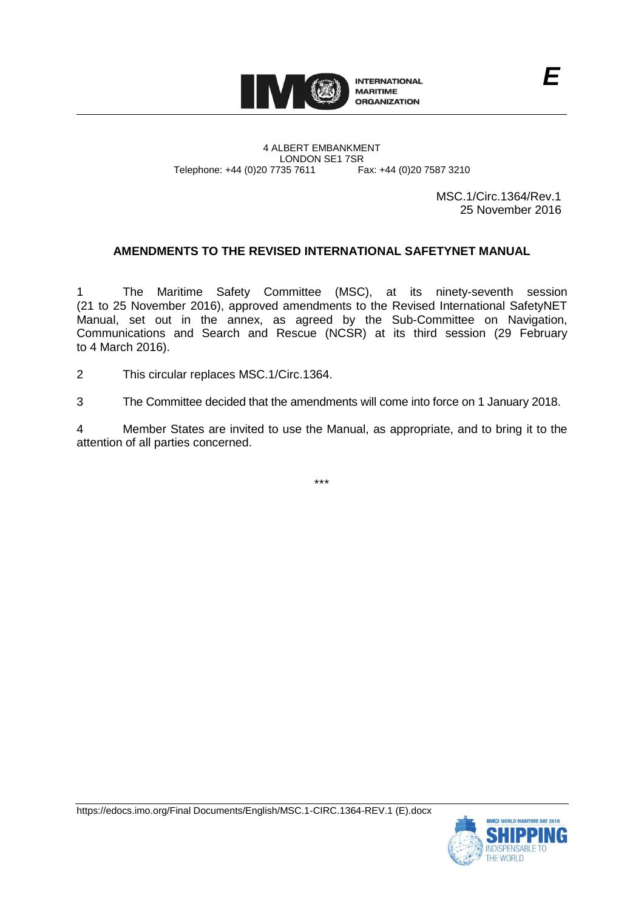E

INTERNATIONAL MARITIME ORGANIZATION

4 ALBERT EMBANKMENT
LONDON SE1 7SR
Telephone: +44 (0)20 7735 7611 Fax: +44 (0)20 7587 3210

MSC.1/Circ.1364/Rev.1
25 November 2016

## AMENDMENTS TO THE REVISED INTERNATIONAL SAFETYNET MANUAL

1 The Maritime Safety Committee (MSC), at its ninety-seventh session (21 to 25 November 2016), approved amendments to the Revised International SafetyNET Manual, set out in the annex, as agreed by the Sub-Committee on Navigation, Communications and Search and Rescue (NCSR) at its third session (29 February to 4 March 2016).

2 This circular replaces MSC.1/Circ.1364.

3 The Committee decided that the amendments will come into force on 1 January 2018.

4 Member States are invited to use the Manual, as appropriate, and to bring it to the attention of all parties concerned.

\*\*\*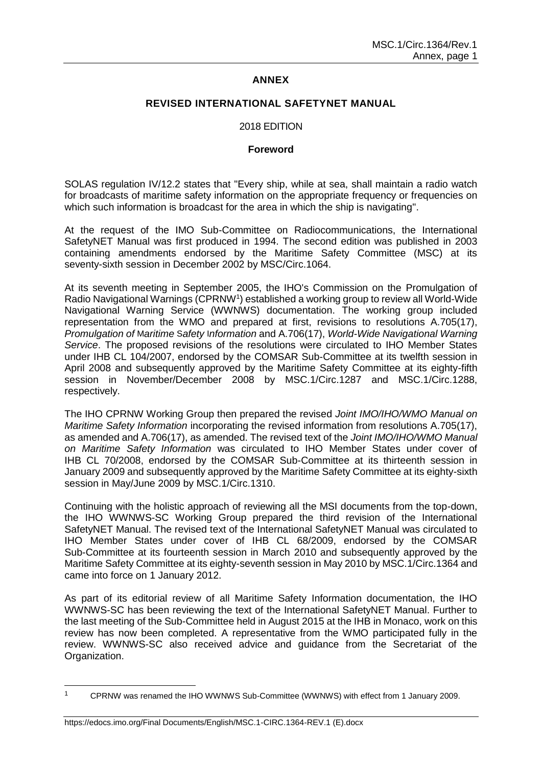**ANNEX**

**REVISED INTERNATIONAL SAFETYNET MANUAL**

2018 EDITION

**Foreword**

SOLAS regulation IV/12.2 states that "Every ship, while at sea, shall maintain a radio watch for broadcasts of maritime safety information on the appropriate frequency or frequencies on which such information is broadcast for the area in which the ship is navigating".

At the request of the IMO Sub-Committee on Radiocommunications, the International SafetyNET Manual was first produced in 1994. The second edition was published in 2003 containing amendments endorsed by the Maritime Safety Committee (MSC) at its seventy-sixth session in December 2002 by MSC/Circ.1064.

At its seventh meeting in September 2005, the IHO's Commission on the Promulgation of Radio Navigational Warnings (CPRNW[1]) established a working group to review all World-Wide Navigational Warning Service (WWNWS) documentation. The working group included representation from the WMO and prepared at first, revisions to resolutions A.705(17), *Promulgation of Maritime Safety Information* and A.706(17), *World-Wide Navigational Warning Service*. The proposed revisions of the resolutions were circulated to IHO Member States under IHB CL 104/2007, endorsed by the COMSAR Sub-Committee at its twelfth session in April 2008 and subsequently approved by the Maritime Safety Committee at its eighty-fifth session in November/December 2008 by MSC.1/Circ.1287 and MSC.1/Circ.1288, respectively.

The IHO CPRNW Working Group then prepared the revised *Joint IMO/IHO/WMO Manual on Maritime Safety Information* incorporating the revised information from resolutions A.705(17), as amended and A.706(17), as amended. The revised text of the *Joint IMO/IHO/WMO Manual on Maritime Safety Information* was circulated to IHO Member States under cover of IHB CL 70/2008, endorsed by the COMSAR Sub-Committee at its thirteenth session in January 2009 and subsequently approved by the Maritime Safety Committee at its eighty-sixth session in May/June 2009 by MSC.1/Circ.1310.

Continuing with the holistic approach of reviewing all the MSI documents from the top-down, the IHO WWNWS-SC Working Group prepared the third revision of the International SafetyNET Manual. The revised text of the International SafetyNET Manual was circulated to IHO Member States under cover of IHB CL 68/2009, endorsed by the COMSAR Sub-Committee at its fourteenth session in March 2010 and subsequently approved by the Maritime Safety Committee at its eighty-seventh session in May 2010 by MSC.1/Circ.1364 and came into force on 1 January 2012.

As part of its editorial review of all Maritime Safety Information documentation, the IHO WWNWS-SC has been reviewing the text of the International SafetyNET Manual. Further to the last meeting of the Sub-Committee held in August 2015 at the IHB in Monaco, work on this review has now been completed. A representative from the WMO participated fully in the review. WWNWS-SC also received advice and guidance from the Secretariat of the Organization.

---

[1] CPRNW was renamed the IHO WWNWS Sub-Committee (WWNWS) with effect from 1 January 2009.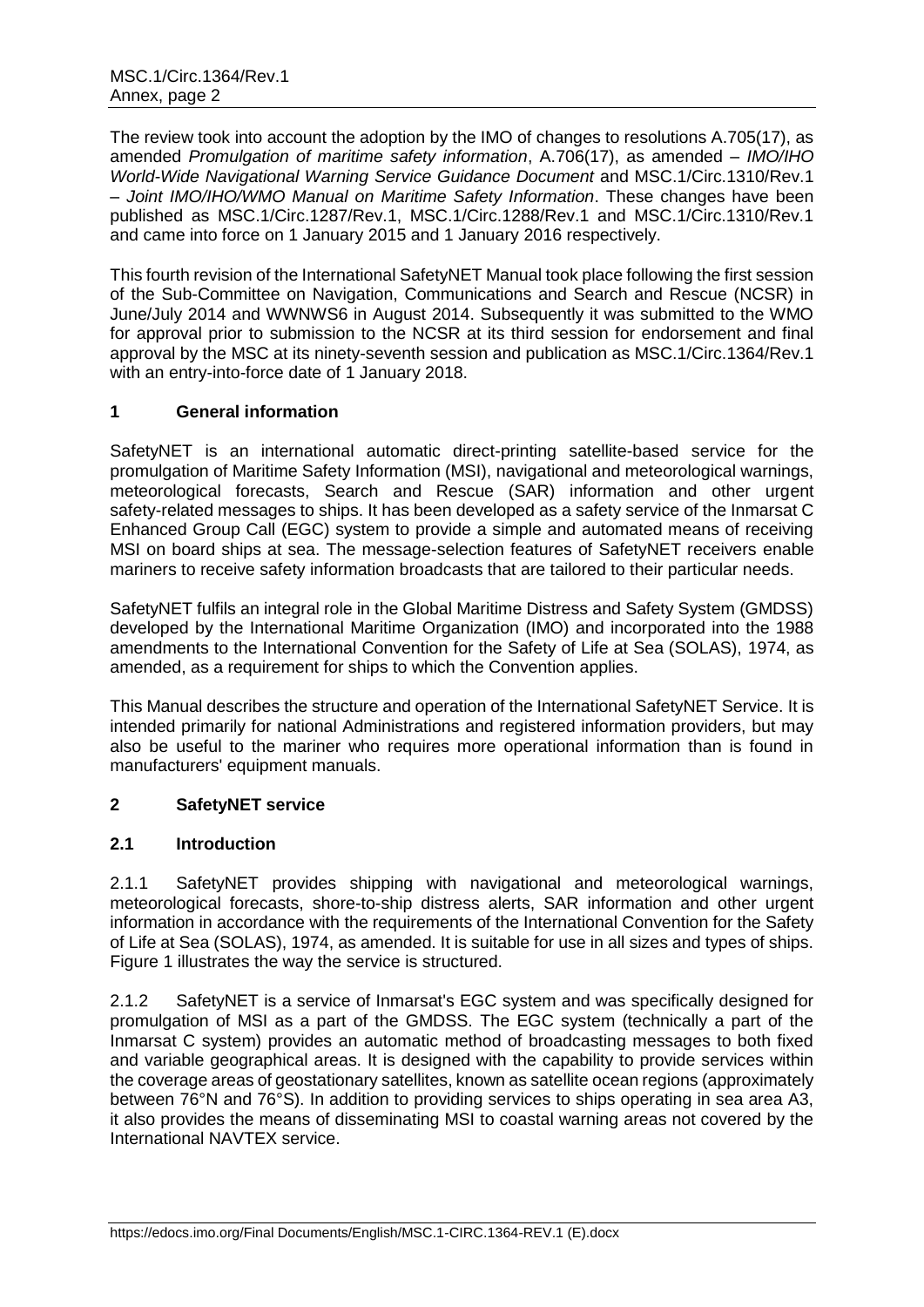The review took into account the adoption by the IMO of changes to resolutions A.705(17), as amended *Promulgation of maritime safety information*, A.706(17), as amended – *IMO/IHO World-Wide Navigational Warning Service Guidance Document* and MSC.1/Circ.1310/Rev.1 – *Joint IMO/IHO/WMO Manual on Maritime Safety Information*. These changes have been published as MSC.1/Circ.1287/Rev.1, MSC.1/Circ.1288/Rev.1 and MSC.1/Circ.1310/Rev.1 and came into force on 1 January 2015 and 1 January 2016 respectively.

This fourth revision of the International SafetyNET Manual took place following the first session of the Sub-Committee on Navigation, Communications and Search and Rescue (NCSR) in June/July 2014 and WWNWS6 in August 2014. Subsequently it was submitted to the WMO for approval prior to submission to the NCSR at its third session for endorsement and final approval by the MSC at its ninety-seventh session and publication as MSC.1/Circ.1364/Rev.1 with an entry-into-force date of 1 January 2018.

## 1 General information

SafetyNET is an international automatic direct-printing satellite-based service for the promulgation of Maritime Safety Information (MSI), navigational and meteorological warnings, meteorological forecasts, Search and Rescue (SAR) information and other urgent safety-related messages to ships. It has been developed as a safety service of the Inmarsat C Enhanced Group Call (EGC) system to provide a simple and automated means of receiving MSI on board ships at sea. The message-selection features of SafetyNET receivers enable mariners to receive safety information broadcasts that are tailored to their particular needs.

SafetyNET fulfils an integral role in the Global Maritime Distress and Safety System (GMDSS) developed by the International Maritime Organization (IMO) and incorporated into the 1988 amendments to the International Convention for the Safety of Life at Sea (SOLAS), 1974, as amended, as a requirement for ships to which the Convention applies.

This Manual describes the structure and operation of the International SafetyNET Service. It is intended primarily for national Administrations and registered information providers, but may also be useful to the mariner who requires more operational information than is found in manufacturers' equipment manuals.

## 2 SafetyNET service

### 2.1 Introduction

2.1.1 SafetyNET provides shipping with navigational and meteorological warnings, meteorological forecasts, shore-to-ship distress alerts, SAR information and other urgent information in accordance with the requirements of the International Convention for the Safety of Life at Sea (SOLAS), 1974, as amended. It is suitable for use in all sizes and types of ships. Figure 1 illustrates the way the service is structured.

2.1.2 SafetyNET is a service of Inmarsat's EGC system and was specifically designed for promulgation of MSI as a part of the GMDSS. The EGC system (technically a part of the Inmarsat C system) provides an automatic method of broadcasting messages to both fixed and variable geographical areas. It is designed with the capability to provide services within the coverage areas of geostationary satellites, known as satellite ocean regions (approximately between 76°N and 76°S). In addition to providing services to ships operating in sea area A3, it also provides the means of disseminating MSI to coastal warning areas not covered by the International NAVTEX service.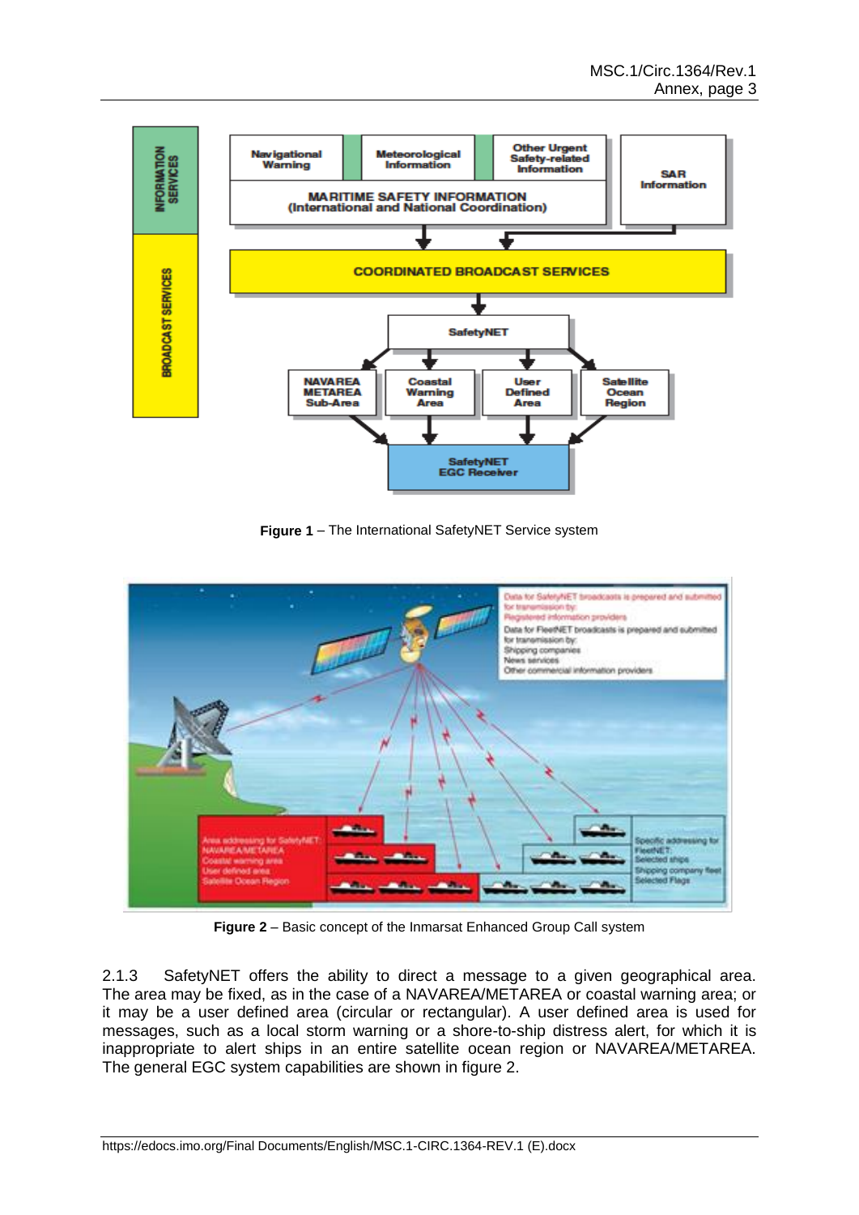**Figure 1** – The International SafetyNET Service system

**Figure 2** – Basic concept of the Inmarsat Enhanced Group Call system

2.1.3 SafetyNET offers the ability to direct a message to a given geographical area. The area may be fixed, as in the case of a NAVAREA/METAREA or coastal warning area; or it may be a user defined area (circular or rectangular). A user defined area is used for messages, such as a local storm warning or a shore-to-ship distress alert, for which it is inappropriate to alert ships in an entire satellite ocean region or NAVAREA/METAREA. The general EGC system capabilities are shown in figure 2.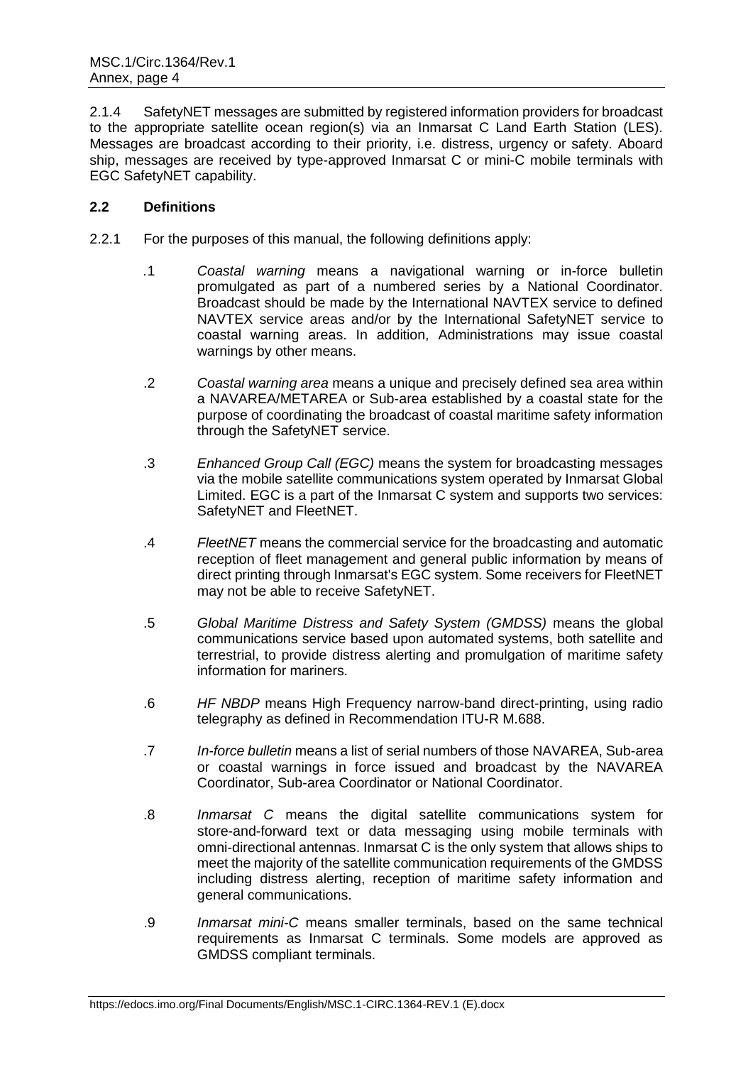2.1.4 SafetyNET messages are submitted by registered information providers for broadcast to the appropriate satellite ocean region(s) via an Inmarsat C Land Earth Station (LES). Messages are broadcast according to their priority, i.e. distress, urgency or safety. Aboard ship, messages are received by type-approved Inmarsat C or mini-C mobile terminals with EGC SafetyNET capability.

## 2.2 Definitions

2.2.1 For the purposes of this manual, the following definitions apply:

.1 *Coastal warning* means a navigational warning or in-force bulletin promulgated as part of a numbered series by a National Coordinator. Broadcast should be made by the International NAVTEX service to defined NAVTEX service areas and/or by the International SafetyNET service to coastal warning areas. In addition, Administrations may issue coastal warnings by other means.

.2 *Coastal warning area* means a unique and precisely defined sea area within a NAVAREA/METAREA or Sub-area established by a coastal state for the purpose of coordinating the broadcast of coastal maritime safety information through the SafetyNET service.

.3 *Enhanced Group Call (EGC)* means the system for broadcasting messages via the mobile satellite communications system operated by Inmarsat Global Limited. EGC is a part of the Inmarsat C system and supports two services: SafetyNET and FleetNET.

.4 *FleetNET* means the commercial service for the broadcasting and automatic reception of fleet management and general public information by means of direct printing through Inmarsat's EGC system. Some receivers for FleetNET may not be able to receive SafetyNET.

.5 *Global Maritime Distress and Safety System (GMDSS)* means the global communications service based upon automated systems, both satellite and terrestrial, to provide distress alerting and promulgation of maritime safety information for mariners.

.6 *HF NBDP* means High Frequency narrow-band direct-printing, using radio telegraphy as defined in Recommendation ITU-R M.688.

.7 *In-force bulletin* means a list of serial numbers of those NAVAREA, Sub-area or coastal warnings in force issued and broadcast by the NAVAREA Coordinator, Sub-area Coordinator or National Coordinator.

.8 *Inmarsat C* means the digital satellite communications system for store-and-forward text or data messaging using mobile terminals with omni-directional antennas. Inmarsat C is the only system that allows ships to meet the majority of the satellite communication requirements of the GMDSS including distress alerting, reception of maritime safety information and general communications.

.9 *Inmarsat mini-C* means smaller terminals, based on the same technical requirements as Inmarsat C terminals. Some models are approved as GMDSS compliant terminals.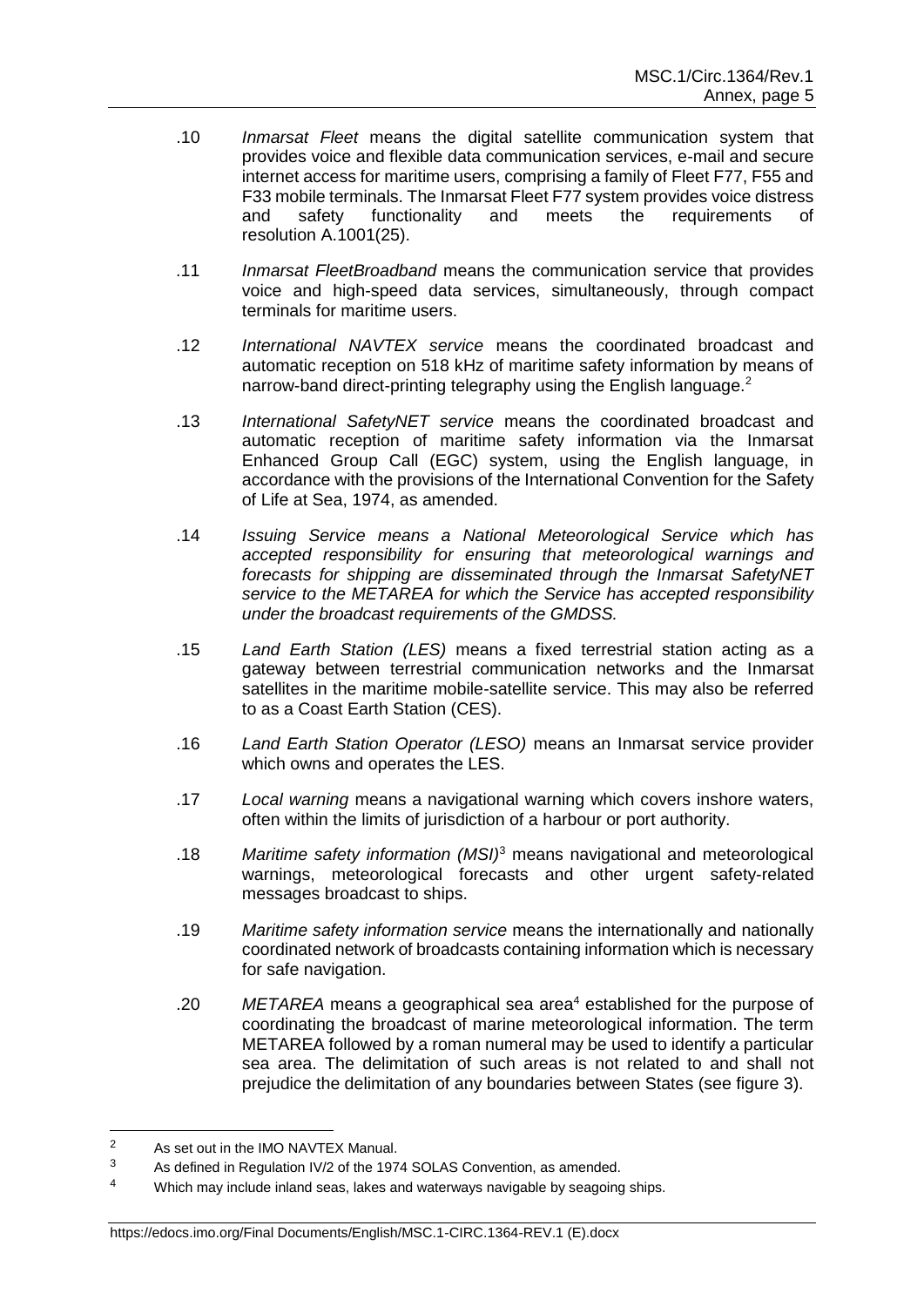.10 *Inmarsat Fleet* means the digital satellite communication system that provides voice and flexible data communication services, e-mail and secure internet access for maritime users, comprising a family of Fleet F77, F55 and F33 mobile terminals. The Inmarsat Fleet F77 system provides voice distress and safety functionality and meets the requirements of resolution A.1001(25).

.11 *Inmarsat FleetBroadband* means the communication service that provides voice and high-speed data services, simultaneously, through compact terminals for maritime users.

.12 *International NAVTEX service* means the coordinated broadcast and automatic reception on 518 kHz of maritime safety information by means of narrow-band direct-printing telegraphy using the English language.[2]

.13 *International SafetyNET service* means the coordinated broadcast and automatic reception of maritime safety information via the Inmarsat Enhanced Group Call (EGC) system, using the English language, in accordance with the provisions of the International Convention for the Safety of Life at Sea, 1974, as amended.

.14 *Issuing Service means a National Meteorological Service which has accepted responsibility for ensuring that meteorological warnings and forecasts for shipping are disseminated through the Inmarsat SafetyNET service to the METAREA for which the Service has accepted responsibility under the broadcast requirements of the GMDSS.*

.15 *Land Earth Station (LES)* means a fixed terrestrial station acting as a gateway between terrestrial communication networks and the Inmarsat satellites in the maritime mobile-satellite service. This may also be referred to as a Coast Earth Station (CES).

.16 *Land Earth Station Operator (LESO)* means an Inmarsat service provider which owns and operates the LES.

.17 *Local warning* means a navigational warning which covers inshore waters, often within the limits of jurisdiction of a harbour or port authority.

.18 *Maritime safety information (MSI)*[3] means navigational and meteorological warnings, meteorological forecasts and other urgent safety-related messages broadcast to ships.

.19 *Maritime safety information service* means the internationally and nationally coordinated network of broadcasts containing information which is necessary for safe navigation.

.20 *METAREA* means a geographical sea area[4] established for the purpose of coordinating the broadcast of marine meteorological information. The term METAREA followed by a roman numeral may be used to identify a particular sea area. The delimitation of such areas is not related to and shall not prejudice the delimitation of any boundaries between States (see figure 3).

---

[2] As set out in the IMO NAVTEX Manual.

[3] As defined in Regulation IV/2 of the 1974 SOLAS Convention, as amended.

[4] Which may include inland seas, lakes and waterways navigable by seagoing ships.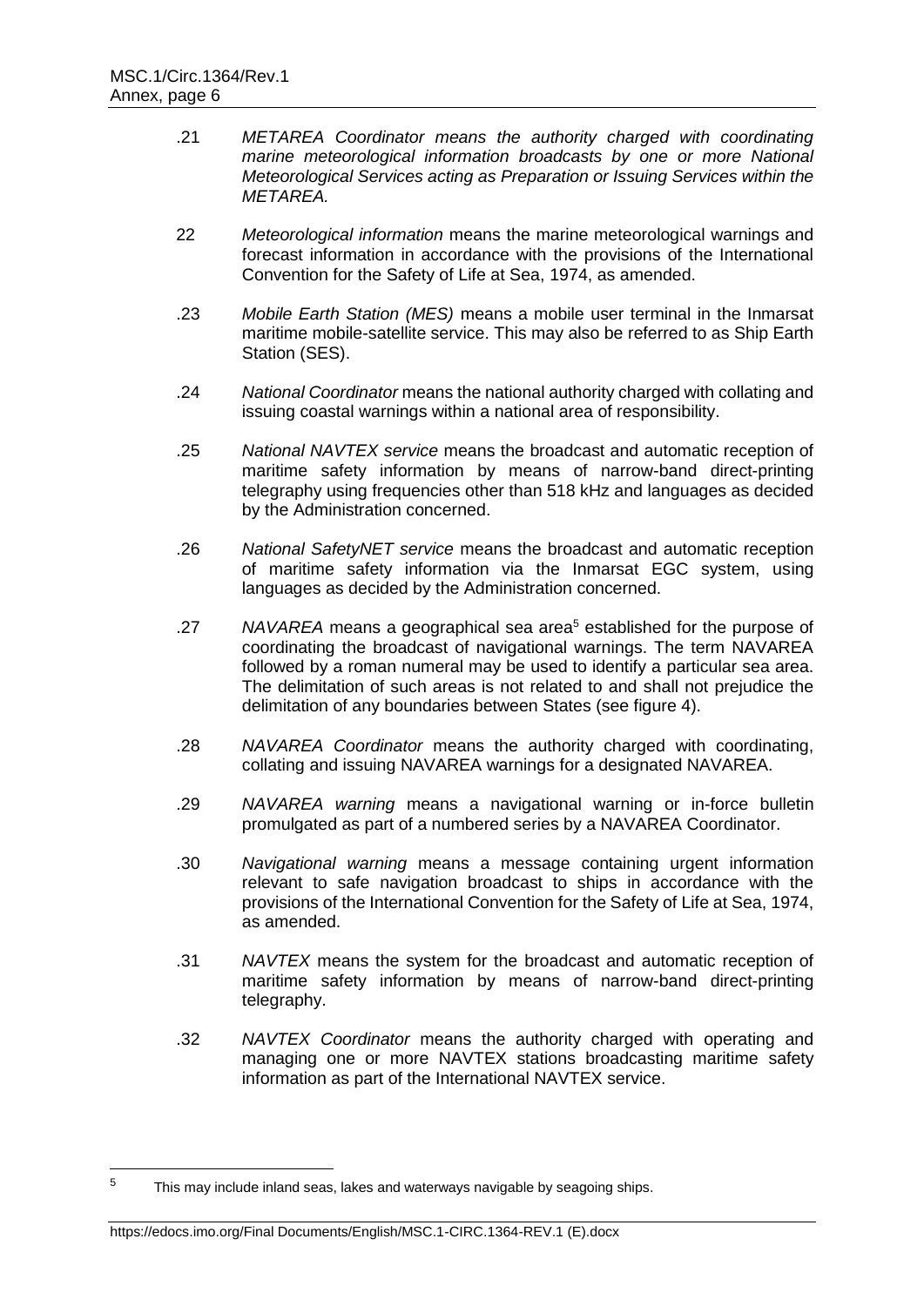.21 *METAREA Coordinator means the authority charged with coordinating marine meteorological information broadcasts by one or more National Meteorological Services acting as Preparation or Issuing Services within the METAREA.*

22 *Meteorological information* means the marine meteorological warnings and forecast information in accordance with the provisions of the International Convention for the Safety of Life at Sea, 1974, as amended.

.23 *Mobile Earth Station (MES)* means a mobile user terminal in the Inmarsat maritime mobile-satellite service. This may also be referred to as Ship Earth Station (SES).

.24 *National Coordinator* means the national authority charged with collating and issuing coastal warnings within a national area of responsibility.

.25 *National NAVTEX service* means the broadcast and automatic reception of maritime safety information by means of narrow-band direct-printing telegraphy using frequencies other than 518 kHz and languages as decided by the Administration concerned.

.26 *National SafetyNET service* means the broadcast and automatic reception of maritime safety information via the Inmarsat EGC system, using languages as decided by the Administration concerned.

.27 *NAVAREA* means a geographical sea area[5] established for the purpose of coordinating the broadcast of navigational warnings. The term NAVAREA followed by a roman numeral may be used to identify a particular sea area. The delimitation of such areas is not related to and shall not prejudice the delimitation of any boundaries between States (see figure 4).

.28 *NAVAREA Coordinator* means the authority charged with coordinating, collating and issuing NAVAREA warnings for a designated NAVAREA.

.29 *NAVAREA warning* means a navigational warning or in-force bulletin promulgated as part of a numbered series by a NAVAREA Coordinator.

.30 *Navigational warning* means a message containing urgent information relevant to safe navigation broadcast to ships in accordance with the provisions of the International Convention for the Safety of Life at Sea, 1974, as amended.

.31 *NAVTEX* means the system for the broadcast and automatic reception of maritime safety information by means of narrow-band direct-printing telegraphy.

.32 *NAVTEX Coordinator* means the authority charged with operating and managing one or more NAVTEX stations broadcasting maritime safety information as part of the International NAVTEX service.

---

[5] This may include inland seas, lakes and waterways navigable by seagoing ships.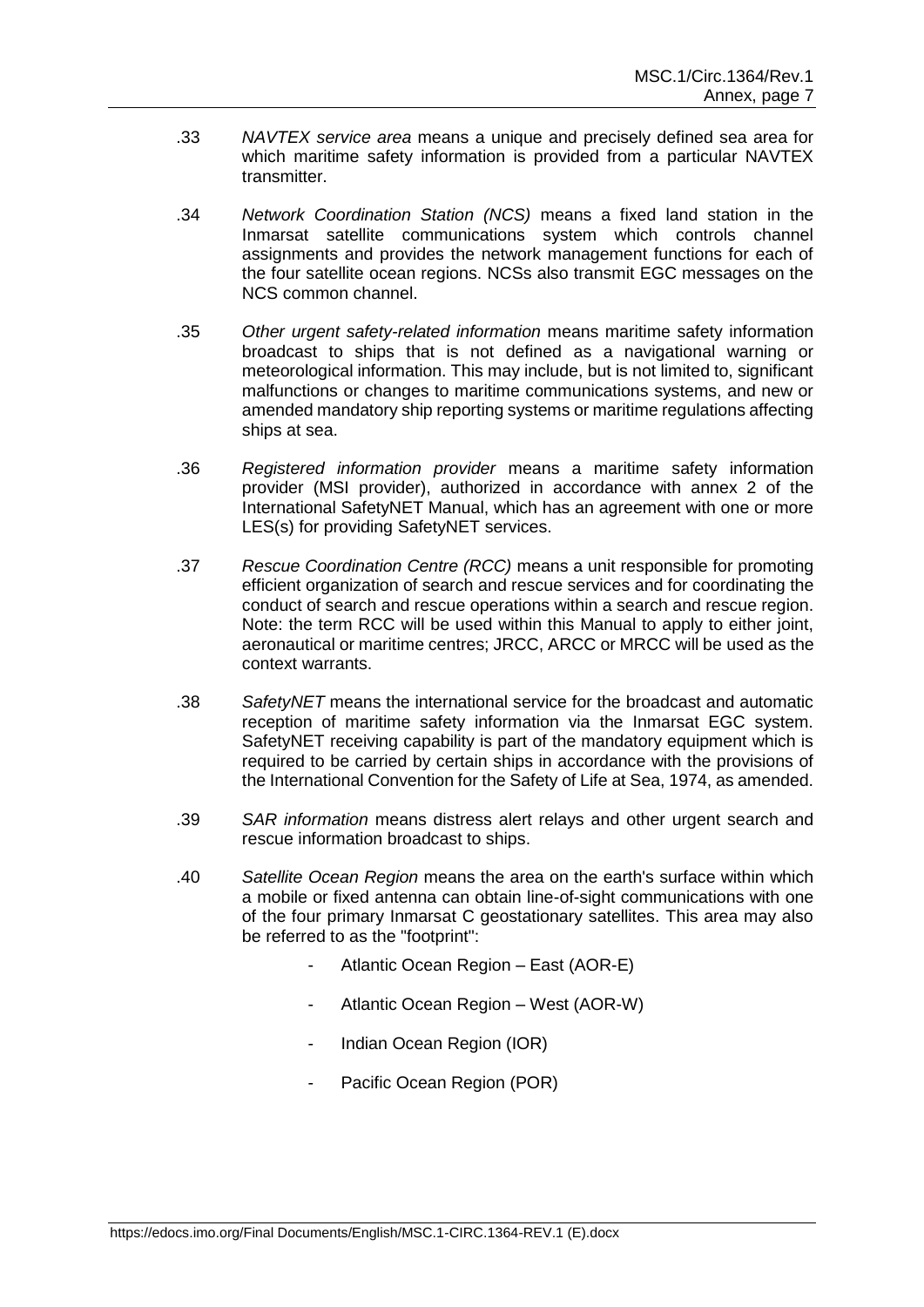.33 *NAVTEX service area* means a unique and precisely defined sea area for which maritime safety information is provided from a particular NAVTEX transmitter.

.34 *Network Coordination Station (NCS)* means a fixed land station in the Inmarsat satellite communications system which controls channel assignments and provides the network management functions for each of the four satellite ocean regions. NCSs also transmit EGC messages on the NCS common channel.

.35 *Other urgent safety-related information* means maritime safety information broadcast to ships that is not defined as a navigational warning or meteorological information. This may include, but is not limited to, significant malfunctions or changes to maritime communications systems, and new or amended mandatory ship reporting systems or maritime regulations affecting ships at sea.

.36 *Registered information provider* means a maritime safety information provider (MSI provider), authorized in accordance with annex 2 of the International SafetyNET Manual, which has an agreement with one or more LES(s) for providing SafetyNET services.

.37 *Rescue Coordination Centre (RCC)* means a unit responsible for promoting efficient organization of search and rescue services and for coordinating the conduct of search and rescue operations within a search and rescue region. Note: the term RCC will be used within this Manual to apply to either joint, aeronautical or maritime centres; JRCC, ARCC or MRCC will be used as the context warrants.

.38 *SafetyNET* means the international service for the broadcast and automatic reception of maritime safety information via the Inmarsat EGC system. SafetyNET receiving capability is part of the mandatory equipment which is required to be carried by certain ships in accordance with the provisions of the International Convention for the Safety of Life at Sea, 1974, as amended.

.39 *SAR information* means distress alert relays and other urgent search and rescue information broadcast to ships.

.40 *Satellite Ocean Region* means the area on the earth's surface within which a mobile or fixed antenna can obtain line-of-sight communications with one of the four primary Inmarsat C geostationary satellites. This area may also be referred to as the "footprint":

- Atlantic Ocean Region – East (AOR-E)
- Atlantic Ocean Region – West (AOR-W)
- Indian Ocean Region (IOR)
- Pacific Ocean Region (POR)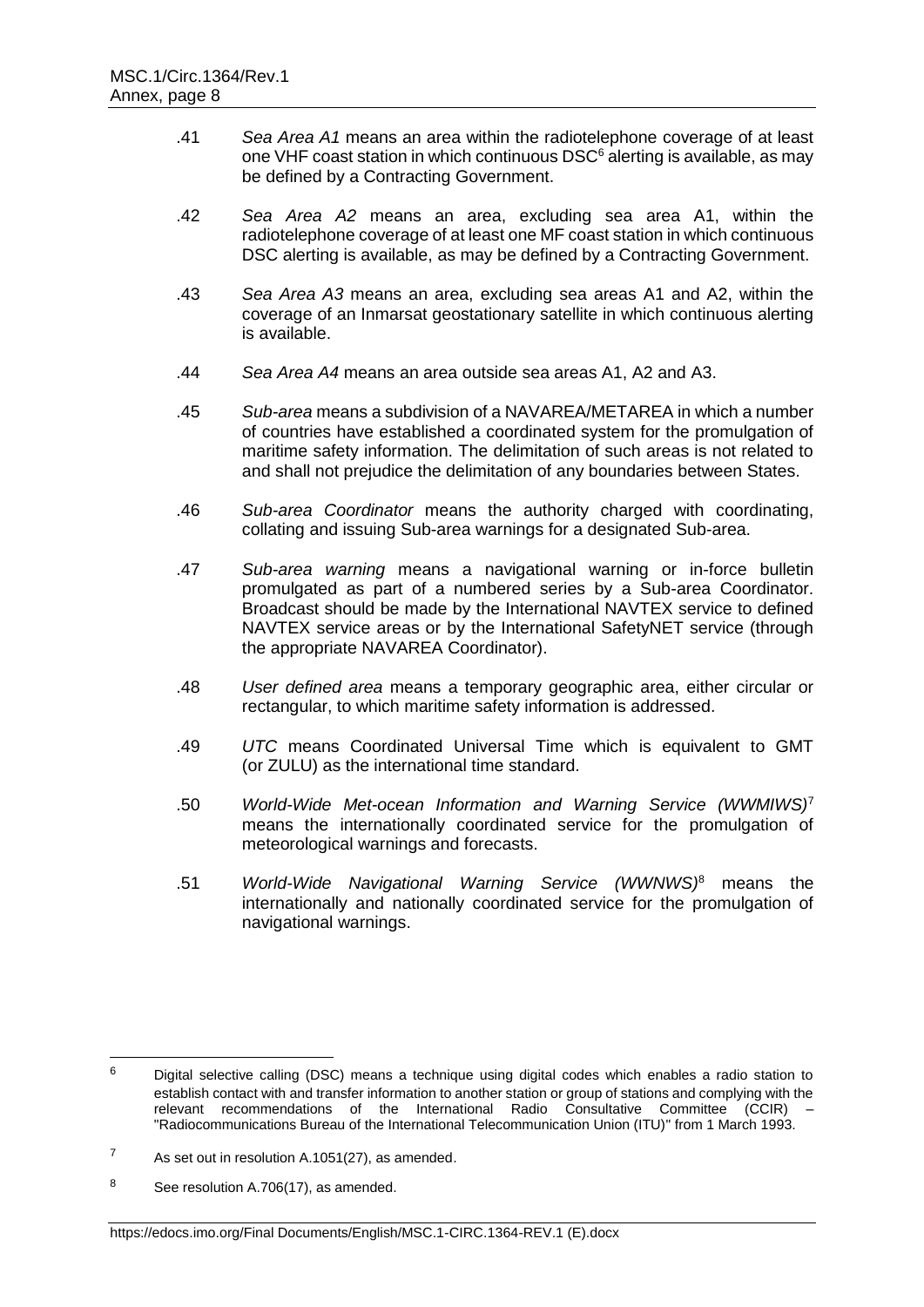.41 *Sea Area A1* means an area within the radiotelephone coverage of at least one VHF coast station in which continuous DSC[6] alerting is available, as may be defined by a Contracting Government.

.42 *Sea Area A2* means an area, excluding sea area A1, within the radiotelephone coverage of at least one MF coast station in which continuous DSC alerting is available, as may be defined by a Contracting Government.

.43 *Sea Area A3* means an area, excluding sea areas A1 and A2, within the coverage of an Inmarsat geostationary satellite in which continuous alerting is available.

.44 *Sea Area A4* means an area outside sea areas A1, A2 and A3.

.45 *Sub-area* means a subdivision of a NAVAREA/METAREA in which a number of countries have established a coordinated system for the promulgation of maritime safety information. The delimitation of such areas is not related to and shall not prejudice the delimitation of any boundaries between States.

.46 *Sub-area Coordinator* means the authority charged with coordinating, collating and issuing Sub-area warnings for a designated Sub-area.

.47 *Sub-area warning* means a navigational warning or in-force bulletin promulgated as part of a numbered series by a Sub-area Coordinator. Broadcast should be made by the International NAVTEX service to defined NAVTEX service areas or by the International SafetyNET service (through the appropriate NAVAREA Coordinator).

.48 *User defined area* means a temporary geographic area, either circular or rectangular, to which maritime safety information is addressed.

.49 *UTC* means Coordinated Universal Time which is equivalent to GMT (or ZULU) as the international time standard.

.50 *World-Wide Met-ocean Information and Warning Service (WWMIWS)*[7] means the internationally coordinated service for the promulgation of meteorological warnings and forecasts.

.51 *World-Wide Navigational Warning Service (WWNWS)*[8] means the internationally and nationally coordinated service for the promulgation of navigational warnings.

---

[6] Digital selective calling (DSC) means a technique using digital codes which enables a radio station to establish contact with and transfer information to another station or group of stations and complying with the relevant recommendations of the International Radio Consultative Committee (CCIR) – "Radiocommunications Bureau of the International Telecommunication Union (ITU)" from 1 March 1993.

[7] As set out in resolution A.1051(27), as amended.

[8] See resolution A.706(17), as amended.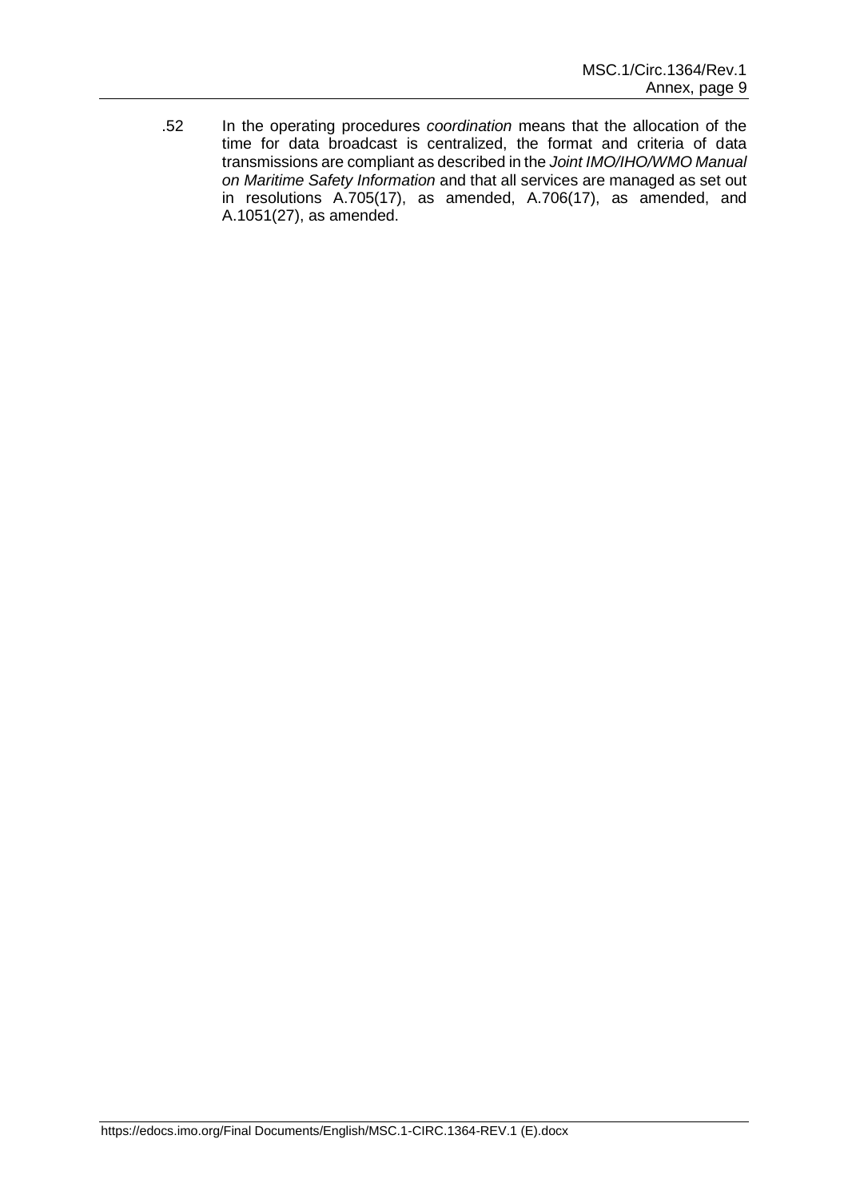.52 In the operating procedures *coordination* means that the allocation of the time for data broadcast is centralized, the format and criteria of data transmissions are compliant as described in the *Joint IMO/IHO/WMO Manual on Maritime Safety Information* and that all services are managed as set out in resolutions A.705(17), as amended, A.706(17), as amended, and A.1051(27), as amended.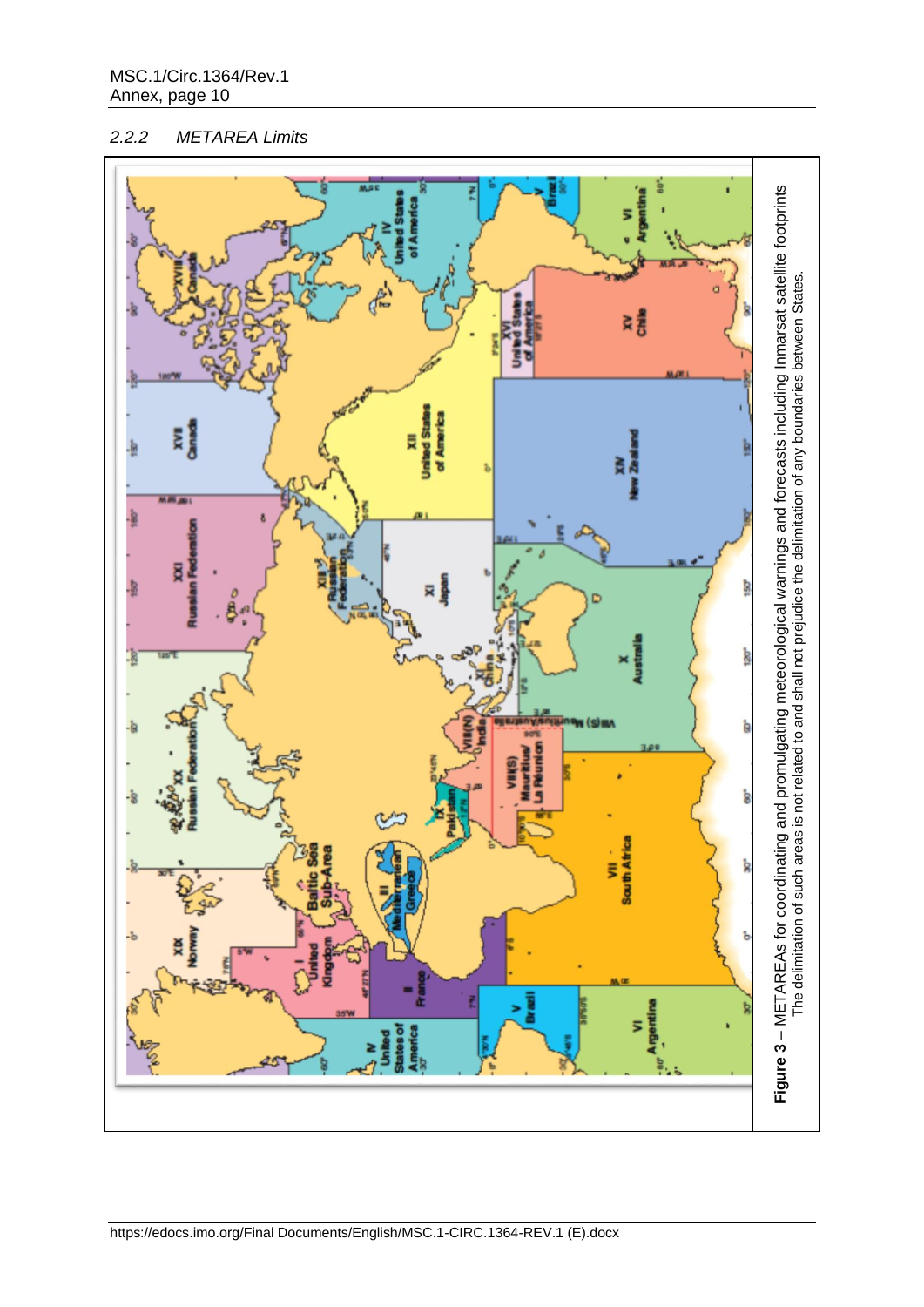### 2.2.2 *METAREA Limits*

**Figure 3** – METAREAS for coordinating and promulgating meteorological warnings and forecasts including Inmarsat satellite footprints
The delimitation of such areas is not related to and shall not prejudice the delimitation of any boundaries between States.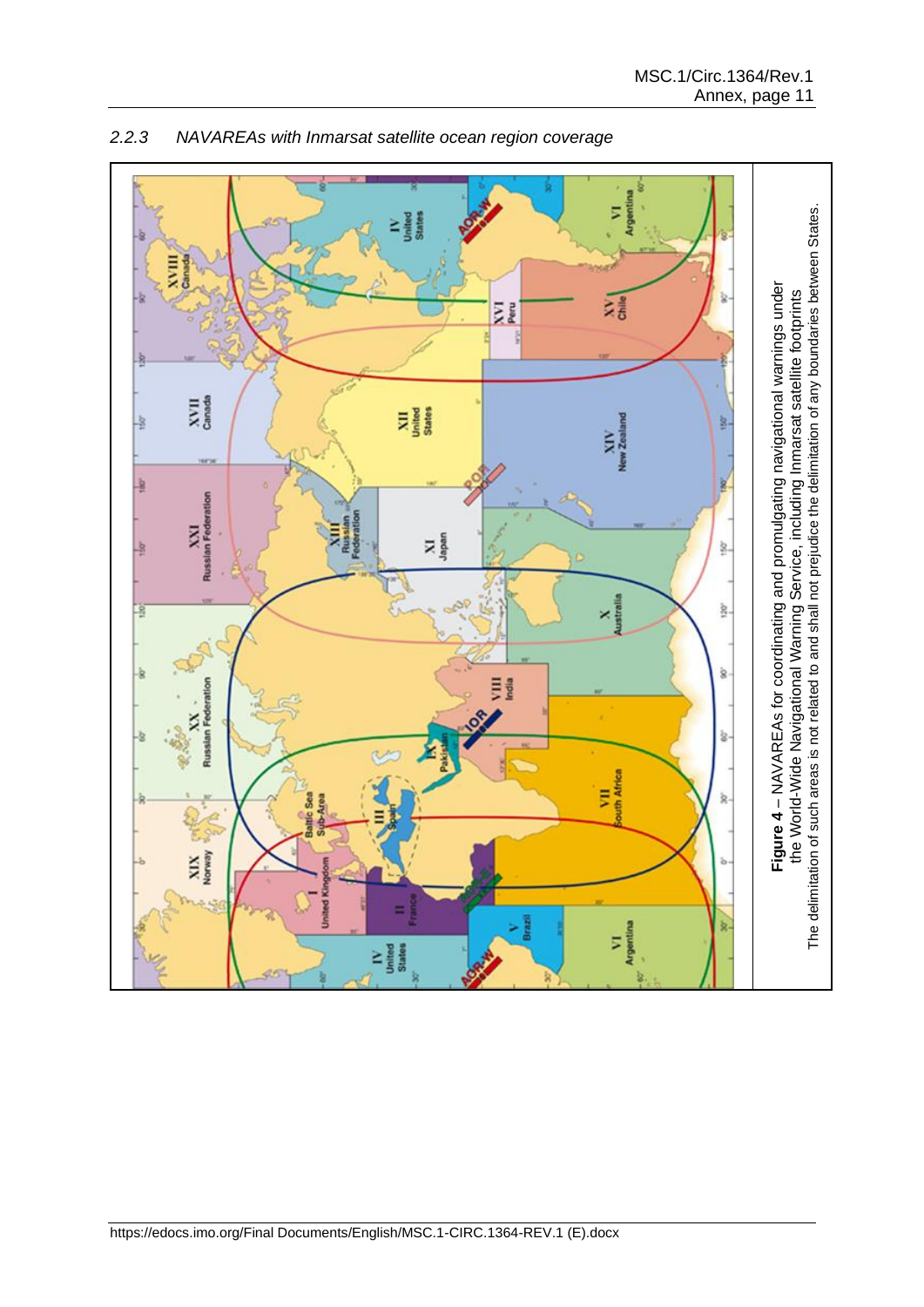*2.2.3 NAVAREAs with Inmarsat satellite ocean region coverage*

**Figure 4** – NAVAREAs for coordinating and promulgating navigational warnings under the World-Wide Navigational Warning Service, including Inmarsat satellite footprints
The delimitation of such areas is not related to and shall not prejudice the delimitation of any boundaries between States.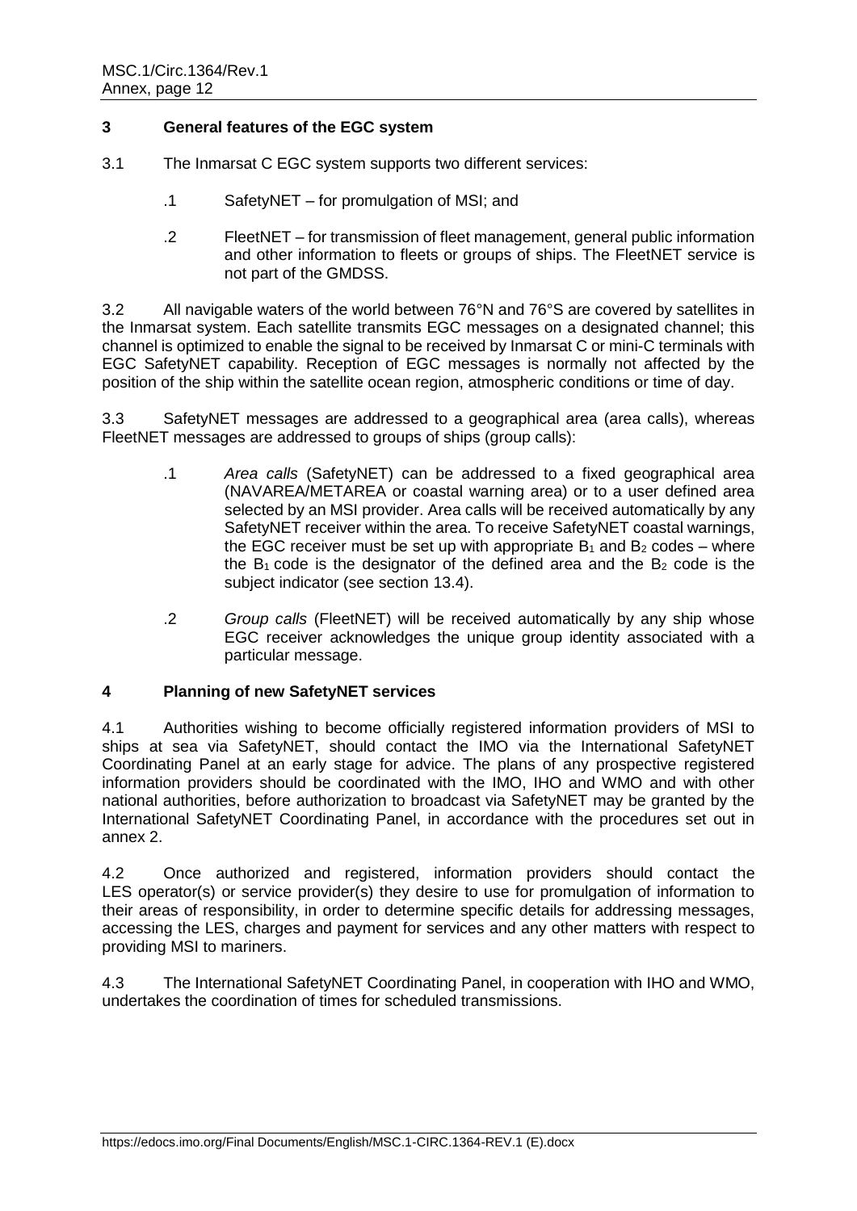## 3 General features of the EGC system

3.1 The Inmarsat C EGC system supports two different services:

.1 SafetyNET – for promulgation of MSI; and

.2 FleetNET – for transmission of fleet management, general public information and other information to fleets or groups of ships. The FleetNET service is not part of the GMDSS.

3.2 All navigable waters of the world between 76°N and 76°S are covered by satellites in the Inmarsat system. Each satellite transmits EGC messages on a designated channel; this channel is optimized to enable the signal to be received by Inmarsat C or mini-C terminals with EGC SafetyNET capability. Reception of EGC messages is normally not affected by the position of the ship within the satellite ocean region, atmospheric conditions or time of day.

3.3 SafetyNET messages are addressed to a geographical area (area calls), whereas FleetNET messages are addressed to groups of ships (group calls):

.1 *Area calls* (SafetyNET) can be addressed to a fixed geographical area (NAVAREA/METAREA or coastal warning area) or to a user defined area selected by an MSI provider. Area calls will be received automatically by any SafetyNET receiver within the area. To receive SafetyNET coastal warnings, the EGC receiver must be set up with appropriate $B_1$ and $B_2$ codes – where the $B_1$ code is the designator of the defined area and the $B_2$ code is the subject indicator (see section 13.4).

.2 *Group calls* (FleetNET) will be received automatically by any ship whose EGC receiver acknowledges the unique group identity associated with a particular message.

## 4 Planning of new SafetyNET services

4.1 Authorities wishing to become officially registered information providers of MSI to ships at sea via SafetyNET, should contact the IMO via the International SafetyNET Coordinating Panel at an early stage for advice. The plans of any prospective registered information providers should be coordinated with the IMO, IHO and WMO and with other national authorities, before authorization to broadcast via SafetyNET may be granted by the International SafetyNET Coordinating Panel, in accordance with the procedures set out in annex 2.

4.2 Once authorized and registered, information providers should contact the LES operator(s) or service provider(s) they desire to use for promulgation of information to their areas of responsibility, in order to determine specific details for addressing messages, accessing the LES, charges and payment for services and any other matters with respect to providing MSI to mariners.

4.3 The International SafetyNET Coordinating Panel, in cooperation with IHO and WMO, undertakes the coordination of times for scheduled transmissions.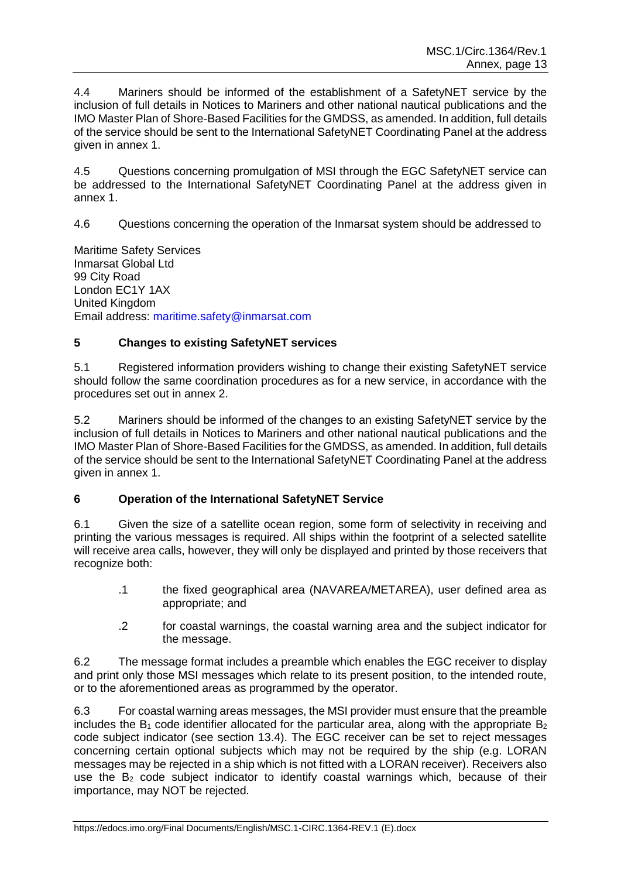4.4 Mariners should be informed of the establishment of a SafetyNET service by the inclusion of full details in Notices to Mariners and other national nautical publications and the IMO Master Plan of Shore-Based Facilities for the GMDSS, as amended. In addition, full details of the service should be sent to the International SafetyNET Coordinating Panel at the address given in annex 1.

4.5 Questions concerning promulgation of MSI through the EGC SafetyNET service can be addressed to the International SafetyNET Coordinating Panel at the address given in annex 1.

4.6 Questions concerning the operation of the Inmarsat system should be addressed to

Maritime Safety Services
Inmarsat Global Ltd
99 City Road
London EC1Y 1AX
United Kingdom
Email address: maritime.safety@inmarsat.com

## 5 Changes to existing SafetyNET services

5.1 Registered information providers wishing to change their existing SafetyNET service should follow the same coordination procedures as for a new service, in accordance with the procedures set out in annex 2.

5.2 Mariners should be informed of the changes to an existing SafetyNET service by the inclusion of full details in Notices to Mariners and other national nautical publications and the IMO Master Plan of Shore-Based Facilities for the GMDSS, as amended. In addition, full details of the service should be sent to the International SafetyNET Coordinating Panel at the address given in annex 1.

## 6 Operation of the International SafetyNET Service

6.1 Given the size of a satellite ocean region, some form of selectivity in receiving and printing the various messages is required. All ships within the footprint of a selected satellite will receive area calls, however, they will only be displayed and printed by those receivers that recognize both:

> .1 the fixed geographical area (NAVAREA/METAREA), user defined area as appropriate; and
>
> .2 for coastal warnings, the coastal warning area and the subject indicator for the message.

6.2 The message format includes a preamble which enables the EGC receiver to display and print only those MSI messages which relate to its present position, to the intended route, or to the aforementioned areas as programmed by the operator.

6.3 For coastal warning areas messages, the MSI provider must ensure that the preamble includes the $B_1$ code identifier allocated for the particular area, along with the appropriate $B_2$ code subject indicator (see section 13.4). The EGC receiver can be set to reject messages concerning certain optional subjects which may not be required by the ship (e.g. LORAN messages may be rejected in a ship which is not fitted with a LORAN receiver). Receivers also use the $B_2$ code subject indicator to identify coastal warnings which, because of their importance, may NOT be rejected.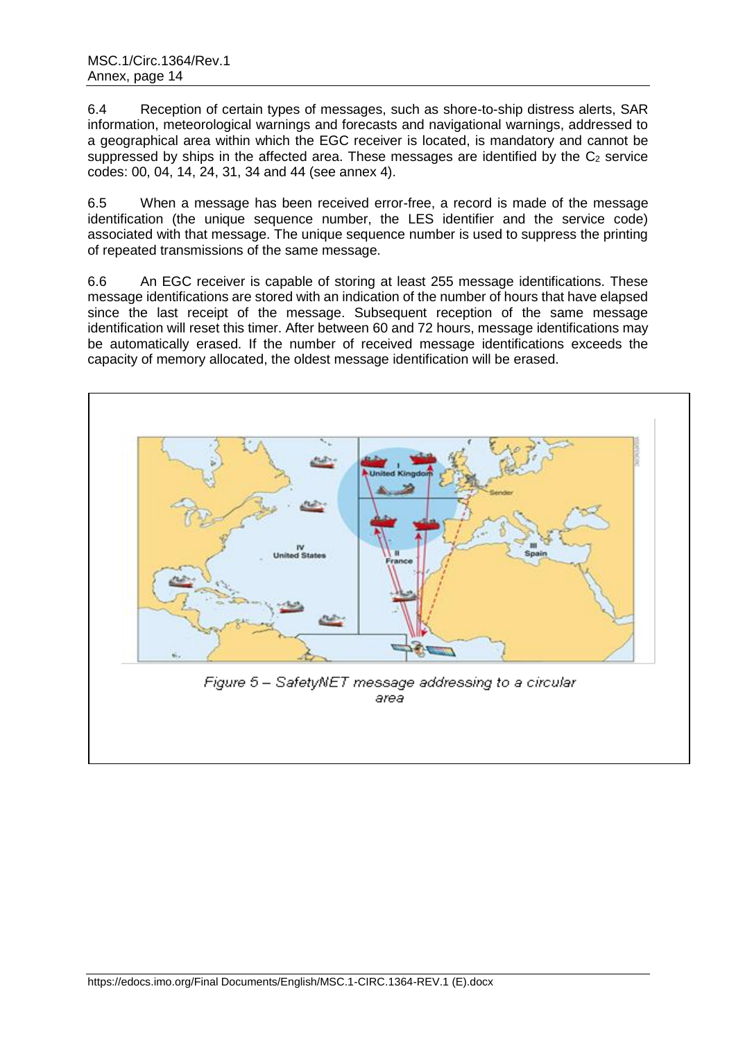6.4 Reception of certain types of messages, such as shore-to-ship distress alerts, SAR information, meteorological warnings and forecasts and navigational warnings, addressed to a geographical area within which the EGC receiver is located, is mandatory and cannot be suppressed by ships in the affected area. These messages are identified by the $C_2$ service codes: 00, 04, 14, 24, 31, 34 and 44 (see annex 4).

6.5 When a message has been received error-free, a record is made of the message identification (the unique sequence number, the LES identifier and the service code) associated with that message. The unique sequence number is used to suppress the printing of repeated transmissions of the same message.

6.6 An EGC receiver is capable of storing at least 255 message identifications. These message identifications are stored with an indication of the number of hours that have elapsed since the last receipt of the message. Subsequent reception of the same message identification will reset this timer. After between 60 and 72 hours, message identifications may be automatically erased. If the number of received message identifications exceeds the capacity of memory allocated, the oldest message identification will be erased.

*Figure 5 – SafetyNET message addressing to a circular area*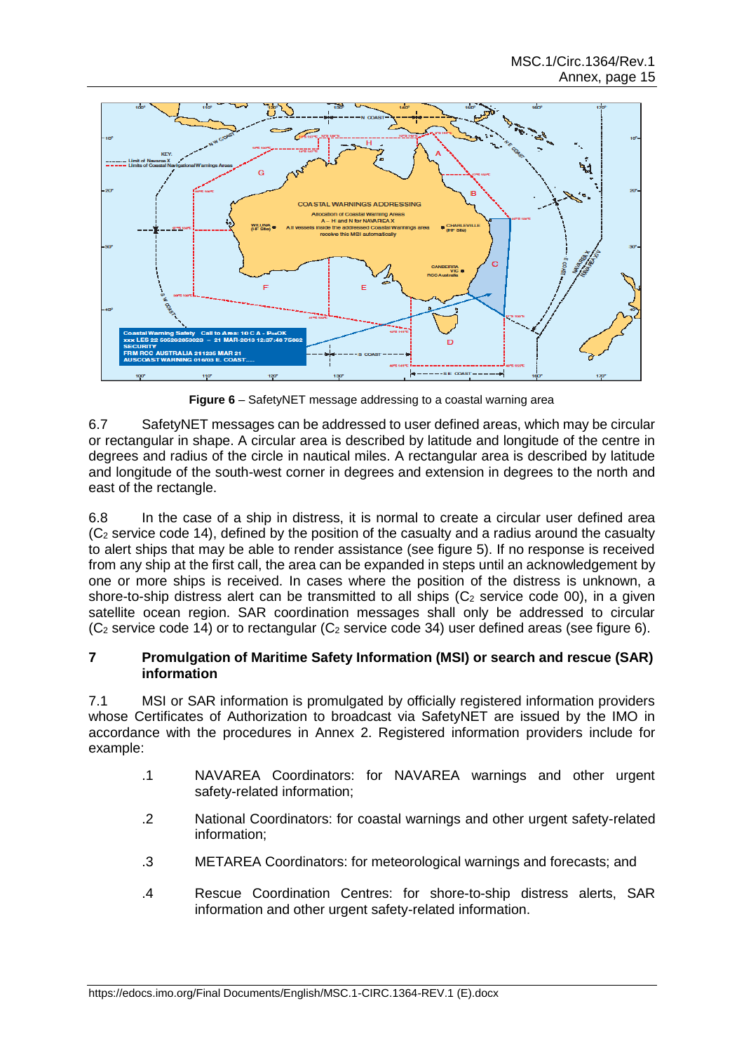**Figure 6** – SafetyNET message addressing to a coastal warning area

6.7 SafetyNET messages can be addressed to user defined areas, which may be circular or rectangular in shape. A circular area is described by latitude and longitude of the centre in degrees and radius of the circle in nautical miles. A rectangular area is described by latitude and longitude of the south-west corner in degrees and extension in degrees to the north and east of the rectangle.

6.8 In the case of a ship in distress, it is normal to create a circular user defined area ($C_2$ service code 14), defined by the position of the casualty and a radius around the casualty to alert ships that may be able to render assistance (see figure 5). If no response is received from any ship at the first call, the area can be expanded in steps until an acknowledgement by one or more ships is received. In cases where the position of the distress is unknown, a shore-to-ship distress alert can be transmitted to all ships ($C_2$ service code 00), in a given satellite ocean region. SAR coordination messages shall only be addressed to circular ($C_2$ service code 14) or to rectangular ($C_2$ service code 34) user defined areas (see figure 6).

## 7 Promulgation of Maritime Safety Information (MSI) or search and rescue (SAR) information

7.1 MSI or SAR information is promulgated by officially registered information providers whose Certificates of Authorization to broadcast via SafetyNET are issued by the IMO in accordance with the procedures in Annex 2. Registered information providers include for example:

.1 NAVAREA Coordinators: for NAVAREA warnings and other urgent safety-related information;

.2 National Coordinators: for coastal warnings and other urgent safety-related information;

.3 METAREA Coordinators: for meteorological warnings and forecasts; and

.4 Rescue Coordination Centres: for shore-to-ship distress alerts, SAR information and other urgent safety-related information.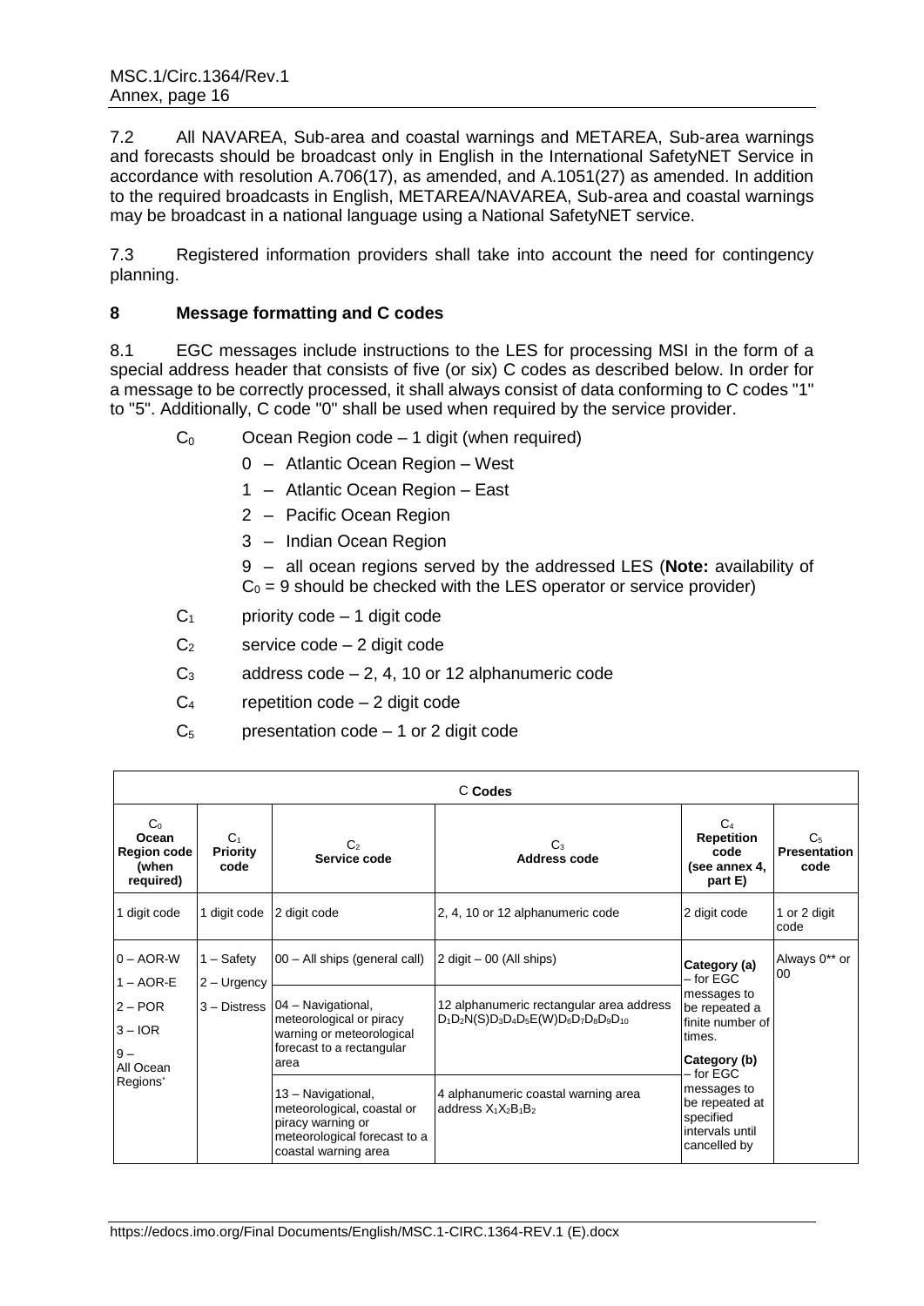7.2 All NAVAREA, Sub-area and coastal warnings and METAREA, Sub-area warnings and forecasts should be broadcast only in English in the International SafetyNET Service in accordance with resolution A.706(17), as amended, and A.1051(27) as amended. In addition to the required broadcasts in English, METAREA/NAVAREA, Sub-area and coastal warnings may be broadcast in a national language using a National SafetyNET service.

7.3 Registered information providers shall take into account the need for contingency planning.

## 8 Message formatting and C codes

8.1 EGC messages include instructions to the LES for processing MSI in the form of a special address header that consists of five (or six) C codes as described below. In order for a message to be correctly processed, it shall always consist of data conforming to C codes "1" to "5". Additionally, C code "0" shall be used when required by the service provider.

- $C_0$ Ocean Region code – 1 digit (when required)
  - 0 – Atlantic Ocean Region – West
  - 1 – Atlantic Ocean Region – East
  - 2 – Pacific Ocean Region
  - 3 – Indian Ocean Region
  - 9 – all ocean regions served by the addressed LES (**Note:** availability of $C_0$ = 9 should be checked with the LES operator or service provider)
- $C_1$ priority code – 1 digit code
- $C_2$ service code – 2 digit code
- $C_3$ address code – 2, 4, 10 or 12 alphanumeric code
- $C_4$ repetition code – 2 digit code
- $C_5$ presentation code – 1 or 2 digit code

| C **Codes** | | | | | |
|---|---|---|---|---|---|
| **$C_0$ Ocean Region code (when required)** | **$C_1$ Priority code** | **$C_2$ Service code** | **$C_3$ Address code** | **$C_4$ Repetition code (see annex 4, part E)** | **$C_5$ Presentation code** |
| 1 digit code | 1 digit code | 2 digit code | 2, 4, 10 or 12 alphanumeric code | 2 digit code | 1 or 2 digit code |
| 0 – AOR-W<br>1 – AOR-E<br>2 – POR<br>3 – IOR<br>9 – All Ocean Regions* | 1 – Safety<br>2 – Urgency<br>3 – Distress | 00 – All ships (general call) | 2 digit – 00 (All ships) | **Category (a)** – for EGC messages to be repeated a finite number of times.<br>**Category (b)** – for EGC messages to be repeated at specified intervals until cancelled by | Always 0** or 00 |
| | | 04 – Navigational, meteorological or piracy warning or meteorological forecast to a rectangular area | 12 alphanumeric rectangular area address $D_1D_2N(S)D_3D_4D_5E(W)D_6D_7D_8D_9D_{10}$ | | |
| | | 13 – Navigational, meteorological, coastal or piracy warning or meteorological forecast to a coastal warning area | 4 alphanumeric coastal warning area address $X_1X_2B_1B_2$ | | |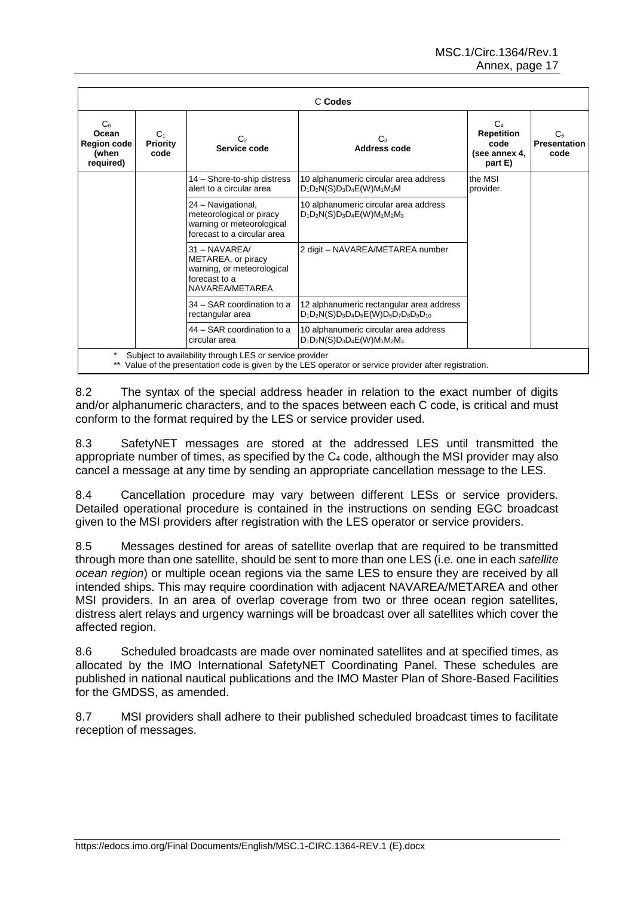| C **Codes** | | | | | |
|---|---|---|---|---|---|
| $C_0$ **Ocean Region code (when required)** | $C_1$ **Priority code** | $C_2$ **Service code** | $C_3$ **Address code** | $C_4$ **Repetition code (see annex 4, part E)** | $C_5$ **Presentation code** |
| | | 14 – Shore-to-ship distress alert to a circular area | 10 alphanumeric circular area address $D_1D_2N(S)D_3D_4E(W)M_1M_2M$ | the MSI provider. | |
| | | 24 – Navigational, meteorological or piracy warning or meteorological forecast to a circular area | 10 alphanumeric circular area address $D_1D_2N(S)D_3D_4E(W)M_1M_2M_3$ | | |
| | | 31 – NAVAREA/ METAREA, or piracy warning, or meteorological forecast to a NAVAREA/METAREA | 2 digit – NAVAREA/METAREA number | | |
| | | 34 – SAR coordination to a rectangular area | 12 alphanumeric rectangular area address $D_1D_2N(S)D_3D_4D_5E(W)D_6D_7D_8D_9D_{10}$ | | |
| | | 44 – SAR coordination to a circular area | 10 alphanumeric circular area address $D_1D_2N(S)D_3D_4E(W)M_1M_2M_3$ | | |

\* Subject to availability through LES or service provider
\*\* Value of the presentation code is given by the LES operator or service provider after registration.

8.2 The syntax of the special address header in relation to the exact number of digits and/or alphanumeric characters, and to the spaces between each C code, is critical and must conform to the format required by the LES or service provider used.

8.3 SafetyNET messages are stored at the addressed LES until transmitted the appropriate number of times, as specified by the $C_4$ code, although the MSI provider may also cancel a message at any time by sending an appropriate cancellation message to the LES.

8.4 Cancellation procedure may vary between different LESs or service providers. Detailed operational procedure is contained in the instructions on sending EGC broadcast given to the MSI providers after registration with the LES operator or service providers.

8.5 Messages destined for areas of satellite overlap that are required to be transmitted through more than one satellite, should be sent to more than one LES (i.e. one in each *satellite ocean region*) or multiple ocean regions via the same LES to ensure they are received by all intended ships. This may require coordination with adjacent NAVAREA/METAREA and other MSI providers. In an area of overlap coverage from two or three ocean region satellites, distress alert relays and urgency warnings will be broadcast over all satellites which cover the affected region.

8.6 Scheduled broadcasts are made over nominated satellites and at specified times, as allocated by the IMO International SafetyNET Coordinating Panel. These schedules are published in national nautical publications and the IMO Master Plan of Shore-Based Facilities for the GMDSS, as amended.

8.7 MSI providers shall adhere to their published scheduled broadcast times to facilitate reception of messages.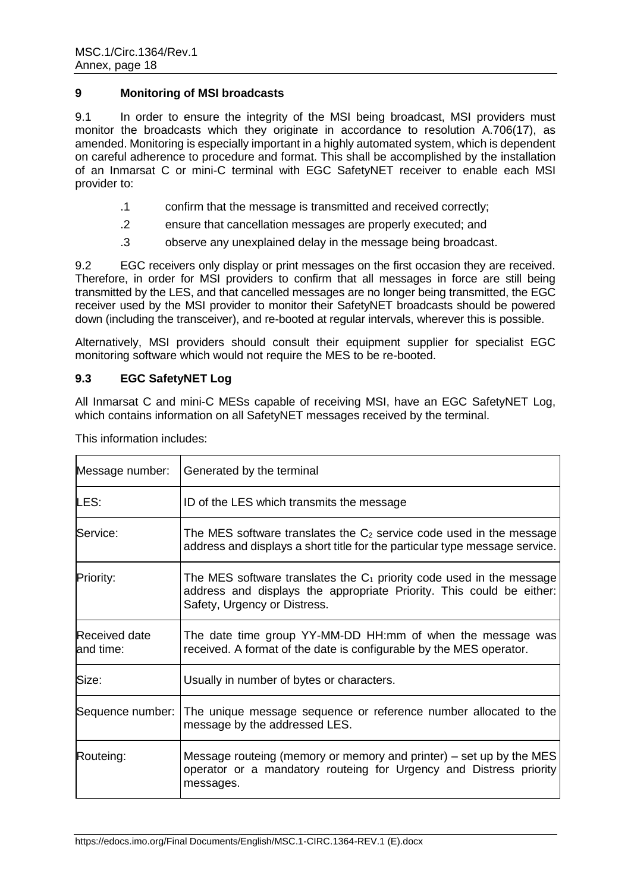## 9 Monitoring of MSI broadcasts

9.1 In order to ensure the integrity of the MSI being broadcast, MSI providers must monitor the broadcasts which they originate in accordance to resolution A.706(17), as amended. Monitoring is especially important in a highly automated system, which is dependent on careful adherence to procedure and format. This shall be accomplished by the installation of an Inmarsat C or mini-C terminal with EGC SafetyNET receiver to enable each MSI provider to:

.1 confirm that the message is transmitted and received correctly;

.2 ensure that cancellation messages are properly executed; and

.3 observe any unexplained delay in the message being broadcast.

9.2 EGC receivers only display or print messages on the first occasion they are received. Therefore, in order for MSI providers to confirm that all messages in force are still being transmitted by the LES, and that cancelled messages are no longer being transmitted, the EGC receiver used by the MSI provider to monitor their SafetyNET broadcasts should be powered down (including the transceiver), and re-booted at regular intervals, wherever this is possible.

Alternatively, MSI providers should consult their equipment supplier for specialist EGC monitoring software which would not require the MES to be re-booted.

### 9.3 EGC SafetyNET Log

All Inmarsat C and mini-C MESs capable of receiving MSI, have an EGC SafetyNET Log, which contains information on all SafetyNET messages received by the terminal.

This information includes:

| | |
|---|---|
| Message number: | Generated by the terminal |
| LES: | ID of the LES which transmits the message |
| Service: | The MES software translates the $C_2$ service code used in the message address and displays a short title for the particular type message service. |
| Priority: | The MES software translates the $C_1$ priority code used in the message address and displays the appropriate Priority. This could be either: Safety, Urgency or Distress. |
| Received date and time: | The date time group YY-MM-DD HH:mm of when the message was received. A format of the date is configurable by the MES operator. |
| Size: | Usually in number of bytes or characters. |
| Sequence number: | The unique message sequence or reference number allocated to the message by the addressed LES. |
| Routeing: | Message routeing (memory or memory and printer) – set up by the MES operator or a mandatory routeing for Urgency and Distress priority messages. |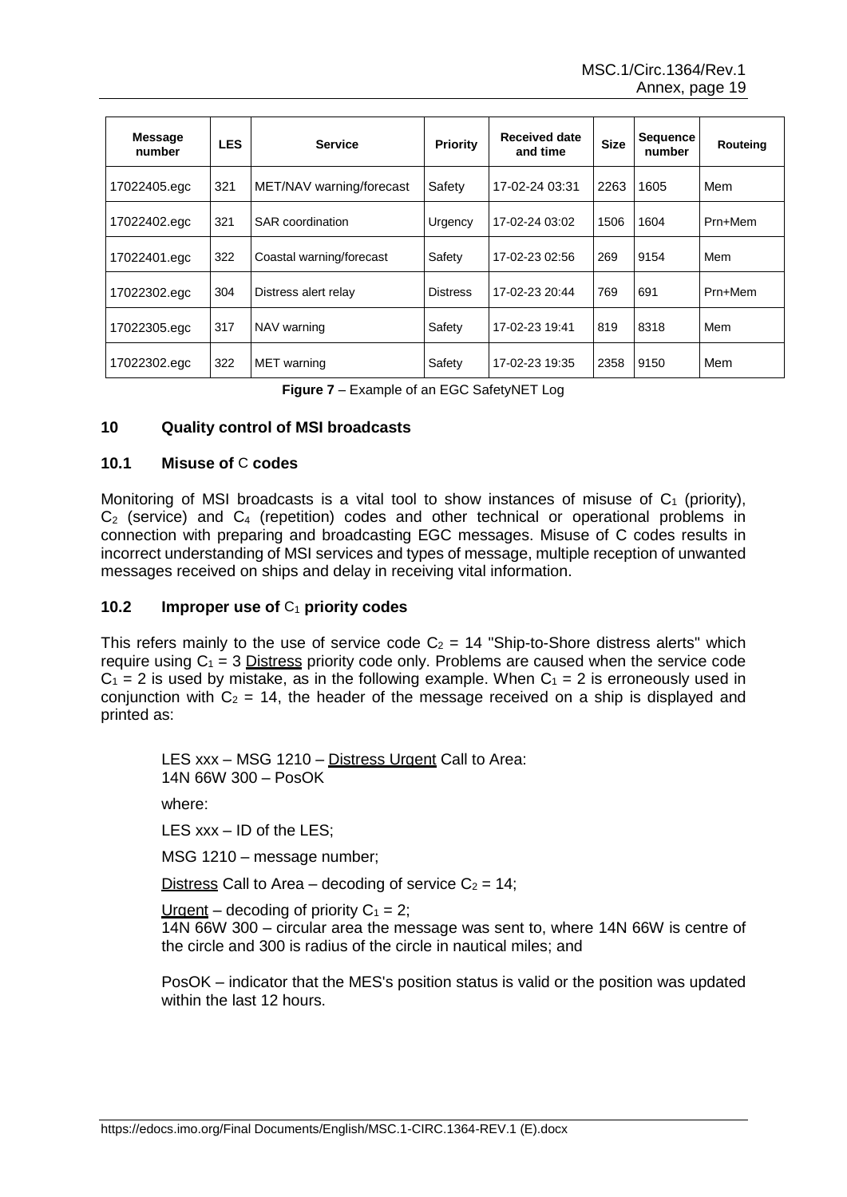| Message number | LES | Service | Priority | Received date and time | Size | Sequence number | Routeing |
|---|---|---|---|---|---|---|---|
| 17022405.egc | 321 | MET/NAV warning/forecast | Safety | 17-02-24 03:31 | 2263 | 1605 | Mem |
| 17022402.egc | 321 | SAR coordination | Urgency | 17-02-24 03:02 | 1506 | 1604 | Prn+Mem |
| 17022401.egc | 322 | Coastal warning/forecast | Safety | 17-02-23 02:56 | 269 | 9154 | Mem |
| 17022302.egc | 304 | Distress alert relay | Distress | 17-02-23 20:44 | 769 | 691 | Prn+Mem |
| 17022305.egc | 317 | NAV warning | Safety | 17-02-23 19:41 | 819 | 8318 | Mem |
| 17022302.egc | 322 | MET warning | Safety | 17-02-23 19:35 | 2358 | 9150 | Mem |

**Figure 7** – Example of an EGC SafetyNET Log

## 10 Quality control of MSI broadcasts

### 10.1 Misuse of C codes

Monitoring of MSI broadcasts is a vital tool to show instances of misuse of $C_1$ (priority), $C_2$ (service) and $C_4$ (repetition) codes and other technical or operational problems in connection with preparing and broadcasting EGC messages. Misuse of C codes results in incorrect understanding of MSI services and types of message, multiple reception of unwanted messages received on ships and delay in receiving vital information.

### 10.2 Improper use of $C_1$ priority codes

This refers mainly to the use of service code $C_2 = 14$ "Ship-to-Shore distress alerts" which require using $C_1 = 3$ Distress priority code only. Problems are caused when the service code $C_1 = 2$ is used by mistake, as in the following example. When $C_1 = 2$ is erroneously used in conjunction with $C_2 = 14$, the header of the message received on a ship is displayed and printed as:

> LES xxx – MSG 1210 – Distress Urgent Call to Area:
> 14N 66W 300 – PosOK
>
> where:
>
> LES xxx – ID of the LES;
>
> MSG 1210 – message number;
>
> Distress Call to Area – decoding of service $C_2 = 14$;
>
> Urgent – decoding of priority $C_1 = 2$;
> 14N 66W 300 – circular area the message was sent to, where 14N 66W is centre of the circle and 300 is radius of the circle in nautical miles; and
>
> PosOK – indicator that the MES's position status is valid or the position was updated within the last 12 hours.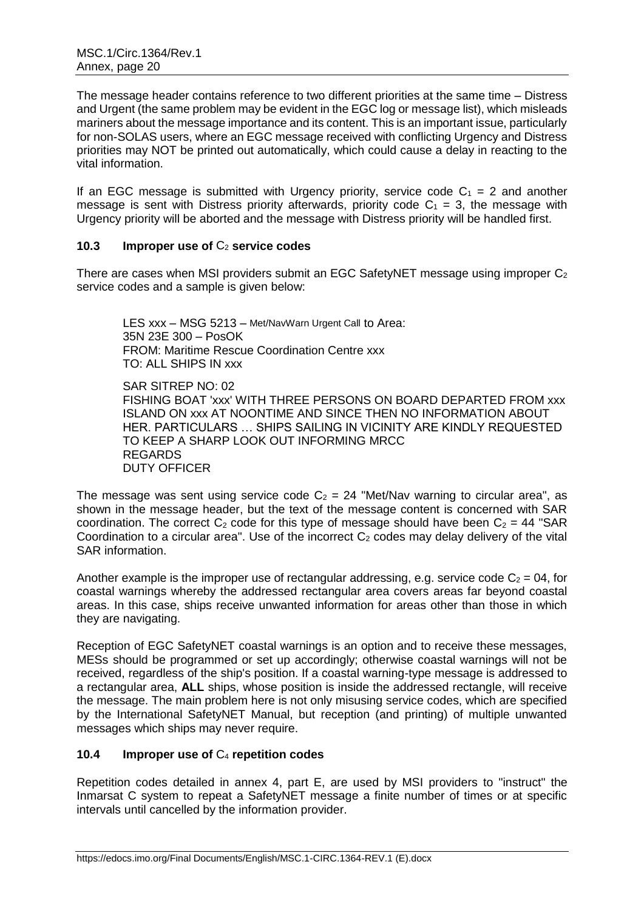The message header contains reference to two different priorities at the same time – Distress and Urgent (the same problem may be evident in the EGC log or message list), which misleads mariners about the message importance and its content. This is an important issue, particularly for non-SOLAS users, where an EGC message received with conflicting Urgency and Distress priorities may NOT be printed out automatically, which could cause a delay in reacting to the vital information.

If an EGC message is submitted with Urgency priority, service code $C_1 = 2$ and another message is sent with Distress priority afterwards, priority code $C_1 = 3$, the message with Urgency priority will be aborted and the message with Distress priority will be handled first.

### 10.3 Improper use of $C_2$ service codes

There are cases when MSI providers submit an EGC SafetyNET message using improper $C_2$ service codes and a sample is given below:

> LES xxx – MSG 5213 – Met/NavWarn Urgent Call to Area:
> 35N 23E 300 – PosOK
> FROM: Maritime Rescue Coordination Centre xxx
> TO: ALL SHIPS IN xxx
>
> SAR SITREP NO: 02
> FISHING BOAT 'xxx' WITH THREE PERSONS ON BOARD DEPARTED FROM xxx ISLAND ON xxx AT NOONTIME AND SINCE THEN NO INFORMATION ABOUT HER. PARTICULARS … SHIPS SAILING IN VICINITY ARE KINDLY REQUESTED TO KEEP A SHARP LOOK OUT INFORMING MRCC
> REGARDS
> DUTY OFFICER

The message was sent using service code $C_2 = 24$ "Met/Nav warning to circular area", as shown in the message header, but the text of the message content is concerned with SAR coordination. The correct $C_2$ code for this type of message should have been $C_2 = 44$ "SAR Coordination to a circular area". Use of the incorrect $C_2$ codes may delay delivery of the vital SAR information.

Another example is the improper use of rectangular addressing, e.g. service code $C_2 = 04$, for coastal warnings whereby the addressed rectangular area covers areas far beyond coastal areas. In this case, ships receive unwanted information for areas other than those in which they are navigating.

Reception of EGC SafetyNET coastal warnings is an option and to receive these messages, MESs should be programmed or set up accordingly; otherwise coastal warnings will not be received, regardless of the ship's position. If a coastal warning-type message is addressed to a rectangular area, **ALL** ships, whose position is inside the addressed rectangle, will receive the message. The main problem here is not only misusing service codes, which are specified by the International SafetyNET Manual, but reception (and printing) of multiple unwanted messages which ships may never require.

### 10.4 Improper use of $C_4$ repetition codes

Repetition codes detailed in annex 4, part E, are used by MSI providers to "instruct" the Inmarsat C system to repeat a SafetyNET message a finite number of times or at specific intervals until cancelled by the information provider.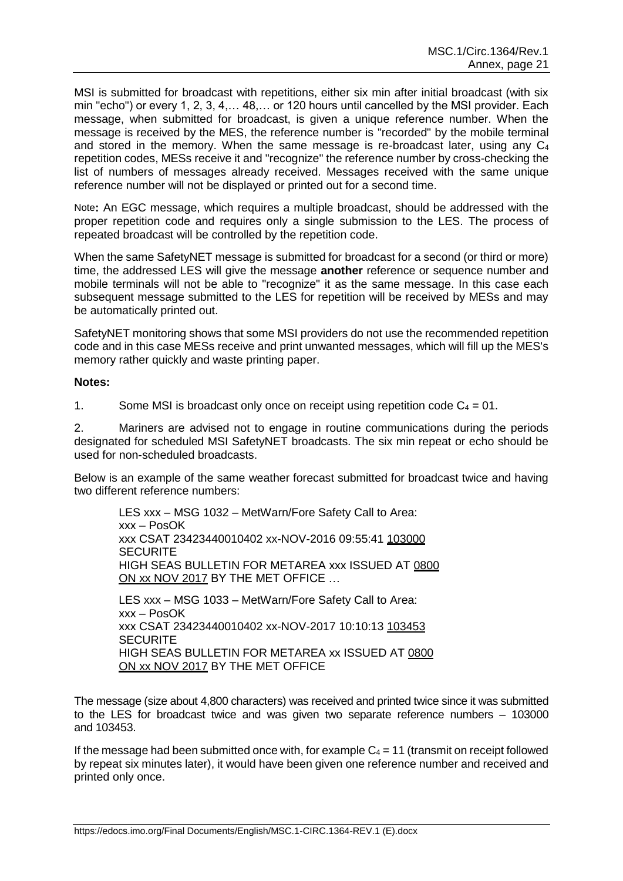MSI is submitted for broadcast with repetitions, either six min after initial broadcast (with six min "echo") or every 1, 2, 3, 4,… 48,… or 120 hours until cancelled by the MSI provider. Each message, when submitted for broadcast, is given a unique reference number. When the message is received by the MES, the reference number is "recorded" by the mobile terminal and stored in the memory. When the same message is re-broadcast later, using any $C_4$ repetition codes, MESs receive it and "recognize" the reference number by cross-checking the list of numbers of messages already received. Messages received with the same unique reference number will not be displayed or printed out for a second time.

Note**:** An EGC message, which requires a multiple broadcast, should be addressed with the proper repetition code and requires only a single submission to the LES. The process of repeated broadcast will be controlled by the repetition code.

When the same SafetyNET message is submitted for broadcast for a second (or third or more) time, the addressed LES will give the message **another** reference or sequence number and mobile terminals will not be able to "recognize" it as the same message. In this case each subsequent message submitted to the LES for repetition will be received by MESs and may be automatically printed out.

SafetyNET monitoring shows that some MSI providers do not use the recommended repetition code and in this case MESs receive and print unwanted messages, which will fill up the MES's memory rather quickly and waste printing paper.

**Notes:**

1. Some MSI is broadcast only once on receipt using repetition code $C_4$ = 01.

2. Mariners are advised not to engage in routine communications during the periods designated for scheduled MSI SafetyNET broadcasts. The six min repeat or echo should be used for non-scheduled broadcasts.

Below is an example of the same weather forecast submitted for broadcast twice and having two different reference numbers:

> LES xxx – MSG 1032 – MetWarn/Fore Safety Call to Area:
> xxx – PosOK
> xxx CSAT 23423440010402 xx-NOV-2016 09:55:41 103000
> SECURITE
> HIGH SEAS BULLETIN FOR METAREA xxx ISSUED AT 0800 ON xx NOV 2017 BY THE MET OFFICE …
>
> LES xxx – MSG 1033 – MetWarn/Fore Safety Call to Area:
> xxx – PosOK
> xxx CSAT 23423440010402 xx-NOV-2017 10:10:13 103453
> SECURITE
> HIGH SEAS BULLETIN FOR METAREA xx ISSUED AT 0800 ON xx NOV 2017 BY THE MET OFFICE

The message (size about 4,800 characters) was received and printed twice since it was submitted to the LES for broadcast twice and was given two separate reference numbers – 103000 and 103453.

If the message had been submitted once with, for example $C_4$ = 11 (transmit on receipt followed by repeat six minutes later), it would have been given one reference number and received and printed only once.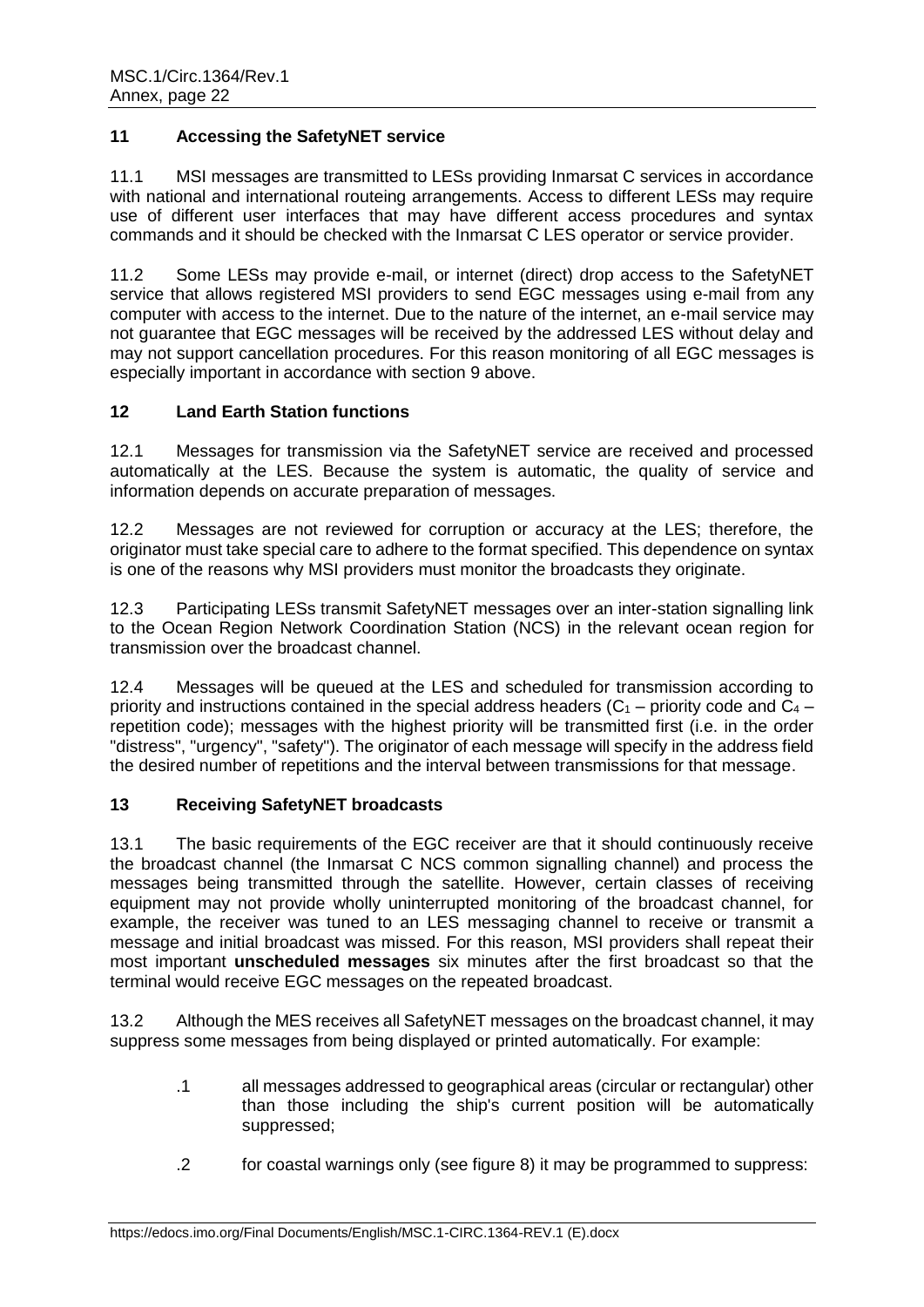## 11 Accessing the SafetyNET service

11.1 MSI messages are transmitted to LESs providing Inmarsat C services in accordance with national and international routeing arrangements. Access to different LESs may require use of different user interfaces that may have different access procedures and syntax commands and it should be checked with the Inmarsat C LES operator or service provider.

11.2 Some LESs may provide e-mail, or internet (direct) drop access to the SafetyNET service that allows registered MSI providers to send EGC messages using e-mail from any computer with access to the internet. Due to the nature of the internet, an e-mail service may not guarantee that EGC messages will be received by the addressed LES without delay and may not support cancellation procedures. For this reason monitoring of all EGC messages is especially important in accordance with section 9 above.

## 12 Land Earth Station functions

12.1 Messages for transmission via the SafetyNET service are received and processed automatically at the LES. Because the system is automatic, the quality of service and information depends on accurate preparation of messages.

12.2 Messages are not reviewed for corruption or accuracy at the LES; therefore, the originator must take special care to adhere to the format specified. This dependence on syntax is one of the reasons why MSI providers must monitor the broadcasts they originate.

12.3 Participating LESs transmit SafetyNET messages over an inter-station signalling link to the Ocean Region Network Coordination Station (NCS) in the relevant ocean region for transmission over the broadcast channel.

12.4 Messages will be queued at the LES and scheduled for transmission according to priority and instructions contained in the special address headers ($C_1$ – priority code and $C_4$ – repetition code); messages with the highest priority will be transmitted first (i.e. in the order "distress", "urgency", "safety"). The originator of each message will specify in the address field the desired number of repetitions and the interval between transmissions for that message.

## 13 Receiving SafetyNET broadcasts

13.1 The basic requirements of the EGC receiver are that it should continuously receive the broadcast channel (the Inmarsat C NCS common signalling channel) and process the messages being transmitted through the satellite. However, certain classes of receiving equipment may not provide wholly uninterrupted monitoring of the broadcast channel, for example, the receiver was tuned to an LES messaging channel to receive or transmit a message and initial broadcast was missed. For this reason, MSI providers shall repeat their most important **unscheduled messages** six minutes after the first broadcast so that the terminal would receive EGC messages on the repeated broadcast.

13.2 Although the MES receives all SafetyNET messages on the broadcast channel, it may suppress some messages from being displayed or printed automatically. For example:

.1 all messages addressed to geographical areas (circular or rectangular) other than those including the ship's current position will be automatically suppressed;

.2 for coastal warnings only (see figure 8) it may be programmed to suppress: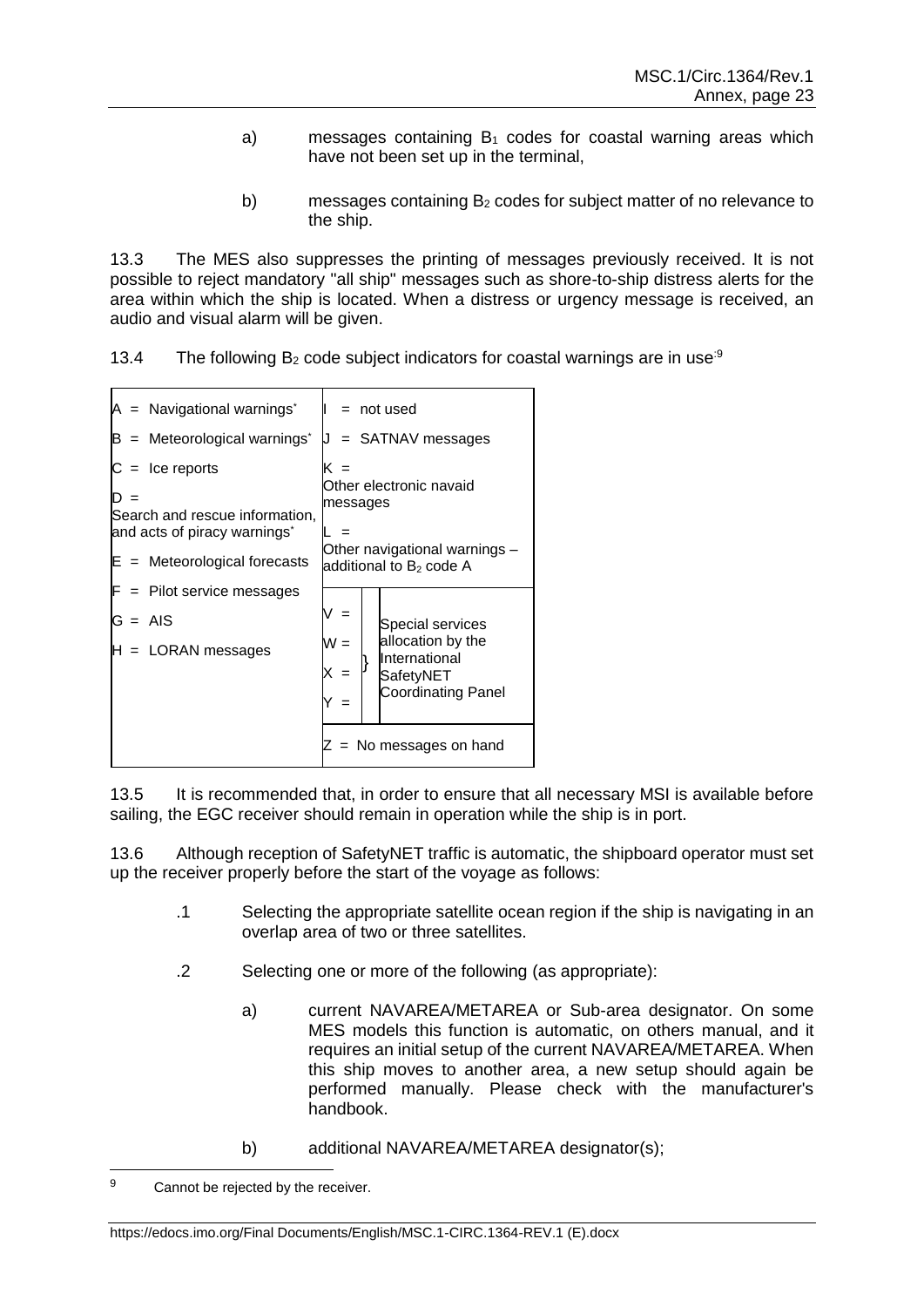a) messages containing $B_1$ codes for coastal warning areas which have not been set up in the terminal,

b) messages containing $B_2$ codes for subject matter of no relevance to the ship.

13.3 The MES also suppresses the printing of messages previously received. It is not possible to reject mandatory "all ship" messages such as shore-to-ship distress alerts for the area within which the ship is located. When a distress or urgency message is received, an audio and visual alarm will be given.

13.4 The following $B_2$ code subject indicators for coastal warnings are in use:[9]

| | |
|---|---|
| A = Navigational warnings* | I = not used |
| B = Meteorological warnings* | J = SATNAV messages |
| C = Ice reports | K = Other electronic navaid messages |
| D = Search and rescue information, and acts of piracy warnings* | L = Other navigational warnings – additional to $B_2$ code A |
| E = Meteorological forecasts | |
| F = Pilot service messages | V = } Special services allocation by the International SafetyNET Coordinating Panel |
| G = AIS | W = } Special services allocation by the International SafetyNET Coordinating Panel |
| H = LORAN messages | X = } Special services allocation by the International SafetyNET Coordinating Panel |
| | Y = } Special services allocation by the International SafetyNET Coordinating Panel |
| | Z = No messages on hand |

13.5 It is recommended that, in order to ensure that all necessary MSI is available before sailing, the EGC receiver should remain in operation while the ship is in port.

13.6 Although reception of SafetyNET traffic is automatic, the shipboard operator must set up the receiver properly before the start of the voyage as follows:

.1 Selecting the appropriate satellite ocean region if the ship is navigating in an overlap area of two or three satellites.

.2 Selecting one or more of the following (as appropriate):

a) current NAVAREA/METAREA or Sub-area designator. On some MES models this function is automatic, on others manual, and it requires an initial setup of the current NAVAREA/METAREA. When this ship moves to another area, a new setup should again be performed manually. Please check with the manufacturer's handbook.

b) additional NAVAREA/METAREA designator(s);

---

[9] Cannot be rejected by the receiver.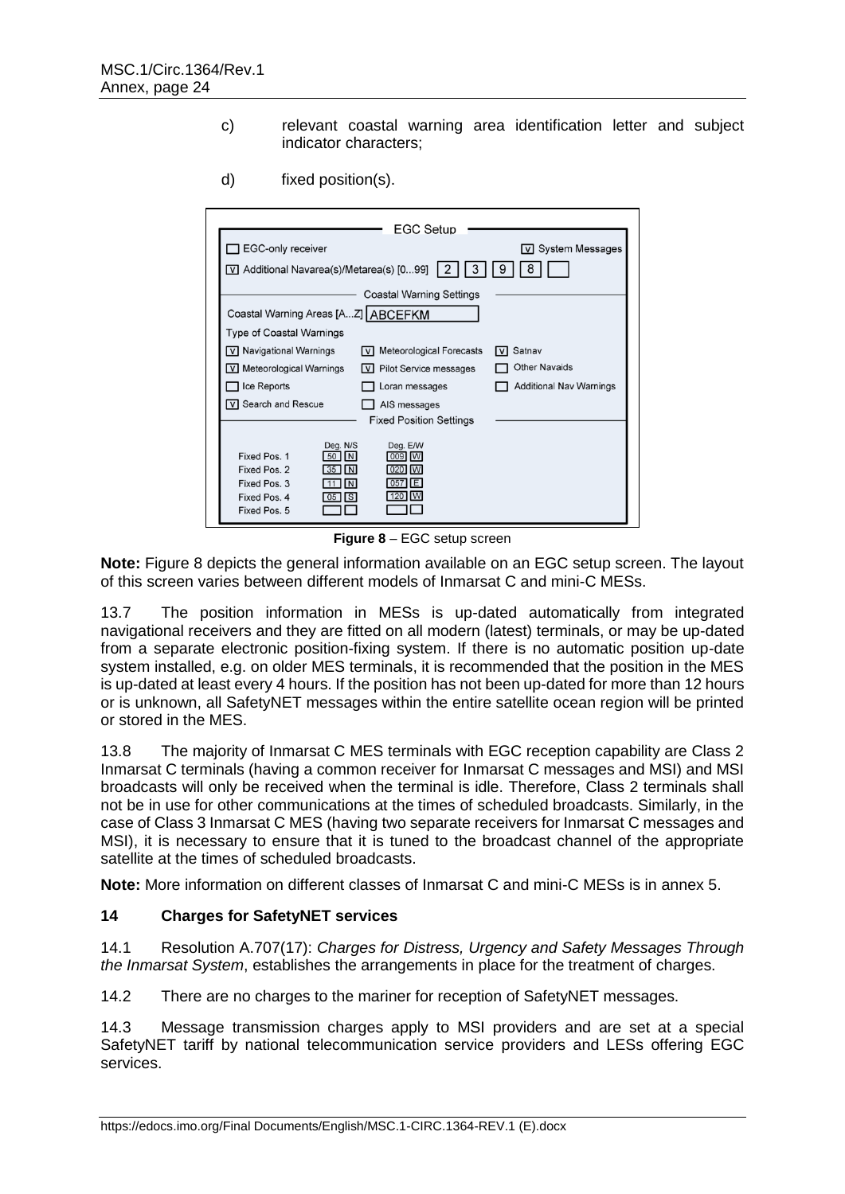c) relevant coastal warning area identification letter and subject indicator characters;

d) fixed position(s).

EGC Setup

| | | |
|---|---|---|
| ☐ EGC-only receiver | | [V] System Messages |
| [V] Additional Navarea(s)/Metarea(s) [0...99] 2 3 9 8 | | |

Coastal Warning Settings

Coastal Warning Areas [A...Z] ABCEFKM

Type of Coastal Warnings

| | | |
|---|---|---|
| [V] Navigational Warnings | [V] Meteorological Forecasts | [V] Satnav |
| [V] Meteorological Warnings | [V] Pilot Service messages | ☐ Other Navaids |
| ☐ Ice Reports | ☐ Loran messages | ☐ Additional Nav Warnings |
| [V] Search and Rescue | ☐ AIS messages | |

Fixed Position Settings

| | Deg. N/S | | Deg. E/W | |
|---|---|---|---|---|
| Fixed Pos. 1 | 50 | N | 009 | W |
| Fixed Pos. 2 | 35 | N | 020 | W |
| Fixed Pos. 3 | 11 | N | 057 | E |
| Fixed Pos. 4 | 05 | S | 120 | W |
| Fixed Pos. 5 | | | | |

**Figure 8** – EGC setup screen

**Note:** Figure 8 depicts the general information available on an EGC setup screen. The layout of this screen varies between different models of Inmarsat C and mini-C MESs.

13.7 The position information in MESs is up-dated automatically from integrated navigational receivers and they are fitted on all modern (latest) terminals, or may be up-dated from a separate electronic position-fixing system. If there is no automatic position up-date system installed, e.g. on older MES terminals, it is recommended that the position in the MES is up-dated at least every 4 hours. If the position has not been up-dated for more than 12 hours or is unknown, all SafetyNET messages within the entire satellite ocean region will be printed or stored in the MES.

13.8 The majority of Inmarsat C MES terminals with EGC reception capability are Class 2 Inmarsat C terminals (having a common receiver for Inmarsat C messages and MSI) and MSI broadcasts will only be received when the terminal is idle. Therefore, Class 2 terminals shall not be in use for other communications at the times of scheduled broadcasts. Similarly, in the case of Class 3 Inmarsat C MES (having two separate receivers for Inmarsat C messages and MSI), it is necessary to ensure that it is tuned to the broadcast channel of the appropriate satellite at the times of scheduled broadcasts.

**Note:** More information on different classes of Inmarsat C and mini-C MESs is in annex 5.

## 14 Charges for SafetyNET services

14.1 Resolution A.707(17): *Charges for Distress, Urgency and Safety Messages Through the Inmarsat System*, establishes the arrangements in place for the treatment of charges.

14.2 There are no charges to the mariner for reception of SafetyNET messages.

14.3 Message transmission charges apply to MSI providers and are set at a special SafetyNET tariff by national telecommunication service providers and LESs offering EGC services.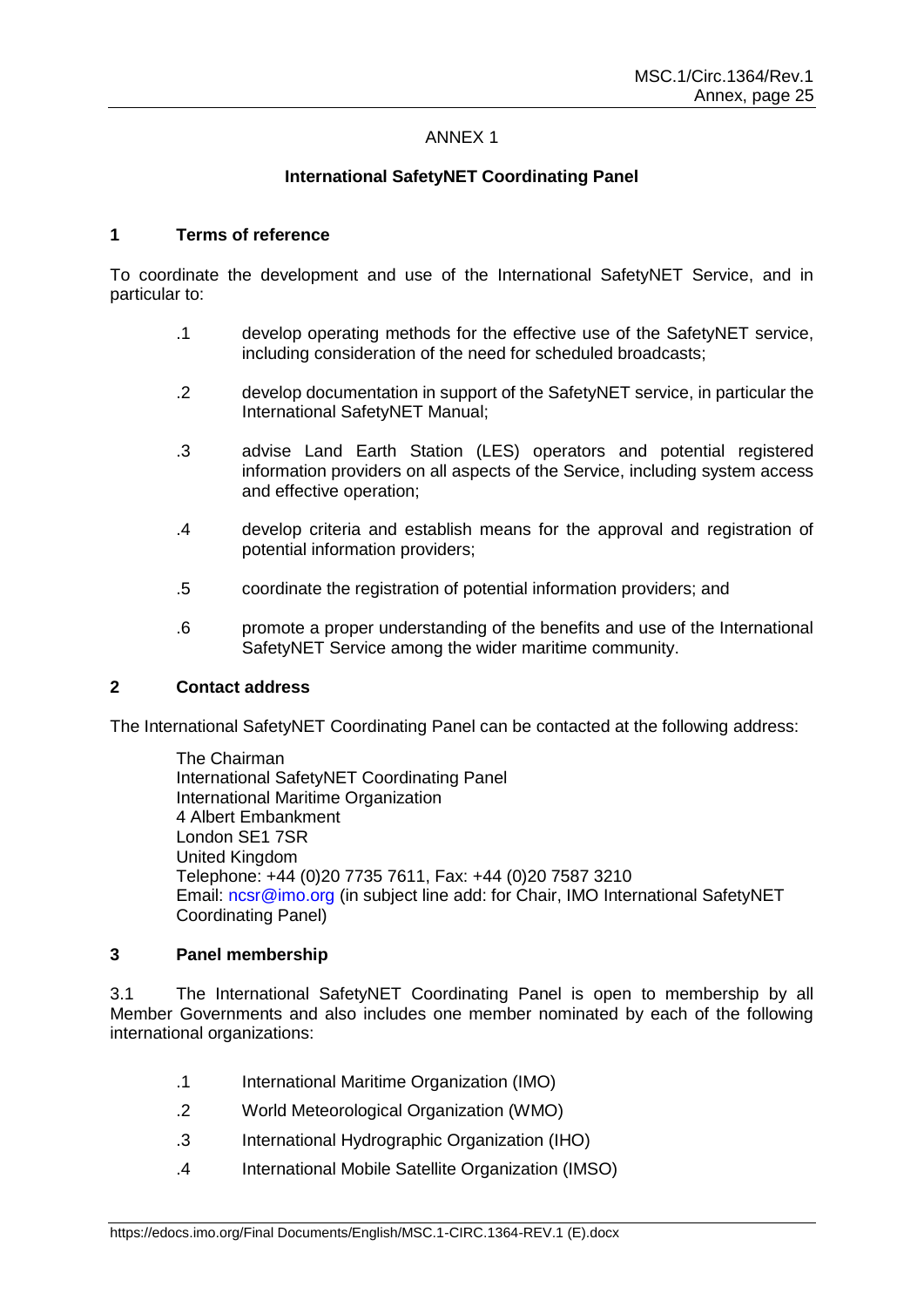# ANNEX 1

## International SafetyNET Coordinating Panel

### 1 Terms of reference

To coordinate the development and use of the International SafetyNET Service, and in particular to:

.1 develop operating methods for the effective use of the SafetyNET service, including consideration of the need for scheduled broadcasts;

.2 develop documentation in support of the SafetyNET service, in particular the International SafetyNET Manual;

.3 advise Land Earth Station (LES) operators and potential registered information providers on all aspects of the Service, including system access and effective operation;

.4 develop criteria and establish means for the approval and registration of potential information providers;

.5 coordinate the registration of potential information providers; and

.6 promote a proper understanding of the benefits and use of the International SafetyNET Service among the wider maritime community.

### 2 Contact address

The International SafetyNET Coordinating Panel can be contacted at the following address:

The Chairman
International SafetyNET Coordinating Panel
International Maritime Organization
4 Albert Embankment
London SE1 7SR
United Kingdom
Telephone: +44 (0)20 7735 7611, Fax: +44 (0)20 7587 3210
Email: ncsr@imo.org (in subject line add: for Chair, IMO International SafetyNET Coordinating Panel)

### 3 Panel membership

3.1 The International SafetyNET Coordinating Panel is open to membership by all Member Governments and also includes one member nominated by each of the following international organizations:

.1 International Maritime Organization (IMO)

.2 World Meteorological Organization (WMO)

.3 International Hydrographic Organization (IHO)

.4 International Mobile Satellite Organization (IMSO)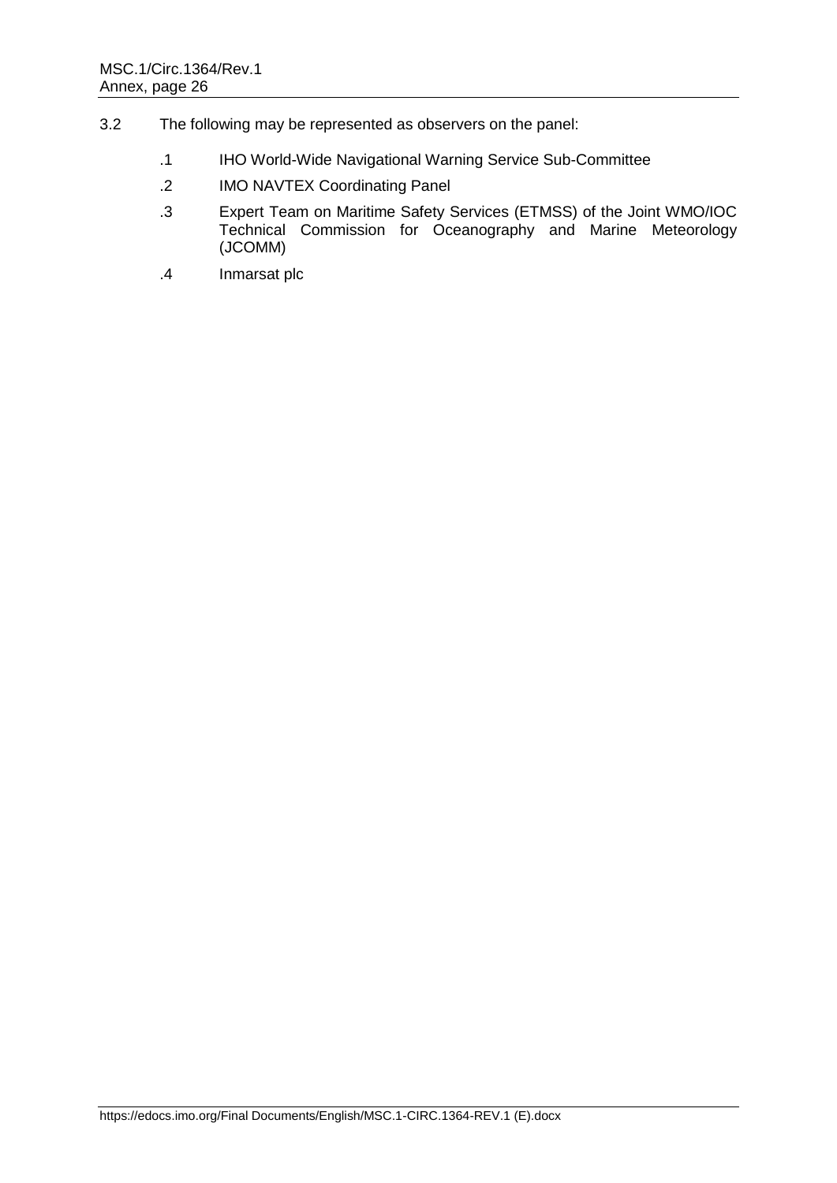3.2 The following may be represented as observers on the panel:

.1 IHO World-Wide Navigational Warning Service Sub-Committee

.2 IMO NAVTEX Coordinating Panel

.3 Expert Team on Maritime Safety Services (ETMSS) of the Joint WMO/IOC Technical Commission for Oceanography and Marine Meteorology (JCOMM)

.4 Inmarsat plc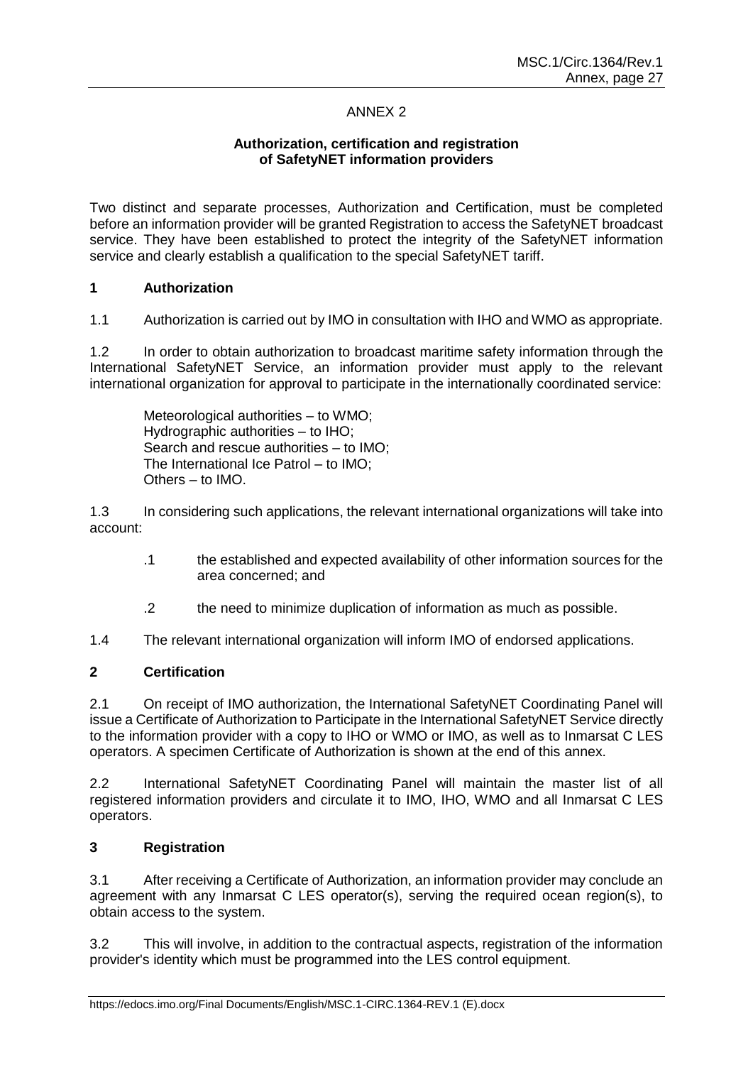# ANNEX 2

## Authorization, certification and registration of SafetyNET information providers

Two distinct and separate processes, Authorization and Certification, must be completed before an information provider will be granted Registration to access the SafetyNET broadcast service. They have been established to protect the integrity of the SafetyNET information service and clearly establish a qualification to the special SafetyNET tariff.

### 1 Authorization

1.1 Authorization is carried out by IMO in consultation with IHO and WMO as appropriate.

1.2 In order to obtain authorization to broadcast maritime safety information through the International SafetyNET Service, an information provider must apply to the relevant international organization for approval to participate in the internationally coordinated service:

Meteorological authorities – to WMO;
Hydrographic authorities – to IHO;
Search and rescue authorities – to IMO;
The International Ice Patrol – to IMO;
Others – to IMO.

1.3 In considering such applications, the relevant international organizations will take into account:

.1 the established and expected availability of other information sources for the area concerned; and

.2 the need to minimize duplication of information as much as possible.

1.4 The relevant international organization will inform IMO of endorsed applications.

### 2 Certification

2.1 On receipt of IMO authorization, the International SafetyNET Coordinating Panel will issue a Certificate of Authorization to Participate in the International SafetyNET Service directly to the information provider with a copy to IHO or WMO or IMO, as well as to Inmarsat C LES operators. A specimen Certificate of Authorization is shown at the end of this annex.

2.2 International SafetyNET Coordinating Panel will maintain the master list of all registered information providers and circulate it to IMO, IHO, WMO and all Inmarsat C LES operators.

### 3 Registration

3.1 After receiving a Certificate of Authorization, an information provider may conclude an agreement with any Inmarsat C LES operator(s), serving the required ocean region(s), to obtain access to the system.

3.2 This will involve, in addition to the contractual aspects, registration of the information provider's identity which must be programmed into the LES control equipment.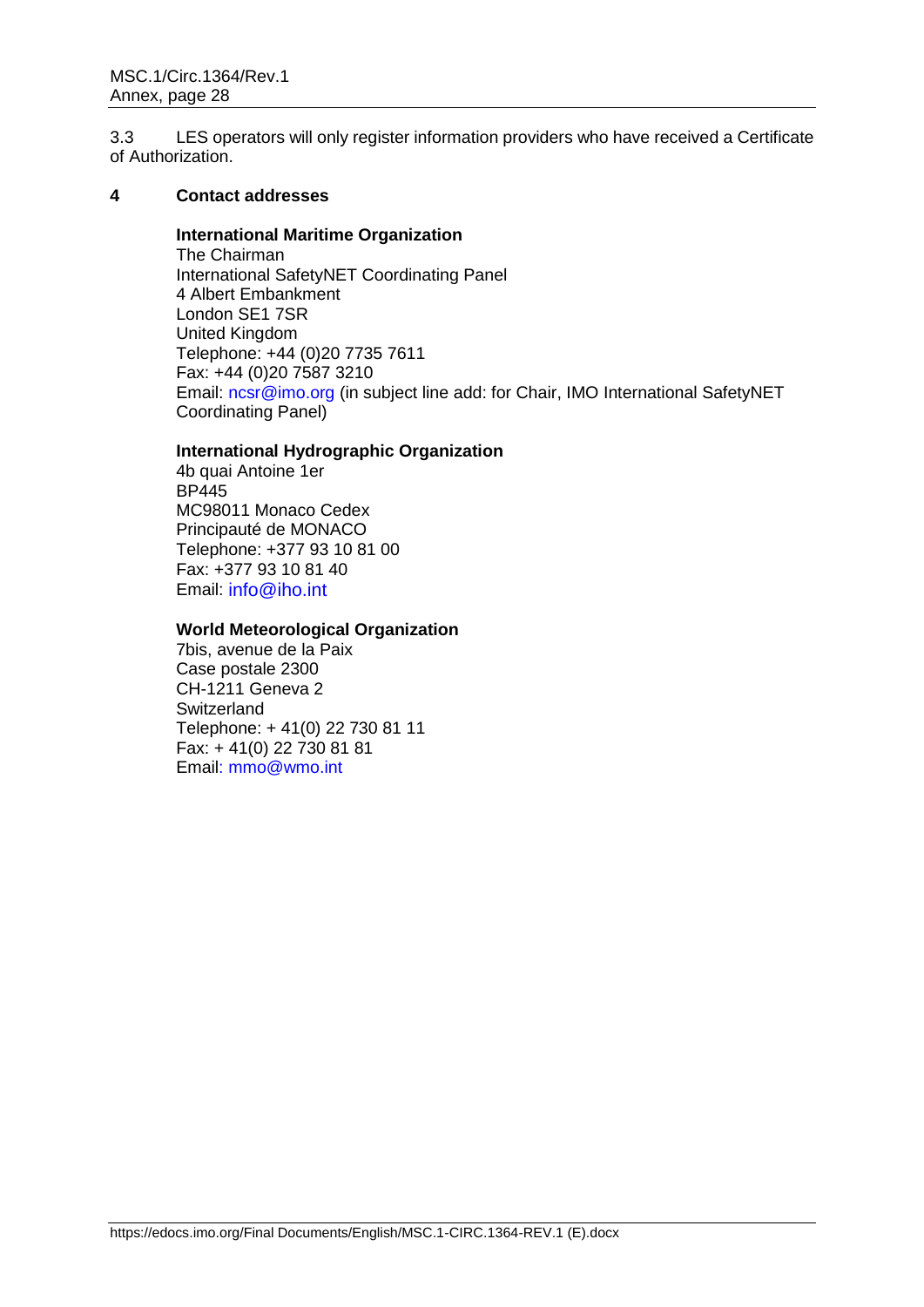3.3 LES operators will only register information providers who have received a Certificate of Authorization.

## 4 Contact addresses

**International Maritime Organization**
The Chairman
International SafetyNET Coordinating Panel
4 Albert Embankment
London SE1 7SR
United Kingdom
Telephone: +44 (0)20 7735 7611
Fax: +44 (0)20 7587 3210
Email: ncsr@imo.org (in subject line add: for Chair, IMO International SafetyNET Coordinating Panel)

**International Hydrographic Organization**
4b quai Antoine 1er
BP445
MC98011 Monaco Cedex
Principauté de MONACO
Telephone: +377 93 10 81 00
Fax: +377 93 10 81 40
Email: info@iho.int

**World Meteorological Organization**
7bis, avenue de la Paix
Case postale 2300
CH-1211 Geneva 2
Switzerland
Telephone: + 41(0) 22 730 81 11
Fax: + 41(0) 22 730 81 81
Email: mmo@wmo.int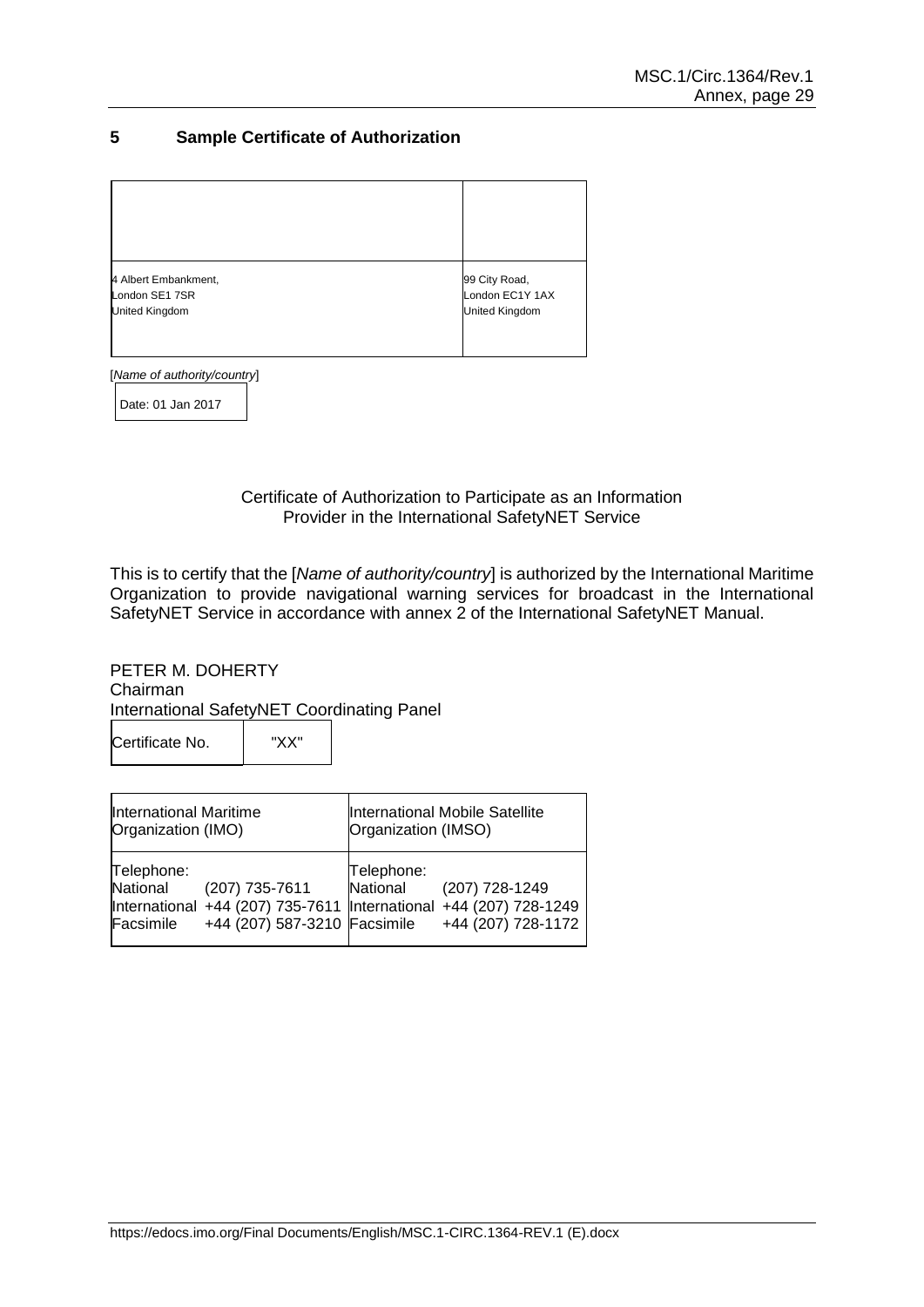## 5 Sample Certificate of Authorization

| | |
|---|---|
| 4 Albert Embankment,<br>London SE1 7SR<br>United Kingdom | 99 City Road,<br>London EC1Y 1AX<br>United Kingdom |

[*Name of authority/country*]

Date: 01 Jan 2017

Certificate of Authorization to Participate as an Information Provider in the International SafetyNET Service

This is to certify that the [*Name of authority/country*] is authorized by the International Maritime Organization to provide navigational warning services for broadcast in the International SafetyNET Service in accordance with annex 2 of the International SafetyNET Manual.

PETER M. DOHERTY
Chairman
International SafetyNET Coordinating Panel

| Certificate No. | "XX" |
|---|---|

| International Maritime Organization (IMO) | | International Mobile Satellite Organization (IMSO) | |
|---|---|---|---|
| Telephone: | | Telephone: | |
| National | (207) 735-7611 | National | (207) 728-1249 |
| International | +44 (207) 735-7611 | International | +44 (207) 728-1249 |
| Facsimile | +44 (207) 587-3210 | Facsimile | +44 (207) 728-1172 |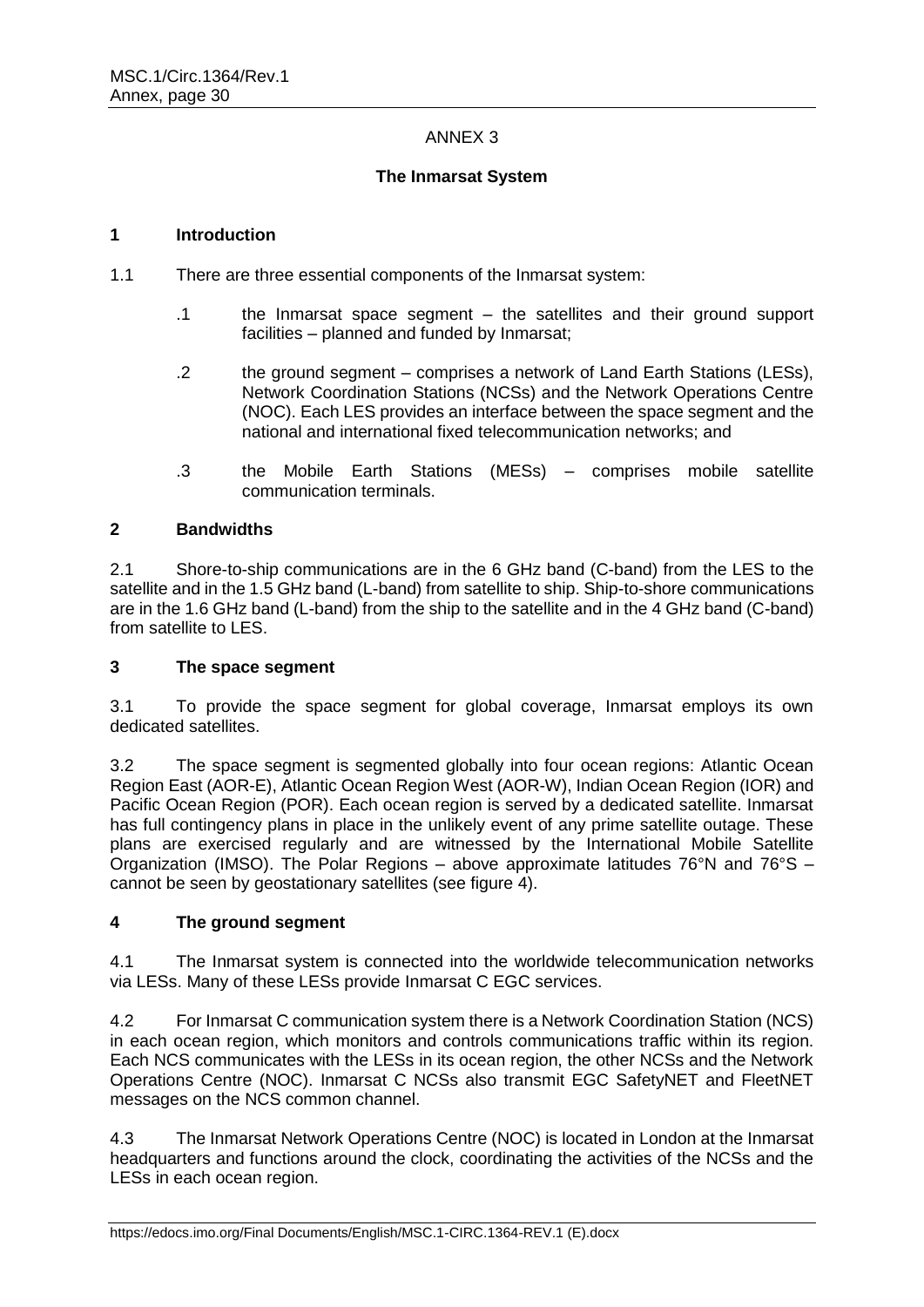# ANNEX 3

## The Inmarsat System

### 1 Introduction

1.1 There are three essential components of the Inmarsat system:

.1 the Inmarsat space segment – the satellites and their ground support facilities – planned and funded by Inmarsat;

.2 the ground segment – comprises a network of Land Earth Stations (LESs), Network Coordination Stations (NCSs) and the Network Operations Centre (NOC). Each LES provides an interface between the space segment and the national and international fixed telecommunication networks; and

.3 the Mobile Earth Stations (MESs) – comprises mobile satellite communication terminals.

### 2 Bandwidths

2.1 Shore-to-ship communications are in the 6 GHz band (C-band) from the LES to the satellite and in the 1.5 GHz band (L-band) from satellite to ship. Ship-to-shore communications are in the 1.6 GHz band (L-band) from the ship to the satellite and in the 4 GHz band (C-band) from satellite to LES.

### 3 The space segment

3.1 To provide the space segment for global coverage, Inmarsat employs its own dedicated satellites.

3.2 The space segment is segmented globally into four ocean regions: Atlantic Ocean Region East (AOR-E), Atlantic Ocean Region West (AOR-W), Indian Ocean Region (IOR) and Pacific Ocean Region (POR). Each ocean region is served by a dedicated satellite. Inmarsat has full contingency plans in place in the unlikely event of any prime satellite outage. These plans are exercised regularly and are witnessed by the International Mobile Satellite Organization (IMSO). The Polar Regions – above approximate latitudes 76°N and 76°S – cannot be seen by geostationary satellites (see figure 4).

### 4 The ground segment

4.1 The Inmarsat system is connected into the worldwide telecommunication networks via LESs. Many of these LESs provide Inmarsat C EGC services.

4.2 For Inmarsat C communication system there is a Network Coordination Station (NCS) in each ocean region, which monitors and controls communications traffic within its region. Each NCS communicates with the LESs in its ocean region, the other NCSs and the Network Operations Centre (NOC). Inmarsat C NCSs also transmit EGC SafetyNET and FleetNET messages on the NCS common channel.

4.3 The Inmarsat Network Operations Centre (NOC) is located in London at the Inmarsat headquarters and functions around the clock, coordinating the activities of the NCSs and the LESs in each ocean region.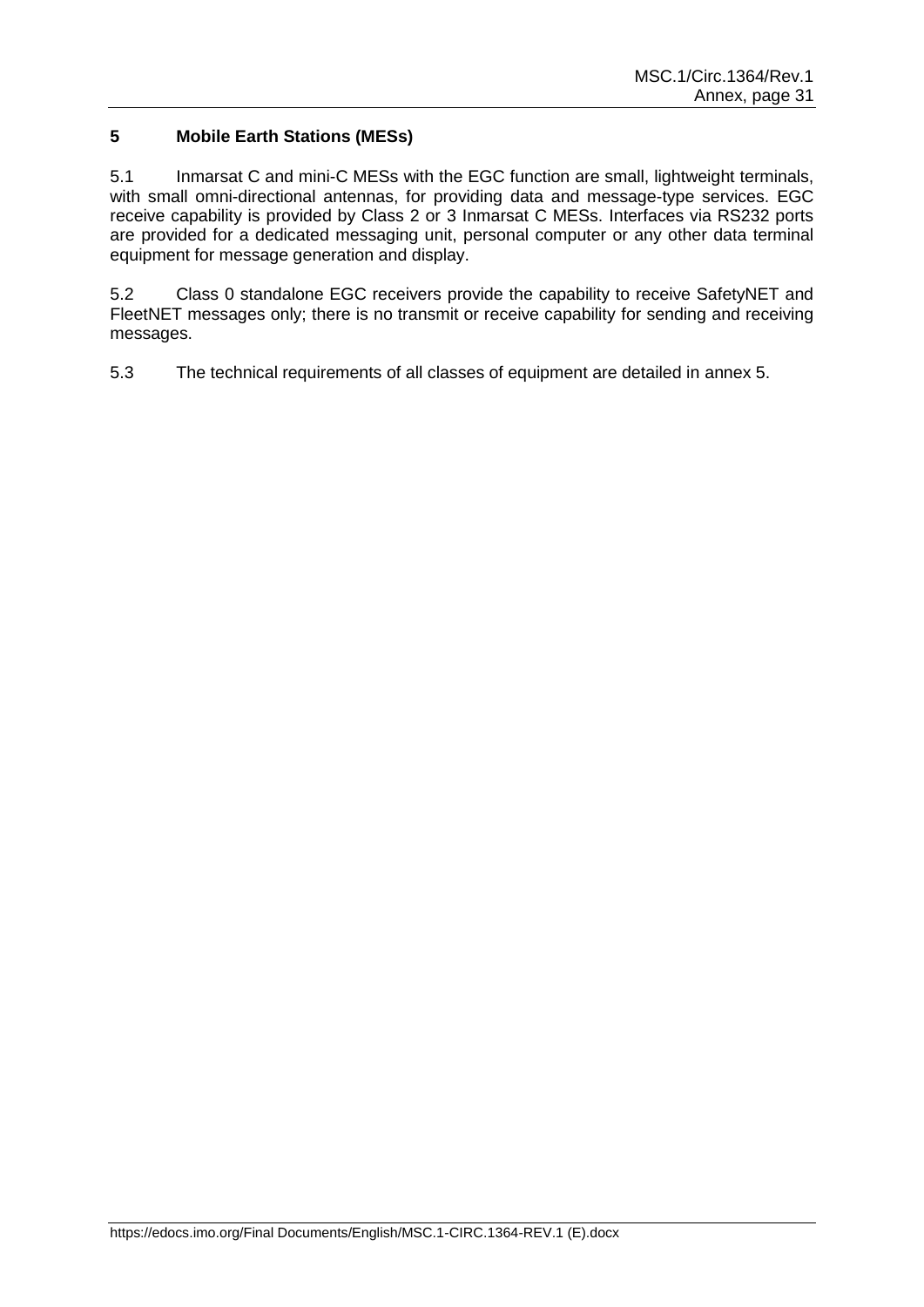## 5 Mobile Earth Stations (MESs)

5.1 Inmarsat C and mini-C MESs with the EGC function are small, lightweight terminals, with small omni-directional antennas, for providing data and message-type services. EGC receive capability is provided by Class 2 or 3 Inmarsat C MESs. Interfaces via RS232 ports are provided for a dedicated messaging unit, personal computer or any other data terminal equipment for message generation and display.

5.2 Class 0 standalone EGC receivers provide the capability to receive SafetyNET and FleetNET messages only; there is no transmit or receive capability for sending and receiving messages.

5.3 The technical requirements of all classes of equipment are detailed in annex 5.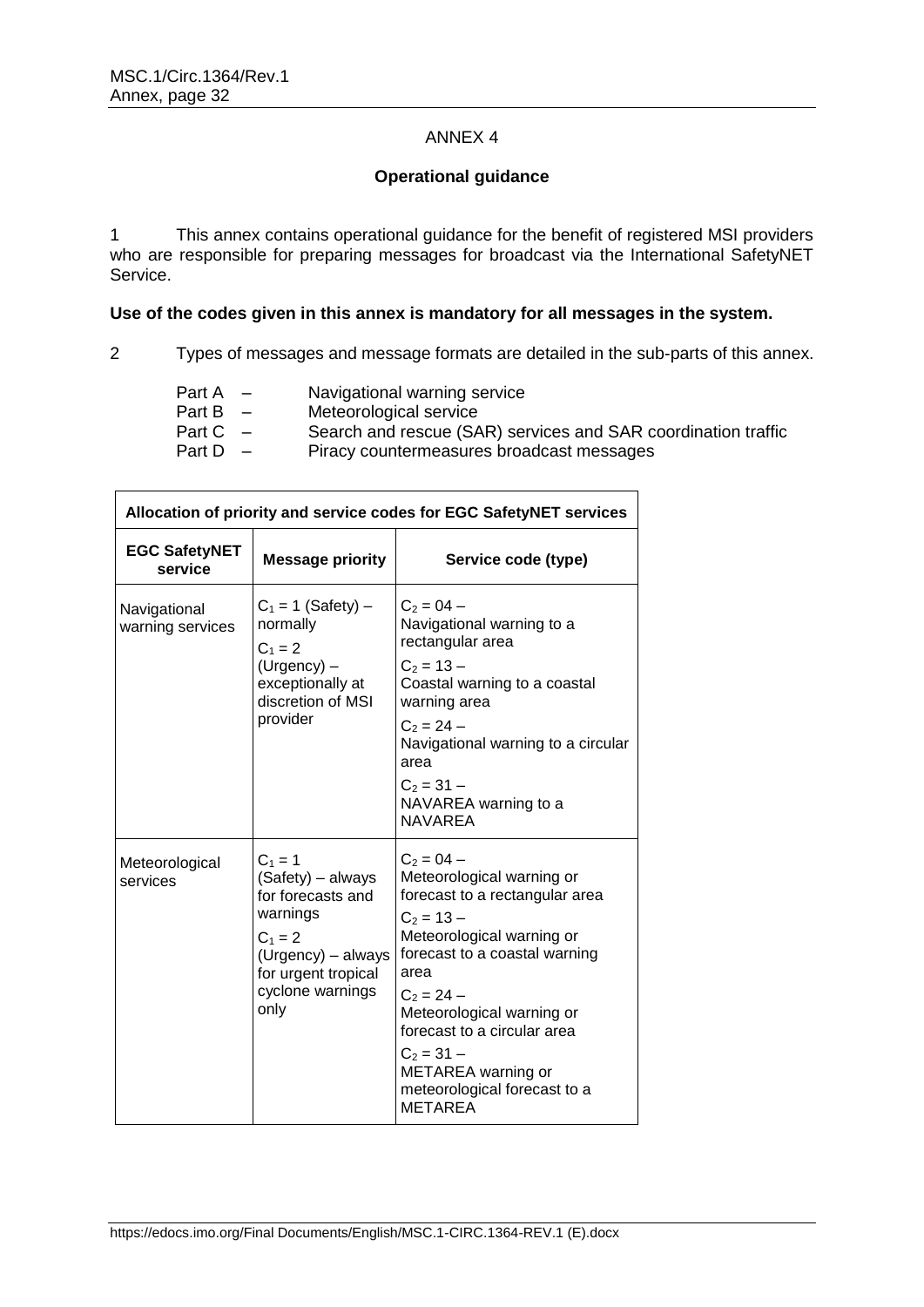# ANNEX 4

## Operational guidance

1 This annex contains operational guidance for the benefit of registered MSI providers who are responsible for preparing messages for broadcast via the International SafetyNET Service.

**Use of the codes given in this annex is mandatory for all messages in the system.**

2 Types of messages and message formats are detailed in the sub-parts of this annex.

- Part A – Navigational warning service
- Part B – Meteorological service
- Part C – Search and rescue (SAR) services and SAR coordination traffic
- Part D – Piracy countermeasures broadcast messages

| Allocation of priority and service codes for EGC SafetyNET services | | |
|---|---|---|
| **EGC SafetyNET service** | **Message priority** | **Service code (type)** |
| Navigational warning services | $C_1 = 1$ (Safety) – normally<br>$C_1 = 2$ (Urgency) – exceptionally at discretion of MSI provider | $C_2 = 04$ – Navigational warning to a rectangular area<br>$C_2 = 13$ – Coastal warning to a coastal warning area<br>$C_2 = 24$ – Navigational warning to a circular area<br>$C_2 = 31$ – NAVAREA warning to a NAVAREA |
| Meteorological services | $C_1 = 1$ (Safety) – always for forecasts and warnings<br>$C_1 = 2$ (Urgency) – always for urgent tropical cyclone warnings only | $C_2 = 04$ – Meteorological warning or forecast to a rectangular area<br>$C_2 = 13$ – Meteorological warning or forecast to a coastal warning area<br>$C_2 = 24$ – Meteorological warning or forecast to a circular area<br>$C_2 = 31$ – METAREA warning or meteorological forecast to a METAREA |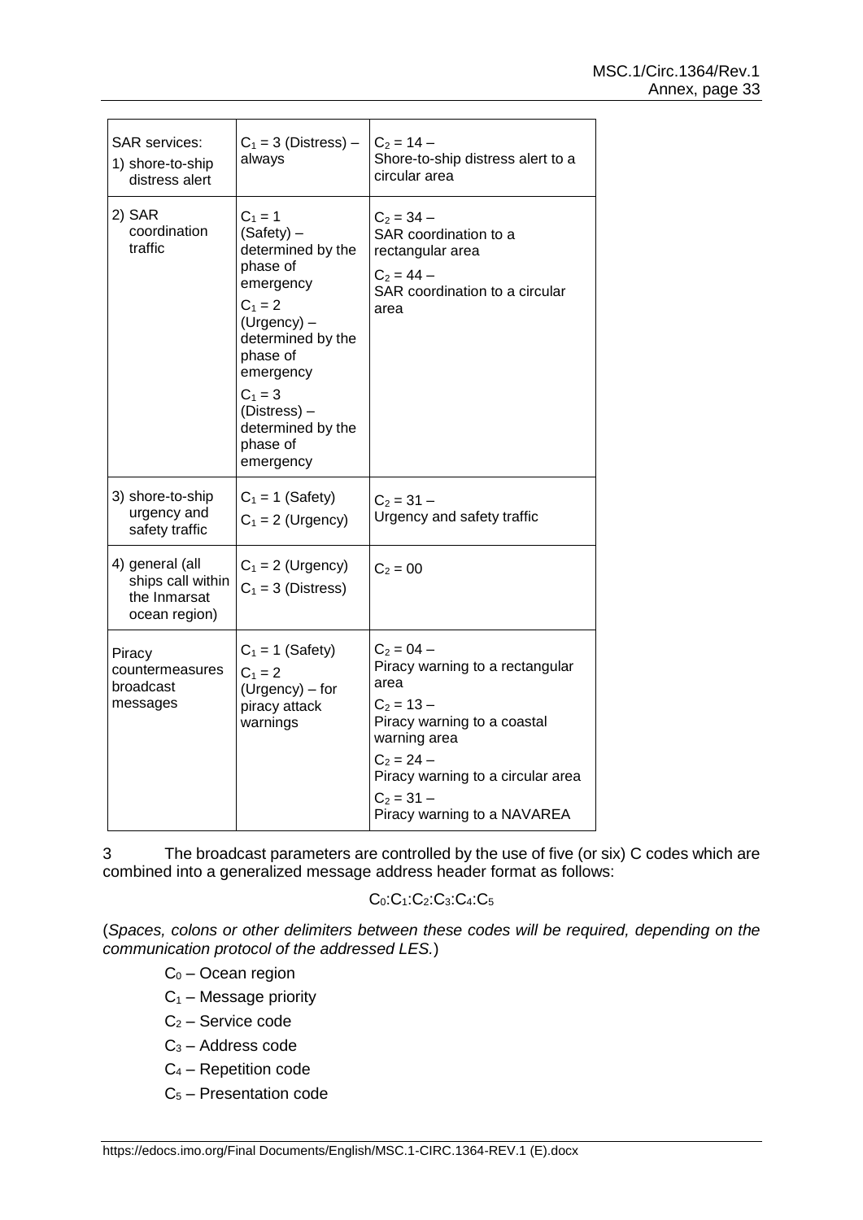| | | |
|---|---|---|
| SAR services:<br>1) shore-to-ship distress alert | $C_1 = 3$ (Distress) – always | $C_2 = 14$ –<br>Shore-to-ship distress alert to a circular area |
| 2) SAR coordination traffic | $C_1 = 1$ (Safety) – determined by the phase of emergency<br>$C_1 = 2$ (Urgency) – determined by the phase of emergency<br>$C_1 = 3$ (Distress) – determined by the phase of emergency | $C_2 = 34$ –<br>SAR coordination to a rectangular area<br>$C_2 = 44$ –<br>SAR coordination to a circular area |
| 3) shore-to-ship urgency and safety traffic | $C_1 = 1$ (Safety)<br>$C_1 = 2$ (Urgency) | $C_2 = 31$ –<br>Urgency and safety traffic |
| 4) general (all ships call within the Inmarsat ocean region) | $C_1 = 2$ (Urgency)<br>$C_1 = 3$ (Distress) | $C_2 = 00$ |
| Piracy countermeasures broadcast messages | $C_1 = 1$ (Safety)<br>$C_1 = 2$ (Urgency) – for piracy attack warnings | $C_2 = 04$ –<br>Piracy warning to a rectangular area<br>$C_2 = 13$ –<br>Piracy warning to a coastal warning area<br>$C_2 = 24$ –<br>Piracy warning to a circular area<br>$C_2 = 31$ –<br>Piracy warning to a NAVAREA |

3 The broadcast parameters are controlled by the use of five (or six) C codes which are combined into a generalized message address header format as follows:

$$C_0:C_1:C_2:C_3:C_4:C_5$$

(*Spaces, colons or other delimiters between these codes will be required, depending on the communication protocol of the addressed LES.*)

- $C_0$ – Ocean region
- $C_1$ – Message priority
- $C_2$ – Service code
- $C_3$ – Address code
- $C_4$ – Repetition code
- $C_5$ – Presentation code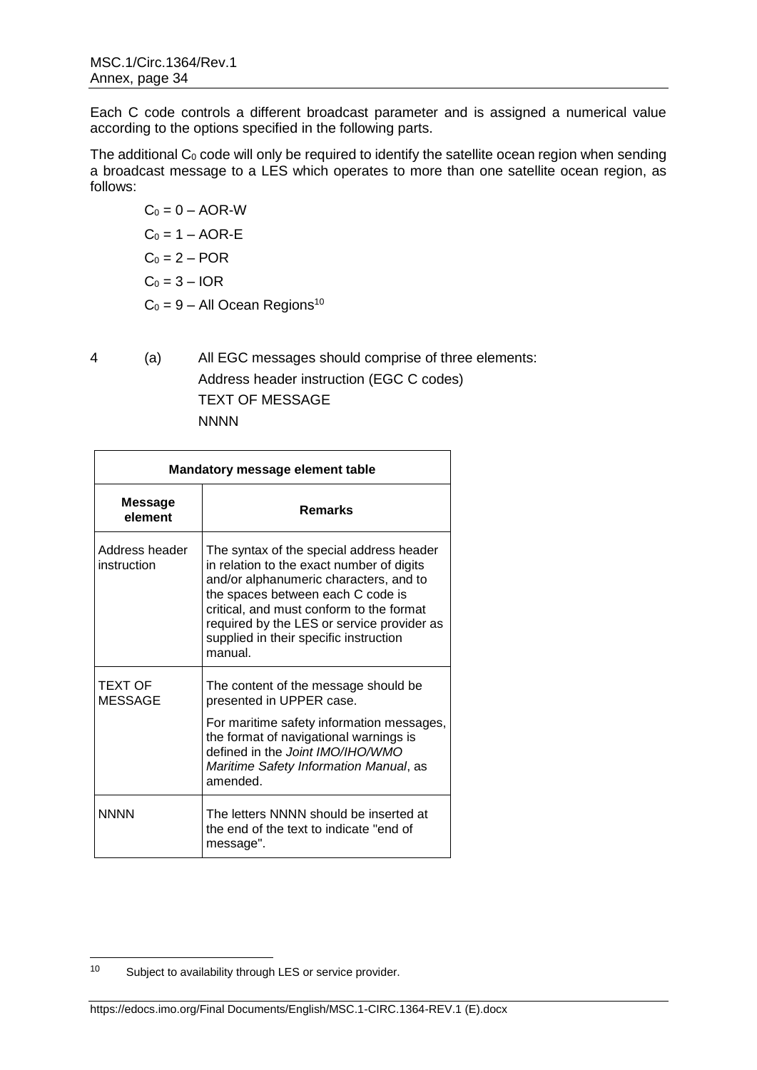Each C code controls a different broadcast parameter and is assigned a numerical value according to the options specified in the following parts.

The additional $C_0$ code will only be required to identify the satellite ocean region when sending a broadcast message to a LES which operates to more than one satellite ocean region, as follows:

$C_0$ = 0 – AOR-W

$C_0$ = 1 – AOR-E

$C_0$ = 2 – POR

$C_0$ = 3 – IOR

$C_0$ = 9 – All Ocean Regions[10]

4 (a) All EGC messages should comprise of three elements:

Address header instruction (EGC C codes)

TEXT OF MESSAGE

NNNN

| Mandatory message element table | |
|---|---|
| **Message element** | **Remarks** |
| Address header instruction | The syntax of the special address header in relation to the exact number of digits and/or alphanumeric characters, and to the spaces between each C code is critical, and must conform to the format required by the LES or service provider as supplied in their specific instruction manual. |
| TEXT OF MESSAGE | The content of the message should be presented in UPPER case. For maritime safety information messages, the format of navigational warnings is defined in the *Joint IMO/IHO/WMO Maritime Safety Information Manual*, as amended. |
| NNNN | The letters NNNN should be inserted at the end of the text to indicate "end of message". |

[10] Subject to availability through LES or service provider.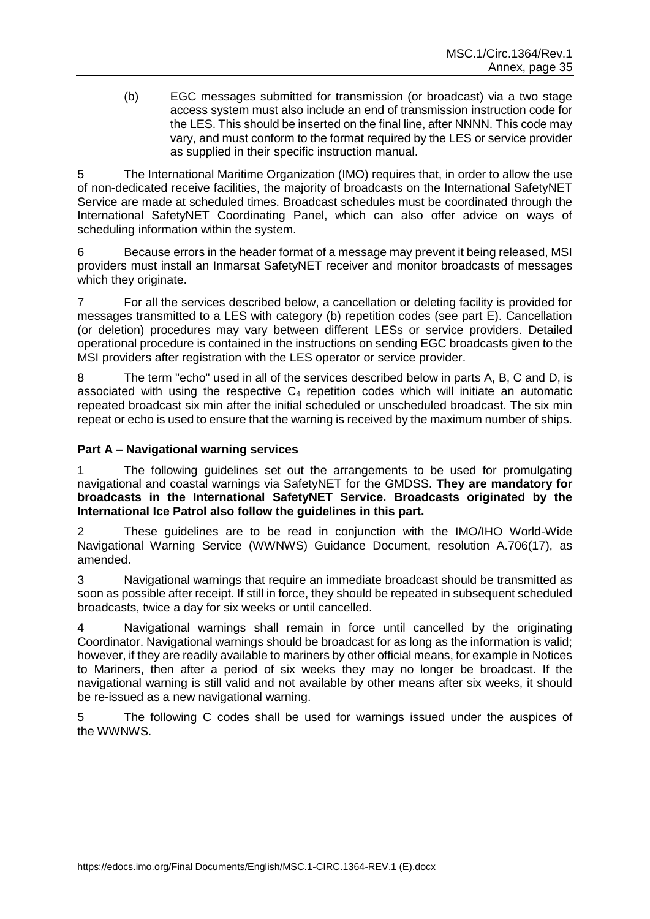(b) EGC messages submitted for transmission (or broadcast) via a two stage access system must also include an end of transmission instruction code for the LES. This should be inserted on the final line, after NNNN. This code may vary, and must conform to the format required by the LES or service provider as supplied in their specific instruction manual.

5 The International Maritime Organization (IMO) requires that, in order to allow the use of non-dedicated receive facilities, the majority of broadcasts on the International SafetyNET Service are made at scheduled times. Broadcast schedules must be coordinated through the International SafetyNET Coordinating Panel, which can also offer advice on ways of scheduling information within the system.

6 Because errors in the header format of a message may prevent it being released, MSI providers must install an Inmarsat SafetyNET receiver and monitor broadcasts of messages which they originate.

7 For all the services described below, a cancellation or deleting facility is provided for messages transmitted to a LES with category (b) repetition codes (see part E). Cancellation (or deletion) procedures may vary between different LESs or service providers. Detailed operational procedure is contained in the instructions on sending EGC broadcasts given to the MSI providers after registration with the LES operator or service provider.

8 The term "echo" used in all of the services described below in parts A, B, C and D, is associated with using the respective $C_4$ repetition codes which will initiate an automatic repeated broadcast six min after the initial scheduled or unscheduled broadcast. The six min repeat or echo is used to ensure that the warning is received by the maximum number of ships.

### Part A – Navigational warning services

1 The following guidelines set out the arrangements to be used for promulgating navigational and coastal warnings via SafetyNET for the GMDSS. **They are mandatory for broadcasts in the International SafetyNET Service. Broadcasts originated by the International Ice Patrol also follow the guidelines in this part.**

2 These guidelines are to be read in conjunction with the IMO/IHO World-Wide Navigational Warning Service (WWNWS) Guidance Document, resolution A.706(17), as amended.

3 Navigational warnings that require an immediate broadcast should be transmitted as soon as possible after receipt. If still in force, they should be repeated in subsequent scheduled broadcasts, twice a day for six weeks or until cancelled.

4 Navigational warnings shall remain in force until cancelled by the originating Coordinator. Navigational warnings should be broadcast for as long as the information is valid; however, if they are readily available to mariners by other official means, for example in Notices to Mariners, then after a period of six weeks they may no longer be broadcast. If the navigational warning is still valid and not available by other means after six weeks, it should be re-issued as a new navigational warning.

5 The following C codes shall be used for warnings issued under the auspices of the WWNWS.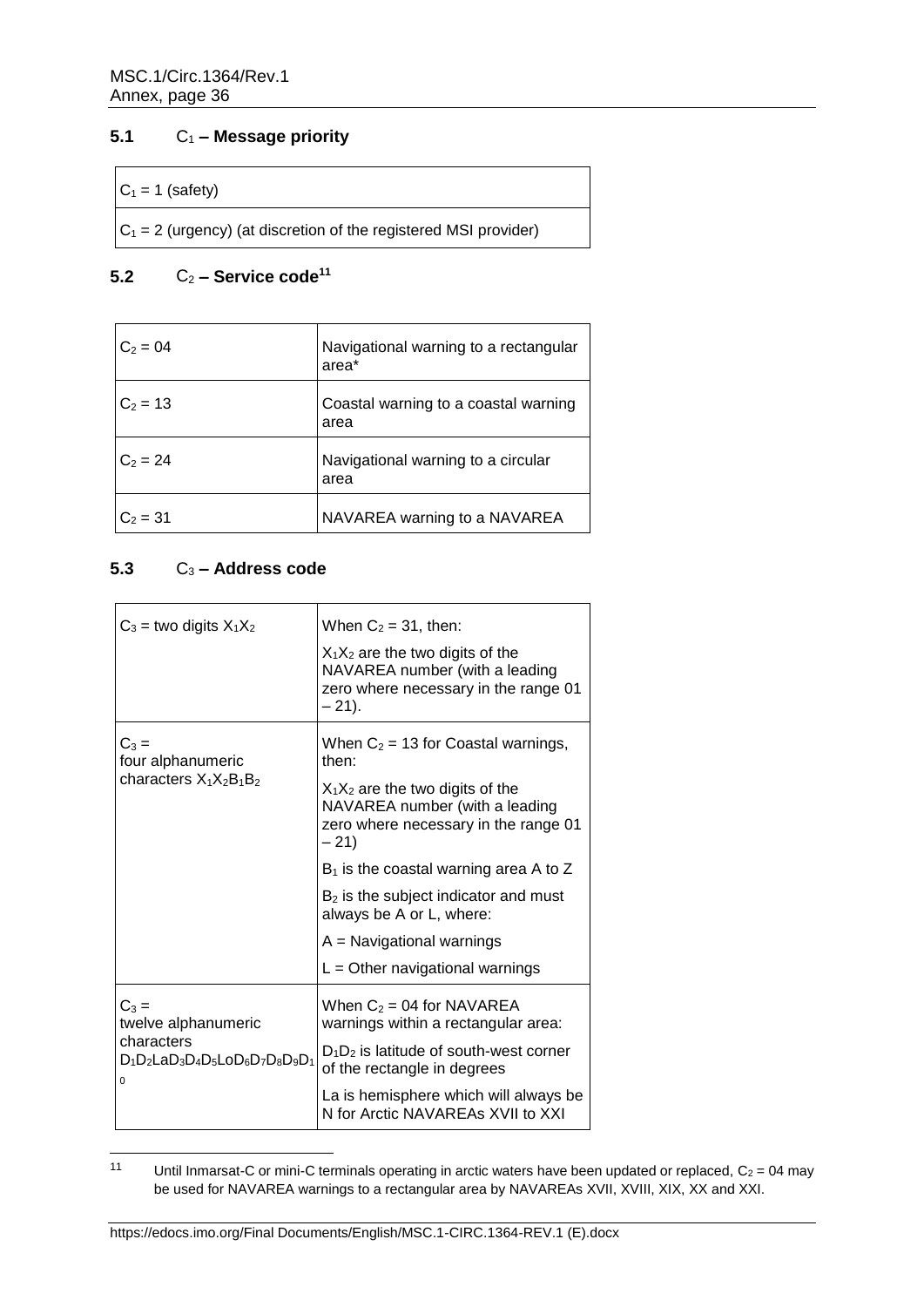### 5.1 $C_1$ – Message priority

| $C_1$ = 1 (safety) |
|---|
| $C_1$ = 2 (urgency) (at discretion of the registered MSI provider) |

### 5.2 $C_2$ – Service code[11]

| | |
|---|---|
| $C_2$ = 04 | Navigational warning to a rectangular area* |
| $C_2$ = 13 | Coastal warning to a coastal warning area |
| $C_2$ = 24 | Navigational warning to a circular area |
| $C_2$ = 31 | NAVAREA warning to a NAVAREA |

### 5.3 $C_3$ – Address code

| | |
|---|---|
| $C_3$ = two digits $X_1X_2$ | When $C_2$ = 31, then:<br>$X_1X_2$ are the two digits of the NAVAREA number (with a leading zero where necessary in the range 01 – 21). |
| $C_3$ = four alphanumeric characters $X_1X_2B_1B_2$ | When $C_2$ = 13 for Coastal warnings, then:<br>$X_1X_2$ are the two digits of the NAVAREA number (with a leading zero where necessary in the range 01 – 21)<br>$B_1$ is the coastal warning area A to Z<br>$B_2$ is the subject indicator and must always be A or L, where:<br>A = Navigational warnings<br>L = Other navigational warnings |
| $C_3$ = twelve alphanumeric characters $D_1D_2LaD_3D_4D_5LoD_6D_7D_8D_9D_{10}$ | When $C_2$ = 04 for NAVAREA warnings within a rectangular area:<br>$D_1D_2$ is latitude of south-west corner of the rectangle in degrees<br>La is hemisphere which will always be N for Arctic NAVAREAs XVII to XXI |

[11] Until Inmarsat-C or mini-C terminals operating in arctic waters have been updated or replaced, $C_2$ = 04 may be used for NAVAREA warnings to a rectangular area by NAVAREAs XVII, XVIII, XIX, XX and XXI.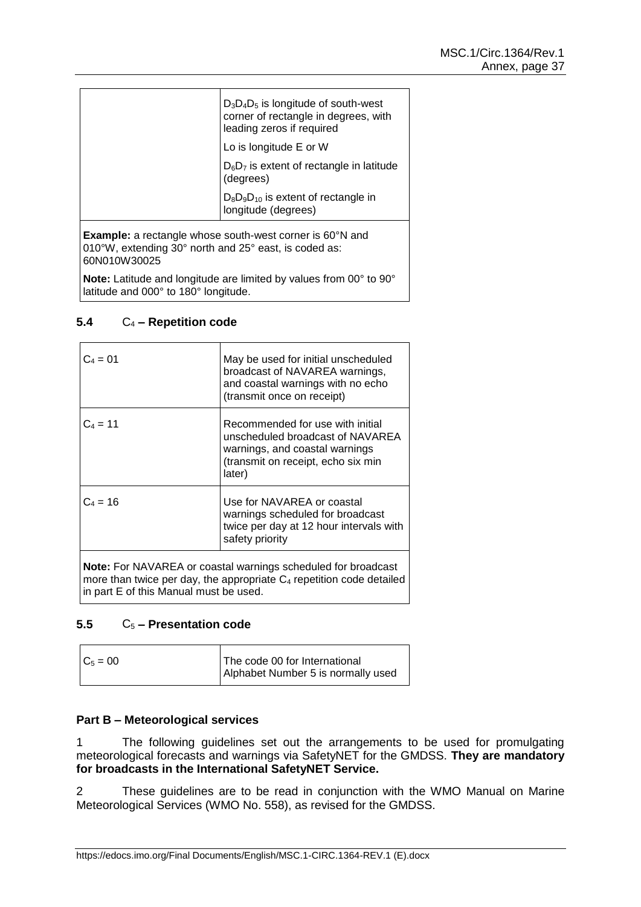| | |
|---|---|
| | $D_3D_4D_5$ is longitude of south-west corner of rectangle in degrees, with leading zeros if required |
| | Lo is longitude E or W |
| | $D_6D_7$ is extent of rectangle in latitude (degrees) |
| | $D_8D_9D_{10}$ is extent of rectangle in longitude (degrees) |
| **Example:** a rectangle whose south-west corner is 60°N and 010°W, extending 30° north and 25° east, is coded as: 60N010W30025 | |
| **Note:** Latitude and longitude are limited by values from 00° to 90° latitude and 000° to 180° longitude. | |

### 5.4 $C_4$ – Repetition code

| | |
|---|---|
| $C_4$ = 01 | May be used for initial unscheduled broadcast of NAVAREA warnings, and coastal warnings with no echo (transmit once on receipt) |
| $C_4$ = 11 | Recommended for use with initial unscheduled broadcast of NAVAREA warnings, and coastal warnings (transmit on receipt, echo six min later) |
| $C_4$ = 16 | Use for NAVAREA or coastal warnings scheduled for broadcast twice per day at 12 hour intervals with safety priority |
| **Note:** For NAVAREA or coastal warnings scheduled for broadcast more than twice per day, the appropriate $C_4$ repetition code detailed in part E of this Manual must be used. | |

### 5.5 $C_5$ – Presentation code

| | |
|---|---|
| $C_5$ = 00 | The code 00 for International Alphabet Number 5 is normally used |

## Part B – Meteorological services

1 The following guidelines set out the arrangements to be used for promulgating meteorological forecasts and warnings via SafetyNET for the GMDSS. **They are mandatory for broadcasts in the International SafetyNET Service.**

2 These guidelines are to be read in conjunction with the WMO Manual on Marine Meteorological Services (WMO No. 558), as revised for the GMDSS.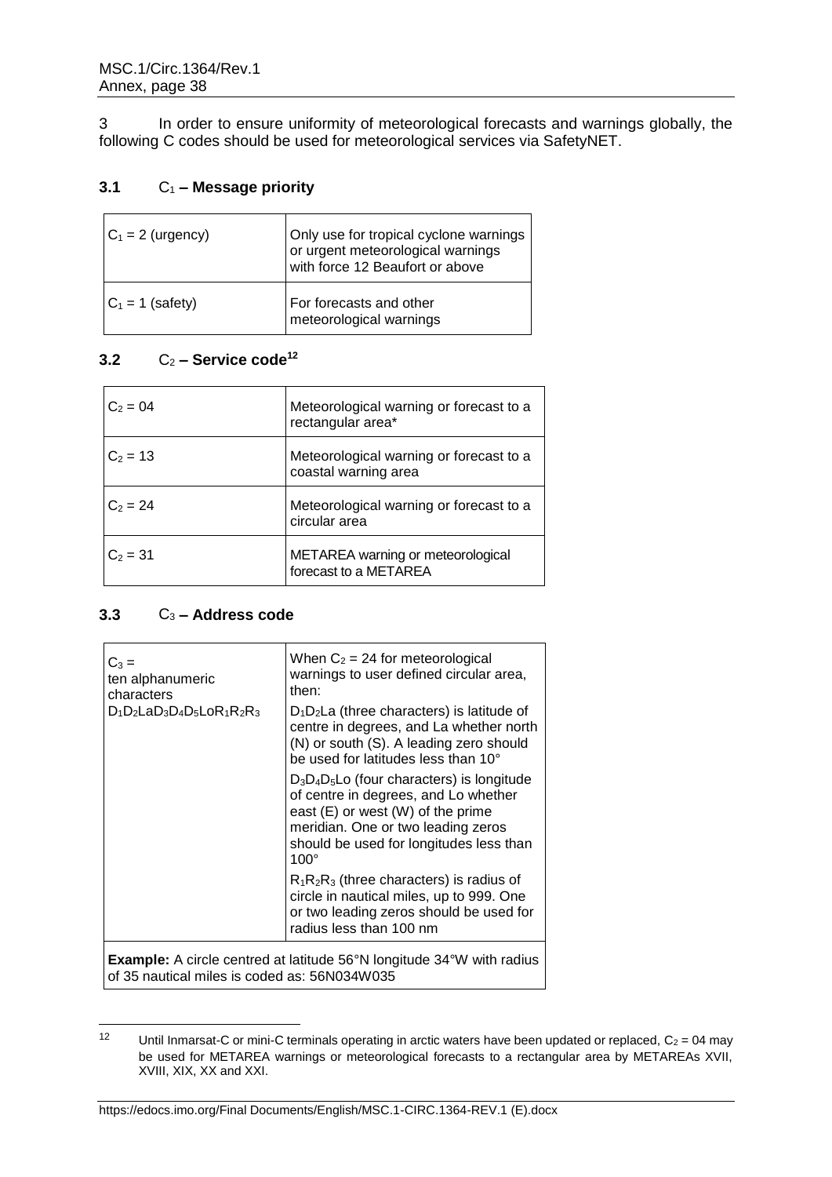3 In order to ensure uniformity of meteorological forecasts and warnings globally, the following C codes should be used for meteorological services via SafetyNET.

### 3.1 $C_1$ – Message priority

| | |
|---|---|
| $C_1$ = 2 (urgency) | Only use for tropical cyclone warnings or urgent meteorological warnings with force 12 Beaufort or above |
| $C_1$ = 1 (safety) | For forecasts and other meteorological warnings |

### 3.2 $C_2$ – Service code[12]

| | |
|---|---|
| $C_2$ = 04 | Meteorological warning or forecast to a rectangular area* |
| $C_2$ = 13 | Meteorological warning or forecast to a coastal warning area |
| $C_2$ = 24 | Meteorological warning or forecast to a circular area |
| $C_2$ = 31 | METAREA warning or meteorological forecast to a METAREA |

### 3.3 $C_3$ – Address code

| | |
|---|---|
| $C_3$ = ten alphanumeric characters $D_1D_2LaD_3D_4D_5LoR_1R_2R_3$ | When $C_2$ = 24 for meteorological warnings to user defined circular area, then: <br> $D_1D_2La$ (three characters) is latitude of centre in degrees, and La whether north (N) or south (S). A leading zero should be used for latitudes less than 10° <br> $D_3D_4D_5Lo$ (four characters) is longitude of centre in degrees, and Lo whether east (E) or west (W) of the prime meridian. One or two leading zeros should be used for longitudes less than 100° <br> $R_1R_2R_3$ (three characters) is radius of circle in nautical miles, up to 999. One or two leading zeros should be used for radius less than 100 nm |
| **Example:** A circle centred at latitude 56°N longitude 34°W with radius of 35 nautical miles is coded as: 56N034W035 | |

---

[12] Until Inmarsat-C or mini-C terminals operating in arctic waters have been updated or replaced, $C_2$ = 04 may be used for METAREA warnings or meteorological forecasts to a rectangular area by METAREAs XVII, XVIII, XIX, XX and XXI.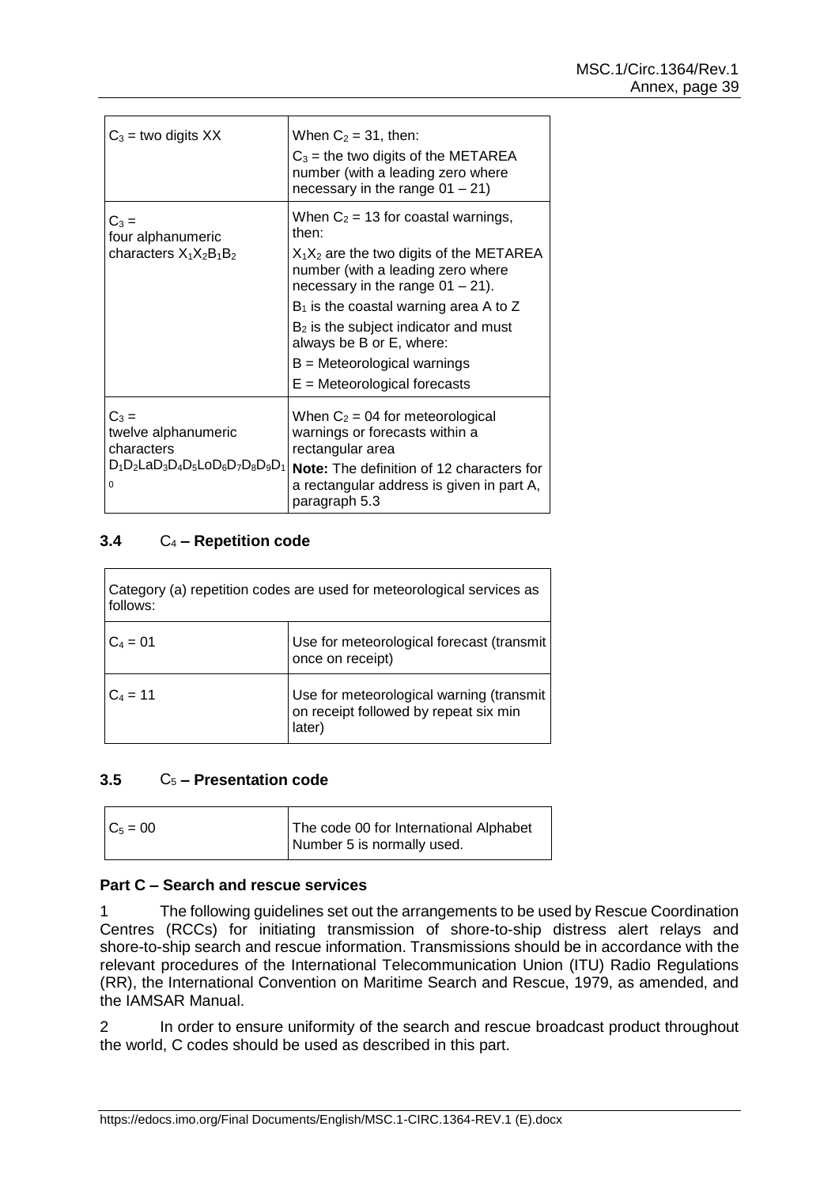| | |
|---|---|
| $C_3$ = two digits XX | When $C_2 = 31$, then: $C_3$ = the two digits of the METAREA number (with a leading zero where necessary in the range 01 – 21) |
| $C_3$ = four alphanumeric characters $X_1X_2B_1B_2$ | When $C_2 = 13$ for coastal warnings, then: $X_1X_2$ are the two digits of the METAREA number (with a leading zero where necessary in the range 01 – 21). $B_1$ is the coastal warning area A to Z $B_2$ is the subject indicator and must always be B or E, where: B = Meteorological warnings E = Meteorological forecasts |
| $C_3$ = twelve alphanumeric characters $D_1D_2LaD_3D_4D_5LoD_6D_7D_8D_9D_{10}$ | When $C_2 = 04$ for meteorological warnings or forecasts within a rectangular area **Note:** The definition of 12 characters for a rectangular address is given in part A, paragraph 5.3 |

### 3.4 $C_4$ – Repetition code

| Category (a) repetition codes are used for meteorological services as follows: | |
|---|---|
| $C_4 = 01$ | Use for meteorological forecast (transmit once on receipt) |
| $C_4 = 11$ | Use for meteorological warning (transmit on receipt followed by repeat six min later) |

### 3.5 $C_5$ – Presentation code

| | |
|---|---|
| $C_5 = 00$ | The code 00 for International Alphabet Number 5 is normally used. |

**Part C – Search and rescue services**

1 The following guidelines set out the arrangements to be used by Rescue Coordination Centres (RCCs) for initiating transmission of shore-to-ship distress alert relays and shore-to-ship search and rescue information. Transmissions should be in accordance with the relevant procedures of the International Telecommunication Union (ITU) Radio Regulations (RR), the International Convention on Maritime Search and Rescue, 1979, as amended, and the IAMSAR Manual.

2 In order to ensure uniformity of the search and rescue broadcast product throughout the world, C codes should be used as described in this part.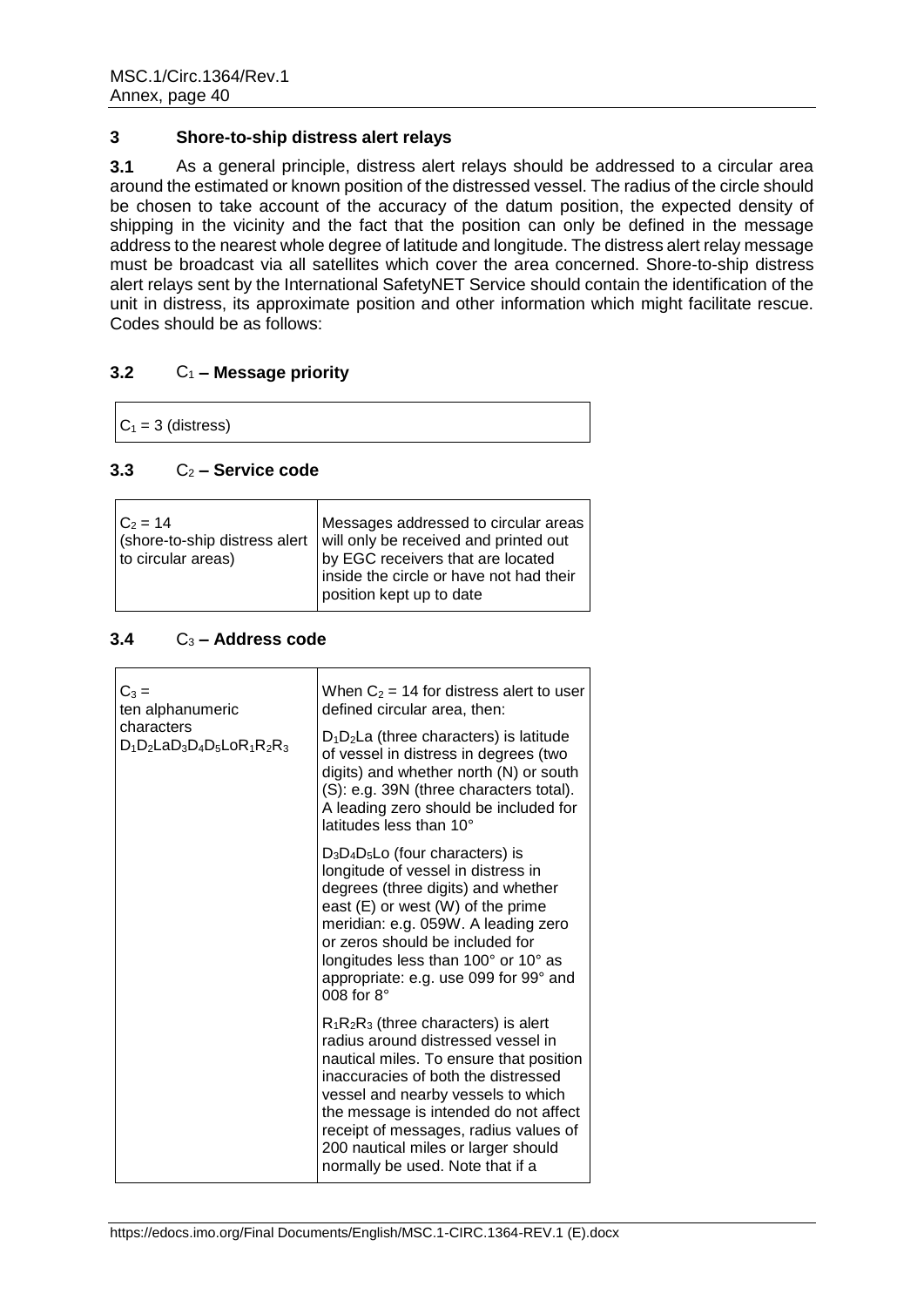### 3 Shore-to-ship distress alert relays

**3.1** As a general principle, distress alert relays should be addressed to a circular area around the estimated or known position of the distressed vessel. The radius of the circle should be chosen to take account of the accuracy of the datum position, the expected density of shipping in the vicinity and the fact that the position can only be defined in the message address to the nearest whole degree of latitude and longitude. The distress alert relay message must be broadcast via all satellites which cover the area concerned. Shore-to-ship distress alert relays sent by the International SafetyNET Service should contain the identification of the unit in distress, its approximate position and other information which might facilitate rescue. Codes should be as follows:

#### 3.2 $C_1$ – Message priority

| $C_1$ = 3 (distress) |
|---|

#### 3.3 $C_2$ – Service code

| | |
|---|---|
| $C_2$ = 14 (shore-to-ship distress alert to circular areas) | Messages addressed to circular areas will only be received and printed out by EGC receivers that are located inside the circle or have not had their position kept up to date |

#### 3.4 $C_3$ – Address code

| | |
|---|---|
| $C_3$ = ten alphanumeric characters $D_1D_2LaD_3D_4D_5LoR_1R_2R_3$ | When $C_2$ = 14 for distress alert to user defined circular area, then:<br><br>$D_1D_2La$ (three characters) is latitude of vessel in distress in degrees (two digits) and whether north (N) or south (S): e.g. 39N (three characters total). A leading zero should be included for latitudes less than 10°<br><br>$D_3D_4D_5Lo$ (four characters) is longitude of vessel in distress in degrees (three digits) and whether east (E) or west (W) of the prime meridian: e.g. 059W. A leading zero or zeros should be included for longitudes less than 100° or 10° as appropriate: e.g. use 099 for 99° and 008 for 8°<br><br>$R_1R_2R_3$ (three characters) is alert radius around distressed vessel in nautical miles. To ensure that position inaccuracies of both the distressed vessel and nearby vessels to which the message is intended do not affect receipt of messages, radius values of 200 nautical miles or larger should normally be used. Note that if a |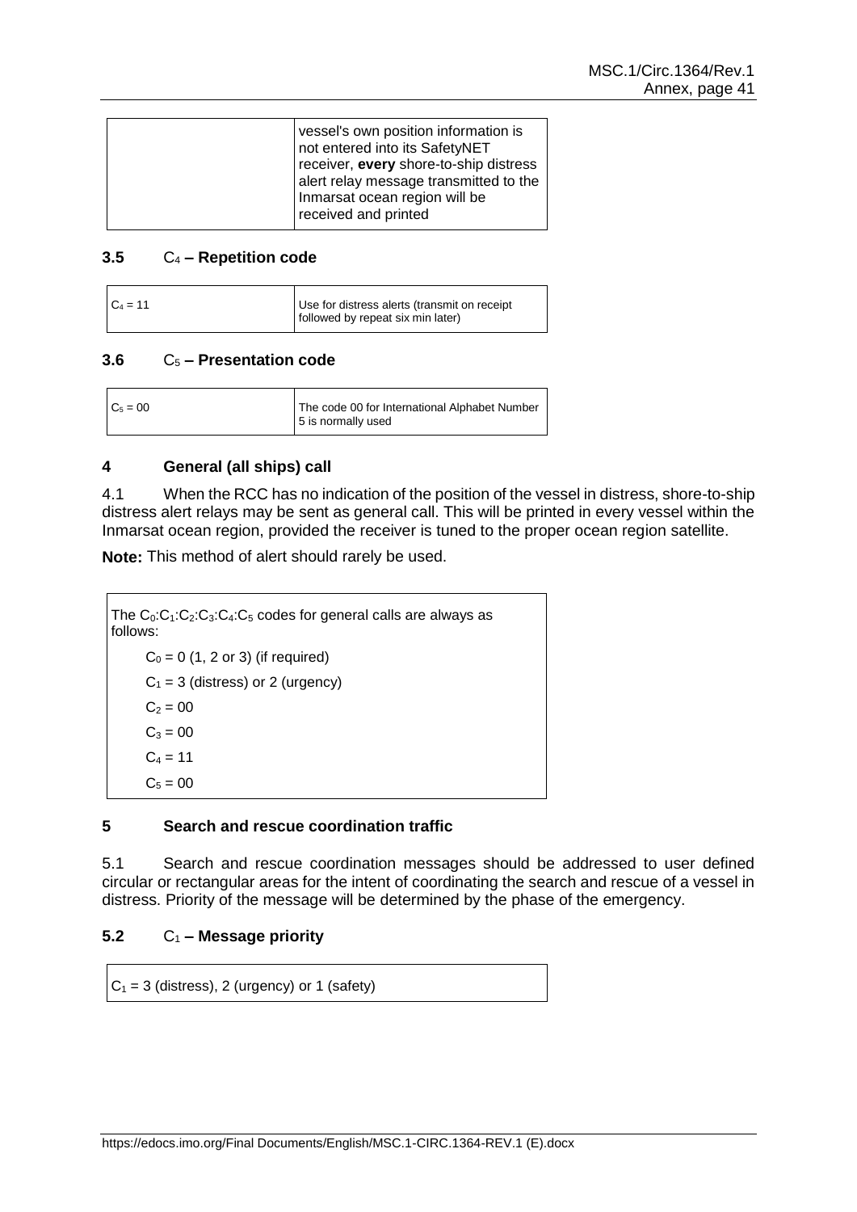| | |
|---|---|
| | vessel's own position information is not entered into its SafetyNET receiver, **every** shore-to-ship distress alert relay message transmitted to the Inmarsat ocean region will be received and printed |

### 3.5 $C_4$ – Repetition code

| | |
|---|---|
| $C_4 = 11$ | Use for distress alerts (transmit on receipt followed by repeat six min later) |

### 3.6 $C_5$ – Presentation code

| | |
|---|---|
| $C_5 = 00$ | The code 00 for International Alphabet Number 5 is normally used |

## 4 General (all ships) call

4.1 When the RCC has no indication of the position of the vessel in distress, shore-to-ship distress alert relays may be sent as general call. This will be printed in every vessel within the Inmarsat ocean region, provided the receiver is tuned to the proper ocean region satellite.

**Note:** This method of alert should rarely be used.

| The $C_0$:$C_1$:$C_2$:$C_3$:$C_4$:$C_5$ codes for general calls are always as follows: |
|---|
| $C_0 = 0$ (1, 2 or 3) (if required) |
| $C_1 = 3$ (distress) or 2 (urgency) |
| $C_2 = 00$ |
| $C_3 = 00$ |
| $C_4 = 11$ |
| $C_5 = 00$ |

## 5 Search and rescue coordination traffic

5.1 Search and rescue coordination messages should be addressed to user defined circular or rectangular areas for the intent of coordinating the search and rescue of a vessel in distress. Priority of the message will be determined by the phase of the emergency.

### 5.2 $C_1$ – Message priority

| $C_1 = 3$ (distress), 2 (urgency) or 1 (safety) |
|---|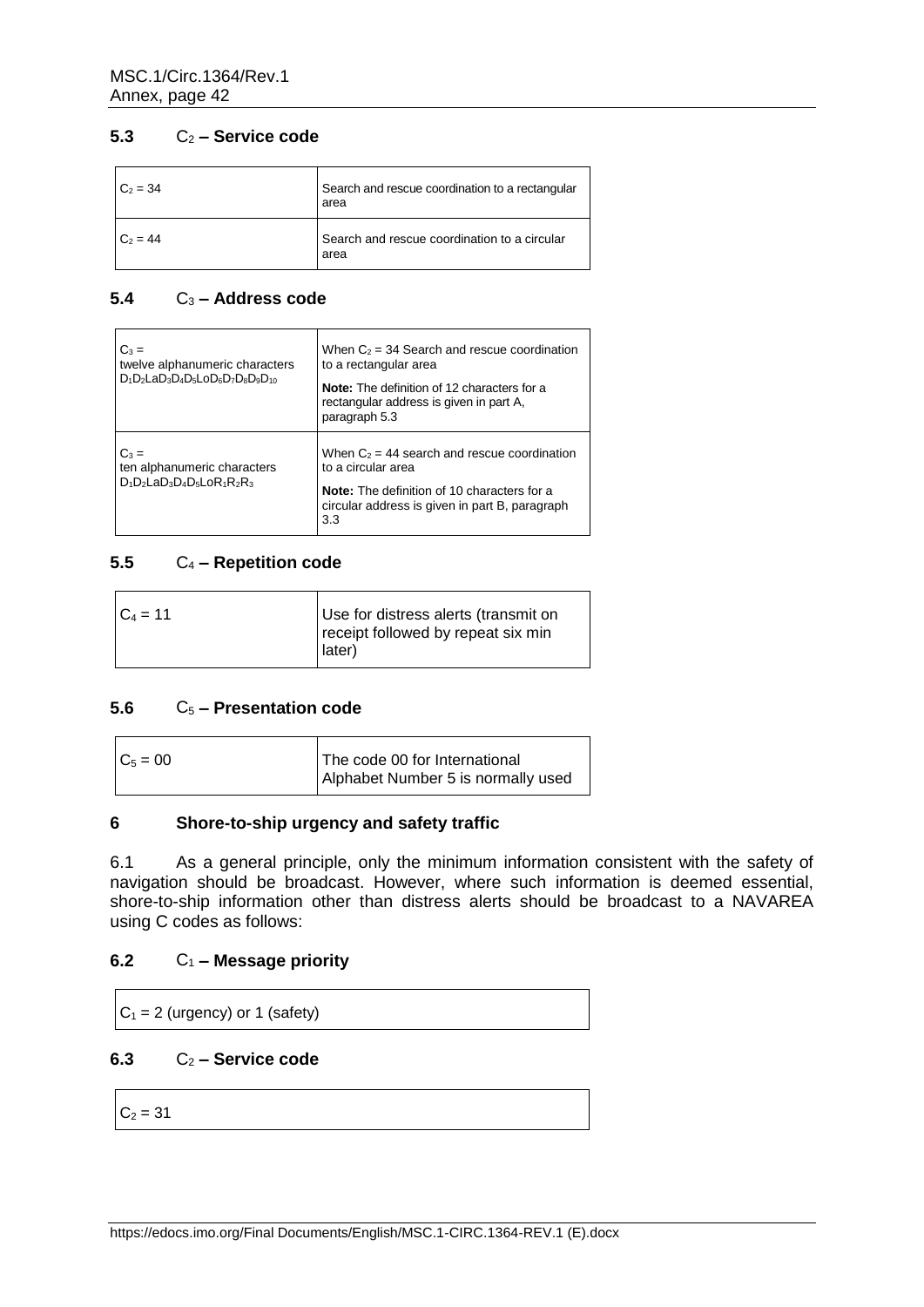### 5.3 $C_2$ – Service code

| | |
|---|---|
| $C_2 = 34$ | Search and rescue coordination to a rectangular area |
| $C_2 = 44$ | Search and rescue coordination to a circular area |

### 5.4 $C_3$ – Address code

| | |
|---|---|
| $C_3$ = twelve alphanumeric characters $D_1D_2LaD_3D_4D_5LoD_6D_7D_8D_9D_{10}$ | When $C_2 = 34$ Search and rescue coordination to a rectangular area<br>**Note:** The definition of 12 characters for a rectangular address is given in part A, paragraph 5.3 |
| $C_3$ = ten alphanumeric characters $D_1D_2LaD_3D_4D_5LoR_1R_2R_3$ | When $C_2 = 44$ search and rescue coordination to a circular area<br>**Note:** The definition of 10 characters for a circular address is given in part B, paragraph 3.3 |

### 5.5 $C_4$ – Repetition code

| | |
|---|---|
| $C_4 = 11$ | Use for distress alerts (transmit on receipt followed by repeat six min later) |

### 5.6 $C_5$ – Presentation code

| | |
|---|---|
| $C_5 = 00$ | The code 00 for International Alphabet Number 5 is normally used |

## 6 Shore-to-ship urgency and safety traffic

6.1 As a general principle, only the minimum information consistent with the safety of navigation should be broadcast. However, where such information is deemed essential, shore-to-ship information other than distress alerts should be broadcast to a NAVAREA using C codes as follows:

### 6.2 $C_1$ – Message priority

| |
|---|
| $C_1 = 2$ (urgency) or 1 (safety) |

### 6.3 $C_2$ – Service code

| |
|---|
| $C_2 = 31$ |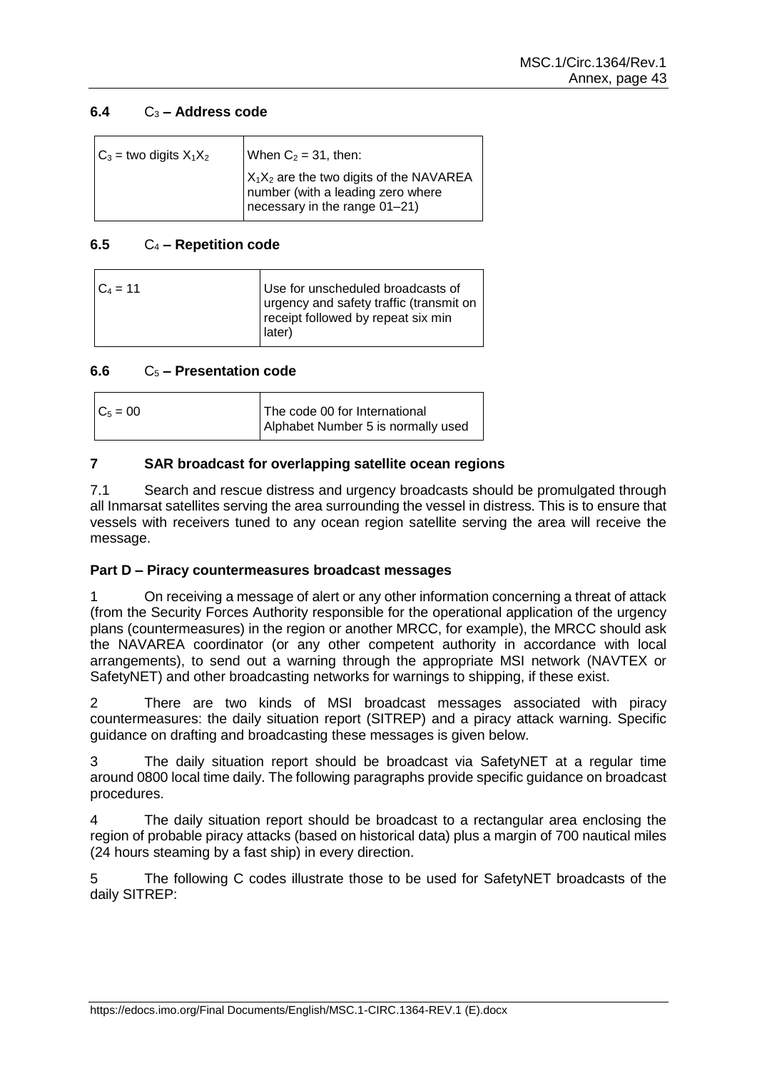### 6.4 $C_3$ – Address code

| | |
|---|---|
| $C_3$ = two digits $X_1X_2$ | When $C_2$ = 31, then: $X_1X_2$ are the two digits of the NAVAREA number (with a leading zero where necessary in the range 01–21) |

### 6.5 $C_4$ – Repetition code

| | |
|---|---|
| $C_4$ = 11 | Use for unscheduled broadcasts of urgency and safety traffic (transmit on receipt followed by repeat six min later) |

### 6.6 $C_5$ – Presentation code

| | |
|---|---|
| $C_5$ = 00 | The code 00 for International Alphabet Number 5 is normally used |

## 7 SAR broadcast for overlapping satellite ocean regions

7.1 Search and rescue distress and urgency broadcasts should be promulgated through all Inmarsat satellites serving the area surrounding the vessel in distress. This is to ensure that vessels with receivers tuned to any ocean region satellite serving the area will receive the message.

**Part D – Piracy countermeasures broadcast messages**

1 On receiving a message of alert or any other information concerning a threat of attack (from the Security Forces Authority responsible for the operational application of the urgency plans (countermeasures) in the region or another MRCC, for example), the MRCC should ask the NAVAREA coordinator (or any other competent authority in accordance with local arrangements), to send out a warning through the appropriate MSI network (NAVTEX or SafetyNET) and other broadcasting networks for warnings to shipping, if these exist.

2 There are two kinds of MSI broadcast messages associated with piracy countermeasures: the daily situation report (SITREP) and a piracy attack warning. Specific guidance on drafting and broadcasting these messages is given below.

3 The daily situation report should be broadcast via SafetyNET at a regular time around 0800 local time daily. The following paragraphs provide specific guidance on broadcast procedures.

4 The daily situation report should be broadcast to a rectangular area enclosing the region of probable piracy attacks (based on historical data) plus a margin of 700 nautical miles (24 hours steaming by a fast ship) in every direction.

5 The following C codes illustrate those to be used for SafetyNET broadcasts of the daily SITREP: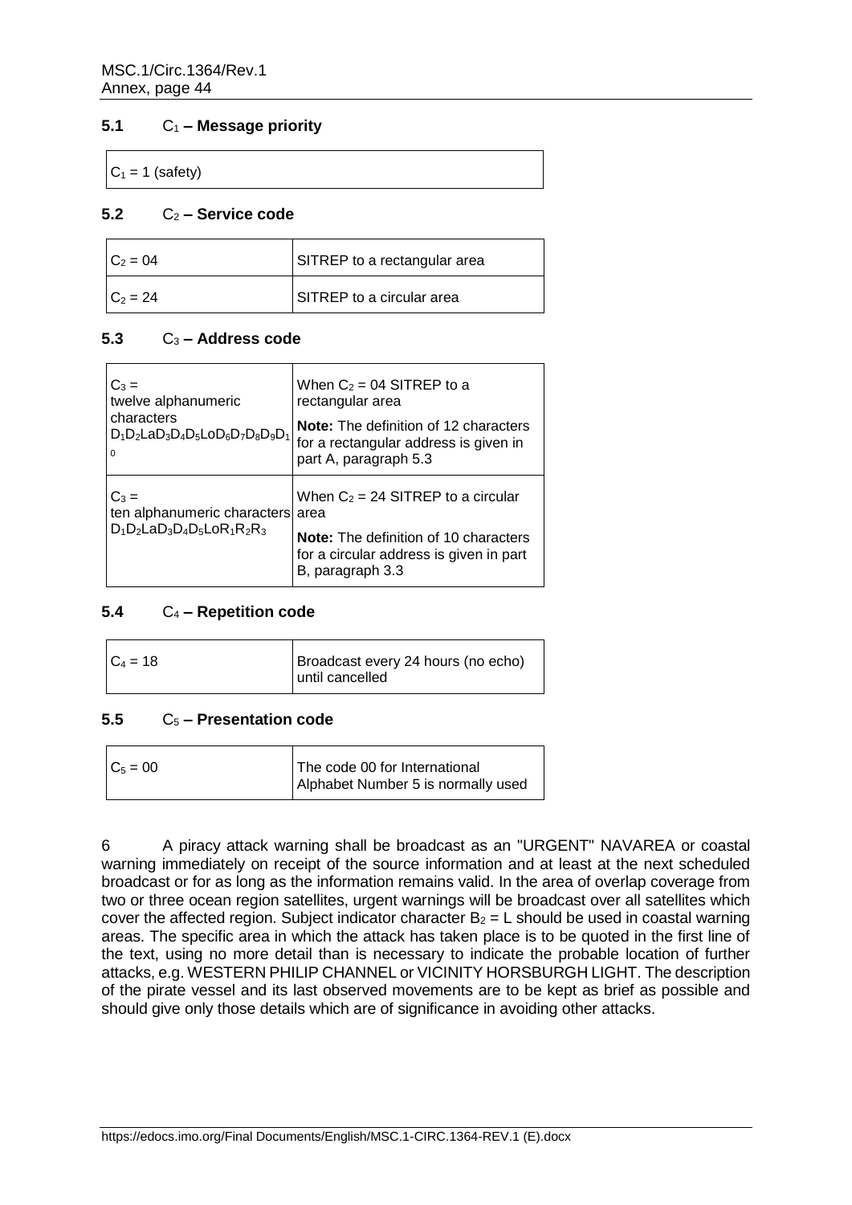### 5.1 $C_1$ – Message priority

| $C_1$ = 1 (safety) |
|---|

### 5.2 $C_2$ – Service code

| | |
|---|---|
| $C_2$ = 04 | SITREP to a rectangular area |
| $C_2$ = 24 | SITREP to a circular area |

### 5.3 $C_3$ – Address code

| | |
|---|---|
| $C_3$ = twelve alphanumeric characters $D_1D_2LaD_3D_4D_5LoD_6D_7D_8D_9D_{10}$ | When $C_2$ = 04 SITREP to a rectangular area<br>**Note:** The definition of 12 characters for a rectangular address is given in part A, paragraph 5.3 |
| $C_3$ = ten alphanumeric characters $D_1D_2LaD_3D_4D_5LoR_1R_2R_3$ | When $C_2$ = 24 SITREP to a circular area<br>**Note:** The definition of 10 characters for a circular address is given in part B, paragraph 3.3 |

### 5.4 $C_4$ – Repetition code

| | |
|---|---|
| $C_4$ = 18 | Broadcast every 24 hours (no echo) until cancelled |

### 5.5 $C_5$ – Presentation code

| | |
|---|---|
| $C_5$ = 00 | The code 00 for International Alphabet Number 5 is normally used |

6 A piracy attack warning shall be broadcast as an "URGENT" NAVAREA or coastal warning immediately on receipt of the source information and at least at the next scheduled broadcast or for as long as the information remains valid. In the area of overlap coverage from two or three ocean region satellites, urgent warnings will be broadcast over all satellites which cover the affected region. Subject indicator character $B_2$ = L should be used in coastal warning areas. The specific area in which the attack has taken place is to be quoted in the first line of the text, using no more detail than is necessary to indicate the probable location of further attacks, e.g. WESTERN PHILIP CHANNEL or VICINITY HORSBURGH LIGHT. The description of the pirate vessel and its last observed movements are to be kept as brief as possible and should give only those details which are of significance in avoiding other attacks.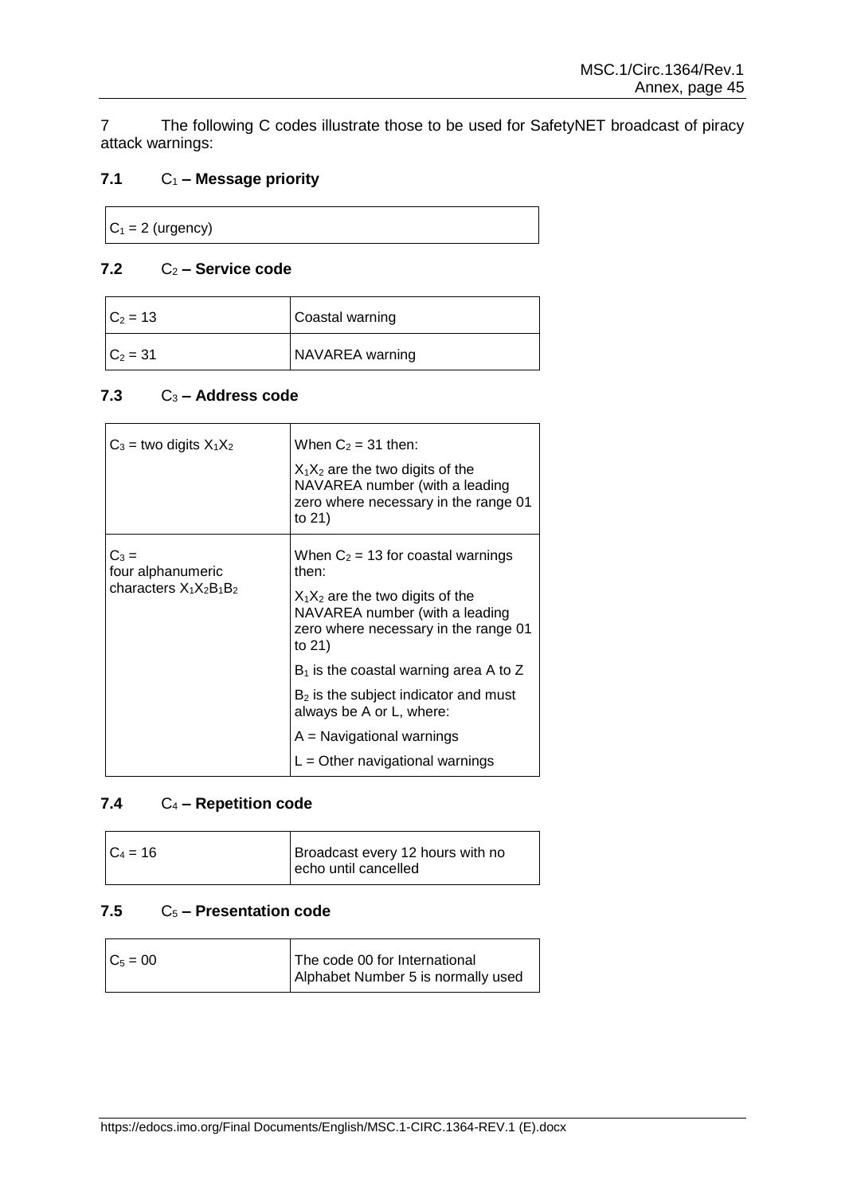7 The following C codes illustrate those to be used for SafetyNET broadcast of piracy attack warnings:

### 7.1 $C_1$ – Message priority

| $C_1 = 2$ (urgency) |
|---|

### 7.2 $C_2$ – Service code

| | |
|---|---|
| $C_2 = 13$ | Coastal warning |
| $C_2 = 31$ | NAVAREA warning |

### 7.3 $C_3$ – Address code

| | |
|---|---|
| $C_3$ = two digits $X_1X_2$ | When $C_2 = 31$ then:<br>$X_1X_2$ are the two digits of the NAVAREA number (with a leading zero where necessary in the range 01 to 21) |
| $C_3$ = four alphanumeric characters $X_1X_2B_1B_2$ | When $C_2 = 13$ for coastal warnings then:<br>$X_1X_2$ are the two digits of the NAVAREA number (with a leading zero where necessary in the range 01 to 21)<br>$B_1$ is the coastal warning area A to Z<br>$B_2$ is the subject indicator and must always be A or L, where:<br>A = Navigational warnings<br>L = Other navigational warnings |

### 7.4 $C_4$ – Repetition code

| | |
|---|---|
| $C_4 = 16$ | Broadcast every 12 hours with no echo until cancelled |

### 7.5 $C_5$ – Presentation code

| | |
|---|---|
| $C_5 = 00$ | The code 00 for International Alphabet Number 5 is normally used |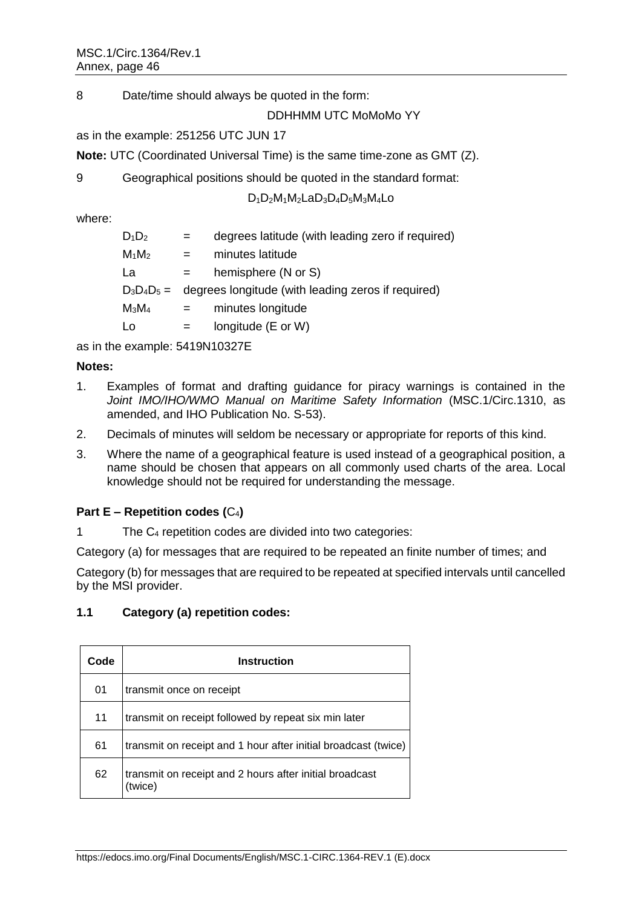8 Date/time should always be quoted in the form:

DDHHMM UTC MoMoMo YY

as in the example: 251256 UTC JUN 17

**Note:** UTC (Coordinated Universal Time) is the same time-zone as GMT (Z).

9 Geographical positions should be quoted in the standard format:

$D_1D_2M_1M_2LaD_3D_4D_5M_3M_4Lo$

where:

| | | |
|---|---|---|
| $D_1D_2$ | = | degrees latitude (with leading zero if required) |
| $M_1M_2$ | = | minutes latitude |
| La | = | hemisphere (N or S) |
| $D_3D_4D_5$ | = | degrees longitude (with leading zeros if required) |
| $M_3M_4$ | = | minutes longitude |
| Lo | = | longitude (E or W) |

as in the example: 5419N10327E

**Notes:**

1. Examples of format and drafting guidance for piracy warnings is contained in the *Joint IMO/IHO/WMO Manual on Maritime Safety Information* (MSC.1/Circ.1310, as amended, and IHO Publication No. S-53).
2. Decimals of minutes will seldom be necessary or appropriate for reports of this kind.
3. Where the name of a geographical feature is used instead of a geographical position, a name should be chosen that appears on all commonly used charts of the area. Local knowledge should not be required for understanding the message.

### Part E – Repetition codes ($C_4$)

1 The $C_4$ repetition codes are divided into two categories:

Category (a) for messages that are required to be repeated an finite number of times; and

Category (b) for messages that are required to be repeated at specified intervals until cancelled by the MSI provider.

#### 1.1 Category (a) repetition codes:

| Code | Instruction |
|---|---|
| 01 | transmit once on receipt |
| 11 | transmit on receipt followed by repeat six min later |
| 61 | transmit on receipt and 1 hour after initial broadcast (twice) |
| 62 | transmit on receipt and 2 hours after initial broadcast (twice) |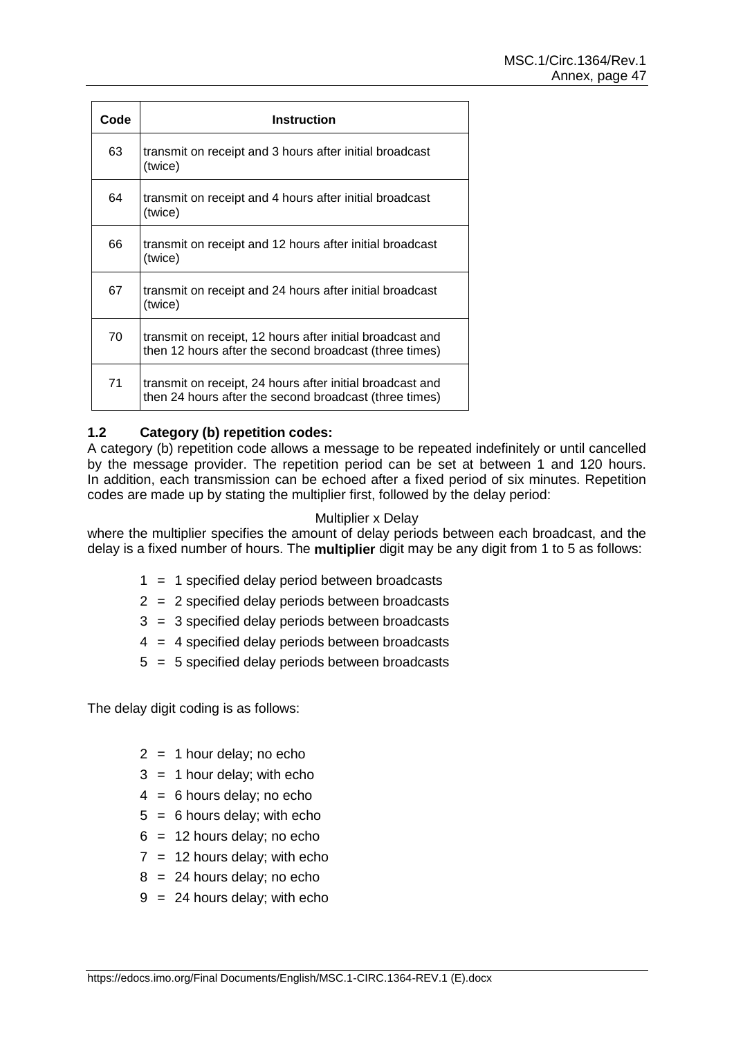| Code | Instruction |
|---|---|
| 63 | transmit on receipt and 3 hours after initial broadcast (twice) |
| 64 | transmit on receipt and 4 hours after initial broadcast (twice) |
| 66 | transmit on receipt and 12 hours after initial broadcast (twice) |
| 67 | transmit on receipt and 24 hours after initial broadcast (twice) |
| 70 | transmit on receipt, 12 hours after initial broadcast and then 12 hours after the second broadcast (three times) |
| 71 | transmit on receipt, 24 hours after initial broadcast and then 24 hours after the second broadcast (three times) |

### 1.2 Category (b) repetition codes:

A category (b) repetition code allows a message to be repeated indefinitely or until cancelled by the message provider. The repetition period can be set at between 1 and 120 hours. In addition, each transmission can be echoed after a fixed period of six minutes. Repetition codes are made up by stating the multiplier first, followed by the delay period:

Multiplier x Delay

where the multiplier specifies the amount of delay periods between each broadcast, and the delay is a fixed number of hours. The **multiplier** digit may be any digit from 1 to 5 as follows:

- 1 = 1 specified delay period between broadcasts
- 2 = 2 specified delay periods between broadcasts
- 3 = 3 specified delay periods between broadcasts
- 4 = 4 specified delay periods between broadcasts
- 5 = 5 specified delay periods between broadcasts

The delay digit coding is as follows:

- 2 = 1 hour delay; no echo
- 3 = 1 hour delay; with echo
- 4 = 6 hours delay; no echo
- 5 = 6 hours delay; with echo
- 6 = 12 hours delay; no echo
- 7 = 12 hours delay; with echo
- 8 = 24 hours delay; no echo
- 9 = 24 hours delay; with echo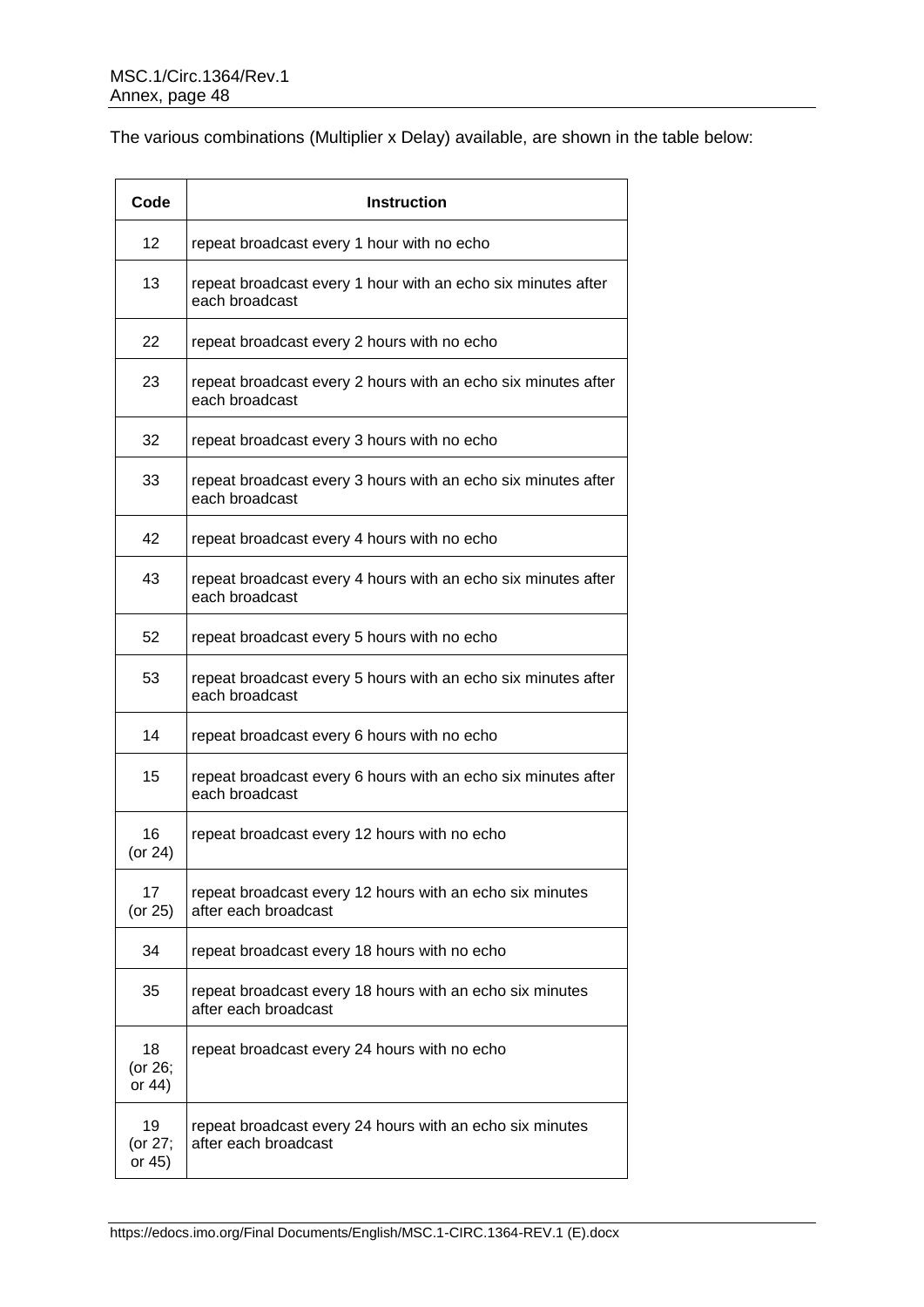The various combinations (Multiplier x Delay) available, are shown in the table below:

| Code | Instruction |
|---|---|
| 12 | repeat broadcast every 1 hour with no echo |
| 13 | repeat broadcast every 1 hour with an echo six minutes after each broadcast |
| 22 | repeat broadcast every 2 hours with no echo |
| 23 | repeat broadcast every 2 hours with an echo six minutes after each broadcast |
| 32 | repeat broadcast every 3 hours with no echo |
| 33 | repeat broadcast every 3 hours with an echo six minutes after each broadcast |
| 42 | repeat broadcast every 4 hours with no echo |
| 43 | repeat broadcast every 4 hours with an echo six minutes after each broadcast |
| 52 | repeat broadcast every 5 hours with no echo |
| 53 | repeat broadcast every 5 hours with an echo six minutes after each broadcast |
| 14 | repeat broadcast every 6 hours with no echo |
| 15 | repeat broadcast every 6 hours with an echo six minutes after each broadcast |
| 16 (or 24) | repeat broadcast every 12 hours with no echo |
| 17 (or 25) | repeat broadcast every 12 hours with an echo six minutes after each broadcast |
| 34 | repeat broadcast every 18 hours with no echo |
| 35 | repeat broadcast every 18 hours with an echo six minutes after each broadcast |
| 18 (or 26; or 44) | repeat broadcast every 24 hours with no echo |
| 19 (or 27; or 45) | repeat broadcast every 24 hours with an echo six minutes after each broadcast |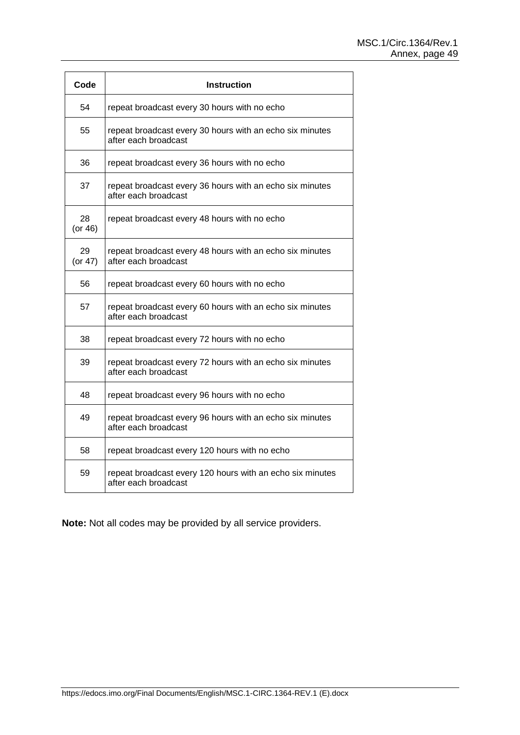| Code | Instruction |
|---|---|
| 54 | repeat broadcast every 30 hours with no echo |
| 55 | repeat broadcast every 30 hours with an echo six minutes after each broadcast |
| 36 | repeat broadcast every 36 hours with no echo |
| 37 | repeat broadcast every 36 hours with an echo six minutes after each broadcast |
| 28 (or 46) | repeat broadcast every 48 hours with no echo |
| 29 (or 47) | repeat broadcast every 48 hours with an echo six minutes after each broadcast |
| 56 | repeat broadcast every 60 hours with no echo |
| 57 | repeat broadcast every 60 hours with an echo six minutes after each broadcast |
| 38 | repeat broadcast every 72 hours with no echo |
| 39 | repeat broadcast every 72 hours with an echo six minutes after each broadcast |
| 48 | repeat broadcast every 96 hours with no echo |
| 49 | repeat broadcast every 96 hours with an echo six minutes after each broadcast |
| 58 | repeat broadcast every 120 hours with no echo |
| 59 | repeat broadcast every 120 hours with an echo six minutes after each broadcast |

**Note:** Not all codes may be provided by all service providers.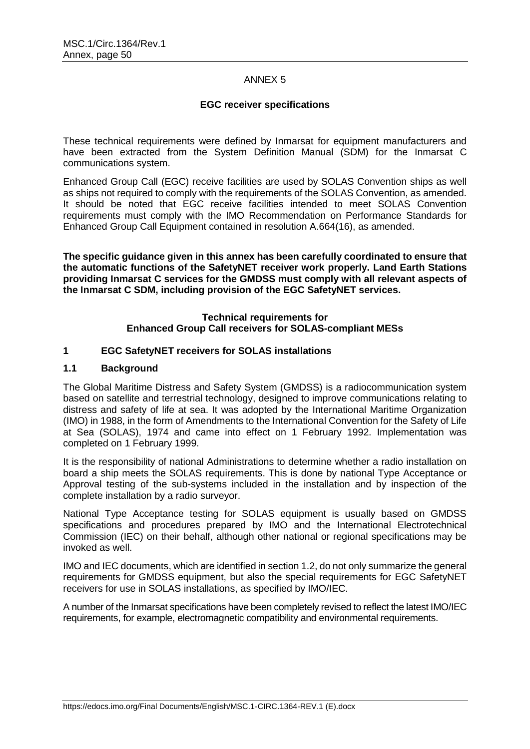ANNEX 5

**EGC receiver specifications**

These technical requirements were defined by Inmarsat for equipment manufacturers and have been extracted from the System Definition Manual (SDM) for the Inmarsat C communications system.

Enhanced Group Call (EGC) receive facilities are used by SOLAS Convention ships as well as ships not required to comply with the requirements of the SOLAS Convention, as amended. It should be noted that EGC receive facilities intended to meet SOLAS Convention requirements must comply with the IMO Recommendation on Performance Standards for Enhanced Group Call Equipment contained in resolution A.664(16), as amended.

**The specific guidance given in this annex has been carefully coordinated to ensure that the automatic functions of the SafetyNET receiver work properly. Land Earth Stations providing Inmarsat C services for the GMDSS must comply with all relevant aspects of the Inmarsat C SDM, including provision of the EGC SafetyNET services.**

**Technical requirements for Enhanced Group Call receivers for SOLAS-compliant MESs**

## 1 EGC SafetyNET receivers for SOLAS installations

### 1.1 Background

The Global Maritime Distress and Safety System (GMDSS) is a radiocommunication system based on satellite and terrestrial technology, designed to improve communications relating to distress and safety of life at sea. It was adopted by the International Maritime Organization (IMO) in 1988, in the form of Amendments to the International Convention for the Safety of Life at Sea (SOLAS), 1974 and came into effect on 1 February 1992. Implementation was completed on 1 February 1999.

It is the responsibility of national Administrations to determine whether a radio installation on board a ship meets the SOLAS requirements. This is done by national Type Acceptance or Approval testing of the sub-systems included in the installation and by inspection of the complete installation by a radio surveyor.

National Type Acceptance testing for SOLAS equipment is usually based on GMDSS specifications and procedures prepared by IMO and the International Electrotechnical Commission (IEC) on their behalf, although other national or regional specifications may be invoked as well.

IMO and IEC documents, which are identified in section 1.2, do not only summarize the general requirements for GMDSS equipment, but also the special requirements for EGC SafetyNET receivers for use in SOLAS installations, as specified by IMO/IEC.

A number of the Inmarsat specifications have been completely revised to reflect the latest IMO/IEC requirements, for example, electromagnetic compatibility and environmental requirements.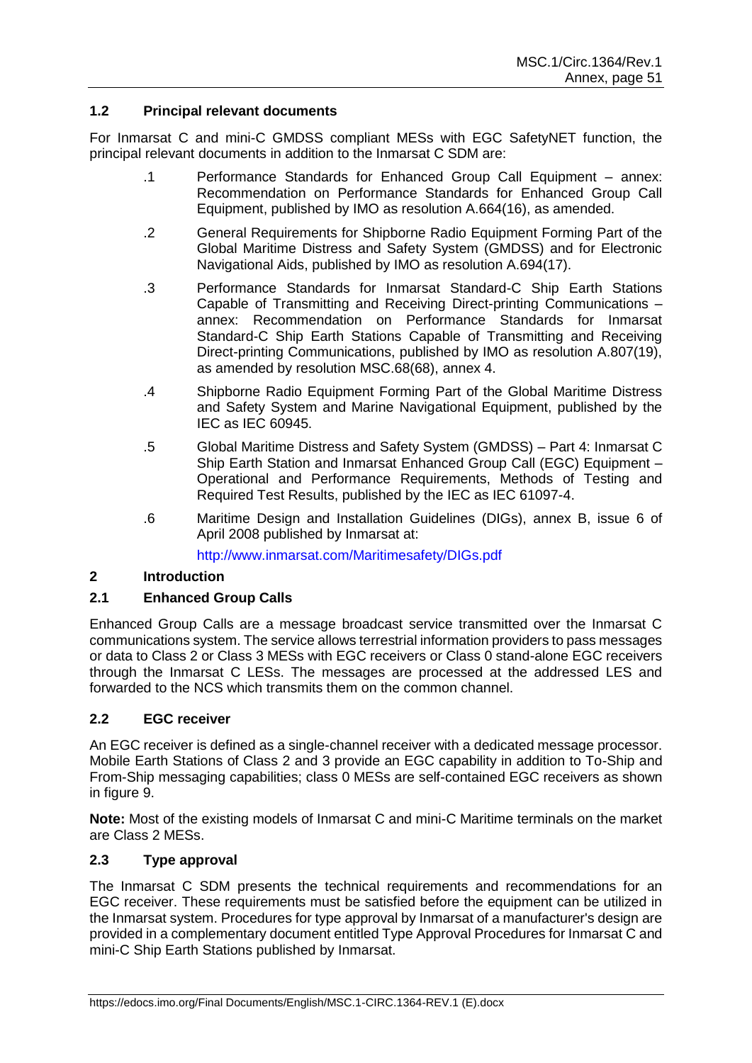### 1.2 Principal relevant documents

For Inmarsat C and mini-C GMDSS compliant MESs with EGC SafetyNET function, the principal relevant documents in addition to the Inmarsat C SDM are:

.1 Performance Standards for Enhanced Group Call Equipment – annex: Recommendation on Performance Standards for Enhanced Group Call Equipment, published by IMO as resolution A.664(16), as amended.

.2 General Requirements for Shipborne Radio Equipment Forming Part of the Global Maritime Distress and Safety System (GMDSS) and for Electronic Navigational Aids, published by IMO as resolution A.694(17).

.3 Performance Standards for Inmarsat Standard-C Ship Earth Stations Capable of Transmitting and Receiving Direct-printing Communications – annex: Recommendation on Performance Standards for Inmarsat Standard-C Ship Earth Stations Capable of Transmitting and Receiving Direct-printing Communications, published by IMO as resolution A.807(19), as amended by resolution MSC.68(68), annex 4.

.4 Shipborne Radio Equipment Forming Part of the Global Maritime Distress and Safety System and Marine Navigational Equipment, published by the IEC as IEC 60945.

.5 Global Maritime Distress and Safety System (GMDSS) – Part 4: Inmarsat C Ship Earth Station and Inmarsat Enhanced Group Call (EGC) Equipment – Operational and Performance Requirements, Methods of Testing and Required Test Results, published by the IEC as IEC 61097-4.

.6 Maritime Design and Installation Guidelines (DIGs), annex B, issue 6 of April 2008 published by Inmarsat at:

http://www.inmarsat.com/Maritimesafety/DIGs.pdf

## 2 Introduction

### 2.1 Enhanced Group Calls

Enhanced Group Calls are a message broadcast service transmitted over the Inmarsat C communications system. The service allows terrestrial information providers to pass messages or data to Class 2 or Class 3 MESs with EGC receivers or Class 0 stand-alone EGC receivers through the Inmarsat C LESs. The messages are processed at the addressed LES and forwarded to the NCS which transmits them on the common channel.

### 2.2 EGC receiver

An EGC receiver is defined as a single-channel receiver with a dedicated message processor. Mobile Earth Stations of Class 2 and 3 provide an EGC capability in addition to To-Ship and From-Ship messaging capabilities; class 0 MESs are self-contained EGC receivers as shown in figure 9.

**Note:** Most of the existing models of Inmarsat C and mini-C Maritime terminals on the market are Class 2 MESs.

### 2.3 Type approval

The Inmarsat C SDM presents the technical requirements and recommendations for an EGC receiver. These requirements must be satisfied before the equipment can be utilized in the Inmarsat system. Procedures for type approval by Inmarsat of a manufacturer's design are provided in a complementary document entitled Type Approval Procedures for Inmarsat C and mini-C Ship Earth Stations published by Inmarsat.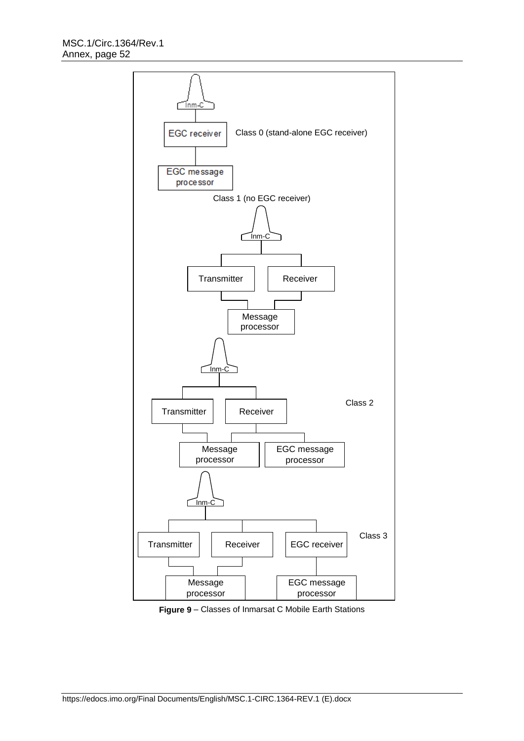Inm-C

EGC receiver

Class 0 (stand-alone EGC receiver)

EGC message processor

Class 1 (no EGC receiver)

Inm-C

Transmitter

Receiver

Message processor

Inm-C

Transmitter

Receiver

Class 2

Message processor

EGC message processor

Inm-C

Transmitter

Receiver

EGC receiver

Class 3

Message processor

EGC message processor

**Figure 9** – Classes of Inmarsat C Mobile Earth Stations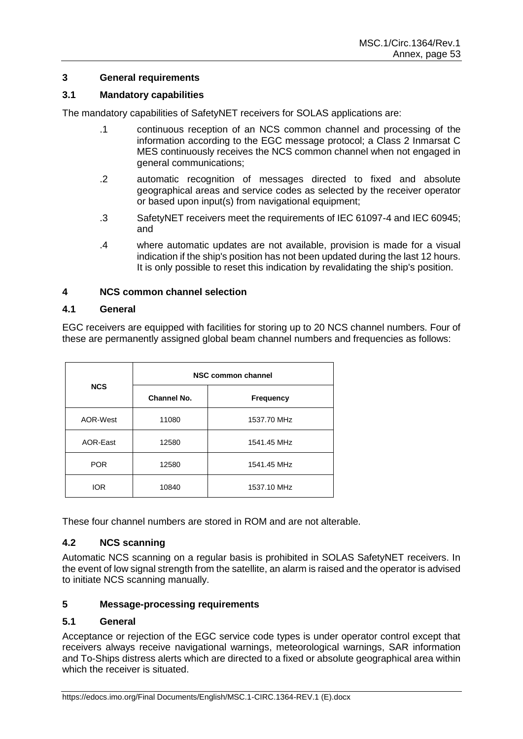## 3 General requirements

### 3.1 Mandatory capabilities

The mandatory capabilities of SafetyNET receivers for SOLAS applications are:

.1 continuous reception of an NCS common channel and processing of the information according to the EGC message protocol; a Class 2 Inmarsat C MES continuously receives the NCS common channel when not engaged in general communications;

.2 automatic recognition of messages directed to fixed and absolute geographical areas and service codes as selected by the receiver operator or based upon input(s) from navigational equipment;

.3 SafetyNET receivers meet the requirements of IEC 61097-4 and IEC 60945; and

.4 where automatic updates are not available, provision is made for a visual indication if the ship's position has not been updated during the last 12 hours. It is only possible to reset this indication by revalidating the ship's position.

## 4 NCS common channel selection

### 4.1 General

EGC receivers are equipped with facilities for storing up to 20 NCS channel numbers. Four of these are permanently assigned global beam channel numbers and frequencies as follows:

| NCS | NSC common channel | |
|---|---|---|
| | Channel No. | Frequency |
| AOR-West | 11080 | 1537.70 MHz |
| AOR-East | 12580 | 1541.45 MHz |
| POR | 12580 | 1541.45 MHz |
| IOR | 10840 | 1537.10 MHz |

These four channel numbers are stored in ROM and are not alterable.

### 4.2 NCS scanning

Automatic NCS scanning on a regular basis is prohibited in SOLAS SafetyNET receivers. In the event of low signal strength from the satellite, an alarm is raised and the operator is advised to initiate NCS scanning manually.

## 5 Message-processing requirements

### 5.1 General

Acceptance or rejection of the EGC service code types is under operator control except that receivers always receive navigational warnings, meteorological warnings, SAR information and To-Ships distress alerts which are directed to a fixed or absolute geographical area within which the receiver is situated.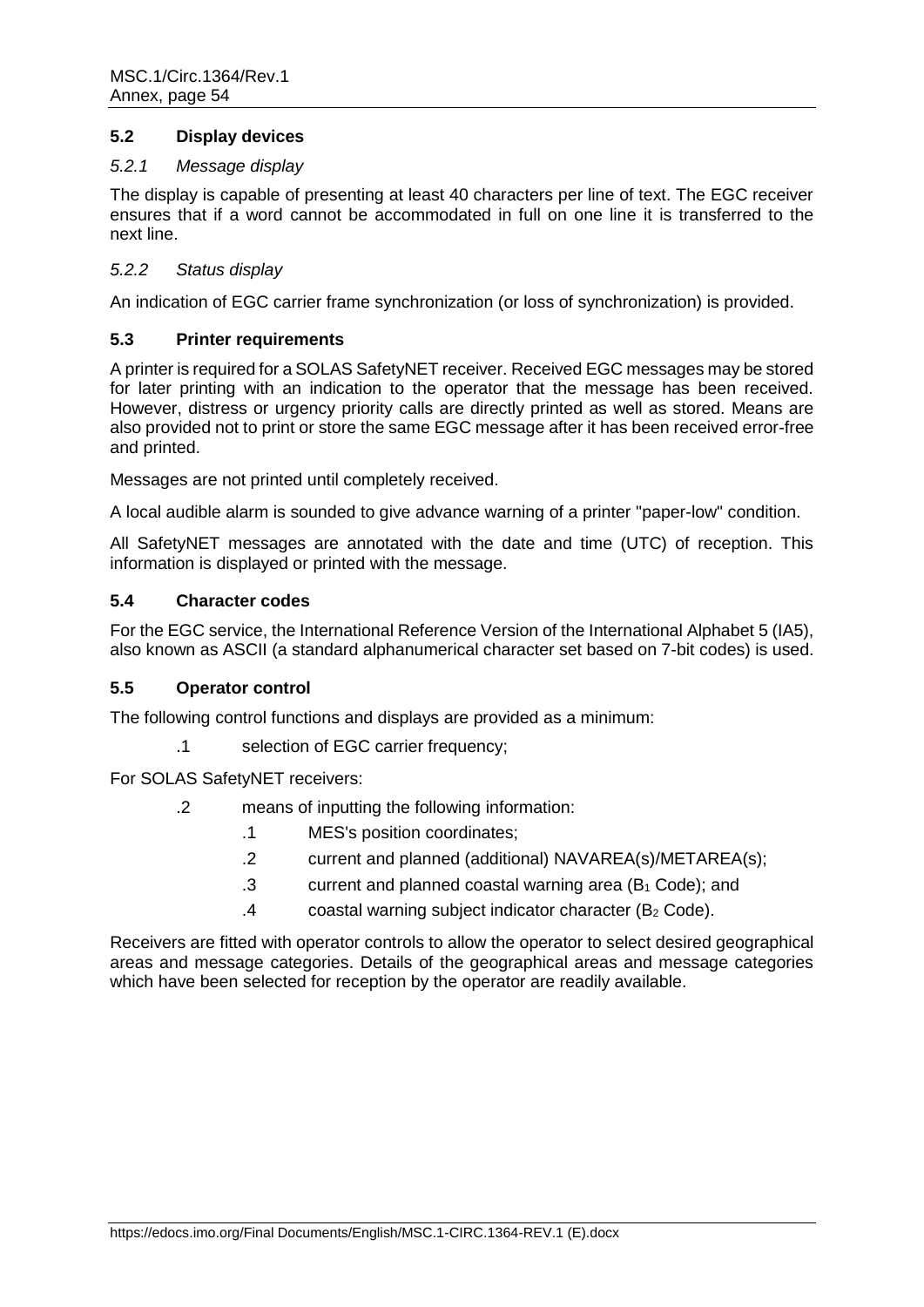## 5.2 Display devices

### *5.2.1 Message display*

The display is capable of presenting at least 40 characters per line of text. The EGC receiver ensures that if a word cannot be accommodated in full on one line it is transferred to the next line.

### *5.2.2 Status display*

An indication of EGC carrier frame synchronization (or loss of synchronization) is provided.

## 5.3 Printer requirements

A printer is required for a SOLAS SafetyNET receiver. Received EGC messages may be stored for later printing with an indication to the operator that the message has been received. However, distress or urgency priority calls are directly printed as well as stored. Means are also provided not to print or store the same EGC message after it has been received error-free and printed.

Messages are not printed until completely received.

A local audible alarm is sounded to give advance warning of a printer "paper-low" condition.

All SafetyNET messages are annotated with the date and time (UTC) of reception. This information is displayed or printed with the message.

## 5.4 Character codes

For the EGC service, the International Reference Version of the International Alphabet 5 (IA5), also known as ASCII (a standard alphanumerical character set based on 7-bit codes) is used.

## 5.5 Operator control

The following control functions and displays are provided as a minimum:

- .1 selection of EGC carrier frequency;

For SOLAS SafetyNET receivers:

- .2 means of inputting the following information:
  - .1 MES's position coordinates;
  - .2 current and planned (additional) NAVAREA(s)/METAREA(s);
  - .3 current and planned coastal warning area ($B_1$ Code); and
  - .4 coastal warning subject indicator character ($B_2$ Code).

Receivers are fitted with operator controls to allow the operator to select desired geographical areas and message categories. Details of the geographical areas and message categories which have been selected for reception by the operator are readily available.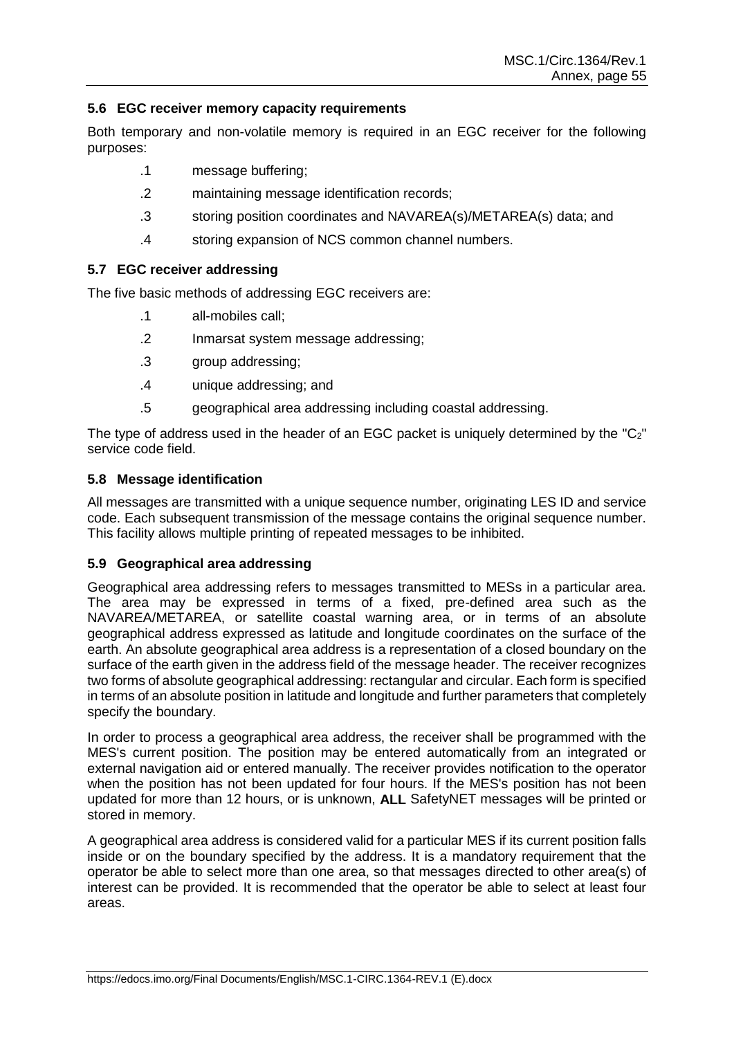### 5.6 EGC receiver memory capacity requirements

Both temporary and non-volatile memory is required in an EGC receiver for the following purposes:

.1 message buffering;

.2 maintaining message identification records;

.3 storing position coordinates and NAVAREA(s)/METAREA(s) data; and

.4 storing expansion of NCS common channel numbers.

### 5.7 EGC receiver addressing

The five basic methods of addressing EGC receivers are:

.1 all-mobiles call;

.2 Inmarsat system message addressing;

.3 group addressing;

.4 unique addressing; and

.5 geographical area addressing including coastal addressing.

The type of address used in the header of an EGC packet is uniquely determined by the "$C_2$" service code field.

### 5.8 Message identification

All messages are transmitted with a unique sequence number, originating LES ID and service code. Each subsequent transmission of the message contains the original sequence number. This facility allows multiple printing of repeated messages to be inhibited.

### 5.9 Geographical area addressing

Geographical area addressing refers to messages transmitted to MESs in a particular area. The area may be expressed in terms of a fixed, pre-defined area such as the NAVAREA/METAREA, or satellite coastal warning area, or in terms of an absolute geographical address expressed as latitude and longitude coordinates on the surface of the earth. An absolute geographical area address is a representation of a closed boundary on the surface of the earth given in the address field of the message header. The receiver recognizes two forms of absolute geographical addressing: rectangular and circular. Each form is specified in terms of an absolute position in latitude and longitude and further parameters that completely specify the boundary.

In order to process a geographical area address, the receiver shall be programmed with the MES's current position. The position may be entered automatically from an integrated or external navigation aid or entered manually. The receiver provides notification to the operator when the position has not been updated for four hours. If the MES's position has not been updated for more than 12 hours, or is unknown, **ALL** SafetyNET messages will be printed or stored in memory.

A geographical area address is considered valid for a particular MES if its current position falls inside or on the boundary specified by the address. It is a mandatory requirement that the operator be able to select more than one area, so that messages directed to other area(s) of interest can be provided. It is recommended that the operator be able to select at least four areas.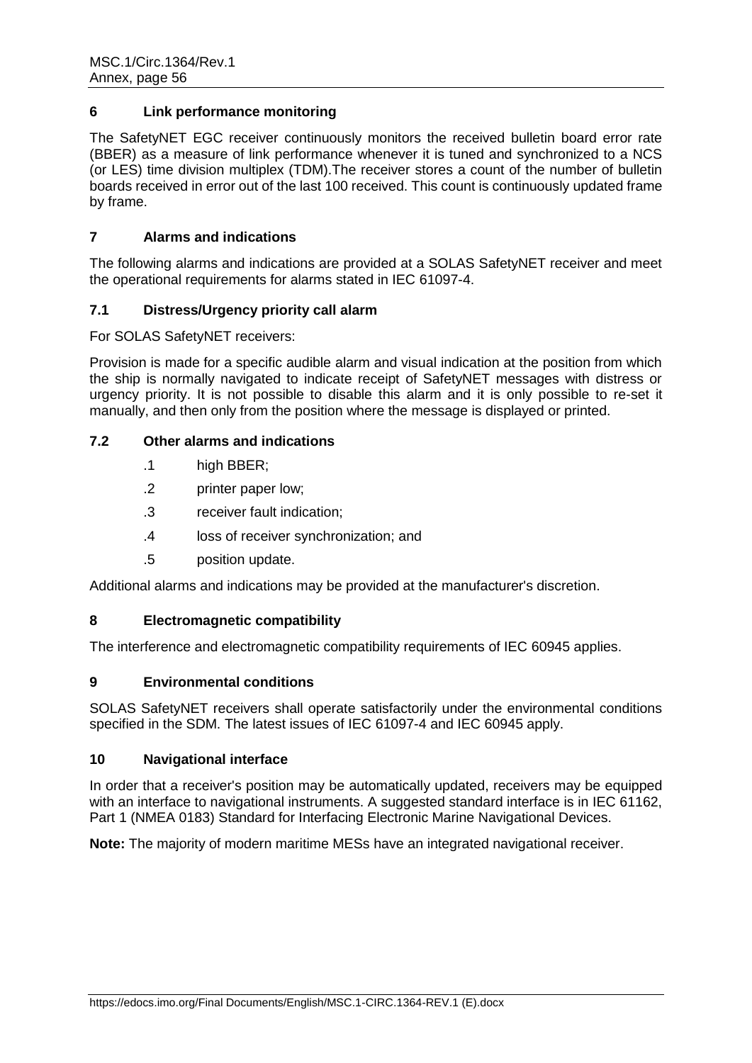## 6 Link performance monitoring

The SafetyNET EGC receiver continuously monitors the received bulletin board error rate (BBER) as a measure of link performance whenever it is tuned and synchronized to a NCS (or LES) time division multiplex (TDM).The receiver stores a count of the number of bulletin boards received in error out of the last 100 received. This count is continuously updated frame by frame.

## 7 Alarms and indications

The following alarms and indications are provided at a SOLAS SafetyNET receiver and meet the operational requirements for alarms stated in IEC 61097-4.

### 7.1 Distress/Urgency priority call alarm

For SOLAS SafetyNET receivers:

Provision is made for a specific audible alarm and visual indication at the position from which the ship is normally navigated to indicate receipt of SafetyNET messages with distress or urgency priority. It is not possible to disable this alarm and it is only possible to re-set it manually, and then only from the position where the message is displayed or printed.

### 7.2 Other alarms and indications

.1 high BBER;

.2 printer paper low;

.3 receiver fault indication;

.4 loss of receiver synchronization; and

.5 position update.

Additional alarms and indications may be provided at the manufacturer's discretion.

## 8 Electromagnetic compatibility

The interference and electromagnetic compatibility requirements of IEC 60945 applies.

## 9 Environmental conditions

SOLAS SafetyNET receivers shall operate satisfactorily under the environmental conditions specified in the SDM. The latest issues of IEC 61097-4 and IEC 60945 apply.

## 10 Navigational interface

In order that a receiver's position may be automatically updated, receivers may be equipped with an interface to navigational instruments. A suggested standard interface is in IEC 61162, Part 1 (NMEA 0183) Standard for Interfacing Electronic Marine Navigational Devices.

**Note:** The majority of modern maritime MESs have an integrated navigational receiver.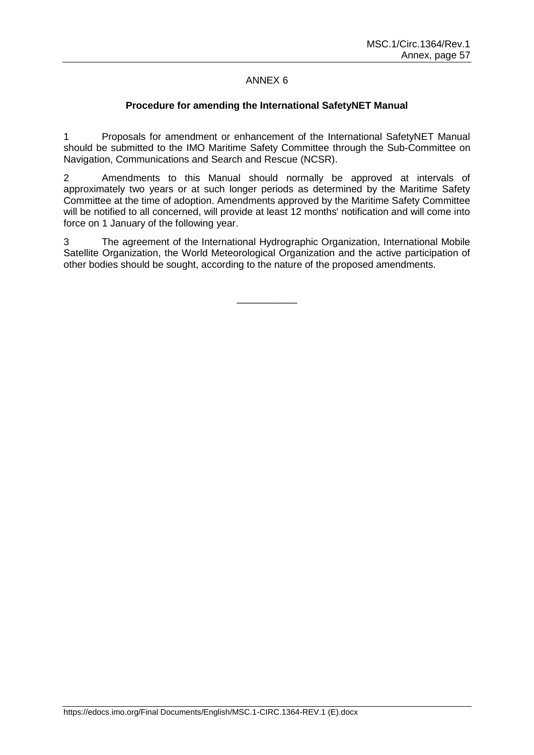# ANNEX 6

## Procedure for amending the International SafetyNET Manual

1 Proposals for amendment or enhancement of the International SafetyNET Manual should be submitted to the IMO Maritime Safety Committee through the Sub-Committee on Navigation, Communications and Search and Rescue (NCSR).

2 Amendments to this Manual should normally be approved at intervals of approximately two years or at such longer periods as determined by the Maritime Safety Committee at the time of adoption. Amendments approved by the Maritime Safety Committee will be notified to all concerned, will provide at least 12 months' notification and will come into force on 1 January of the following year.

3 The agreement of the International Hydrographic Organization, International Mobile Satellite Organization, the World Meteorological Organization and the active participation of other bodies should be sought, according to the nature of the proposed amendments.

___________